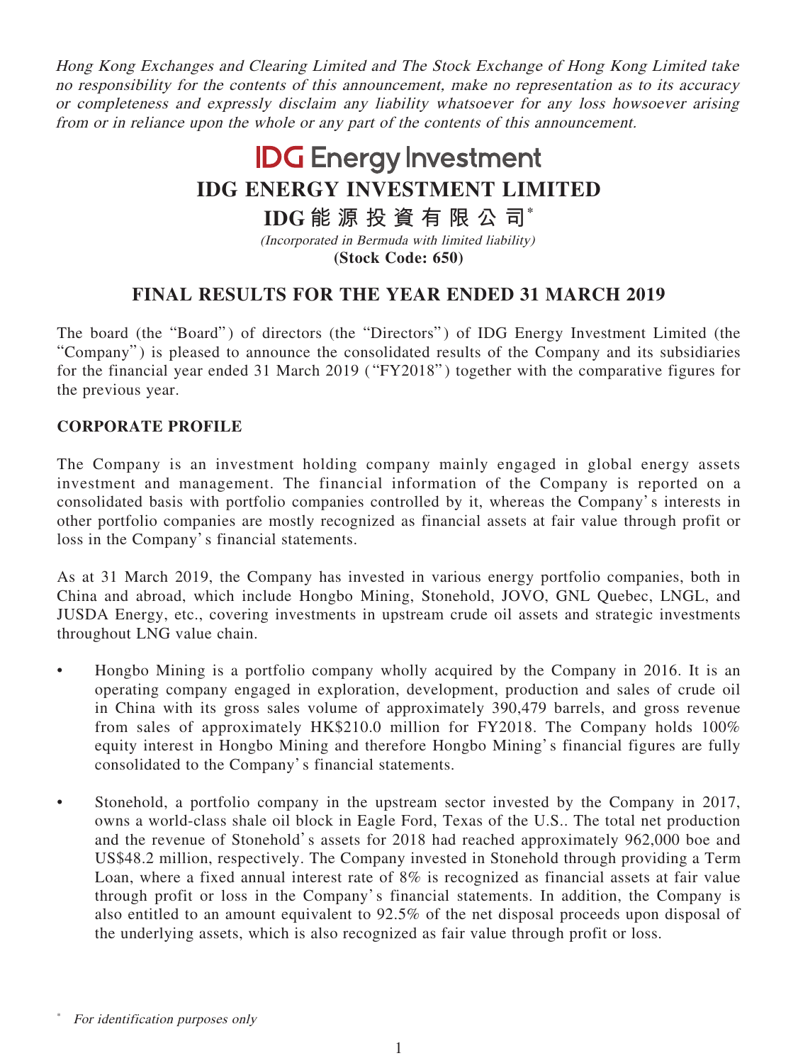*Hong Kong Exchanges and Clearing Limited and The Stock Exchange of Hong Kong Limited take no responsibility for the contents of this announcement, make no representation as to its accuracy or completeness and expressly disclaim any liability whatsoever for any loss howsoever arising from or in reliance upon the whole or any part of the contents of this announcement.*

IDG Energy Investment

# IDG ENERGY INVESTMENT LIMITED

# IDG 能源投資有限公司*

*(Incorporated in Bermuda with limited liability)*

**(Stock Code: 650)**

## FINAL RESULTS FOR THE YEAR ENDED 31 MARCH 2019

The board (the "Board") of directors (the "Directors") of IDG Energy Investment Limited (the "Company") is pleased to announce the consolidated results of the Company and its subsidiaries for the financial year ended 31 March 2019 ("FY2018") together with the comparative figures for the previous year.

### CORPORATE PROFILE

The Company is an investment holding company mainly engaged in global energy assets investment and management. The financial information of the Company is reported on a consolidated basis with portfolio companies controlled by it, whereas the Company's interests in other portfolio companies are mostly recognized as financial assets at fair value through profit or loss in the Company's financial statements.

As at 31 March 2019, the Company has invested in various energy portfolio companies, both in China and abroad, which include Hongbo Mining, Stonehold, JOVO, GNL Quebec, LNGL, and JUSDA Energy, etc., covering investments in upstream crude oil assets and strategic investments throughout LNG value chain.

- Hongbo Mining is a portfolio company wholly acquired by the Company in 2016. It is an operating company engaged in exploration, development, production and sales of crude oil in China with its gross sales volume of approximately 390,479 barrels, and gross revenue from sales of approximately HK$210.0 million for FY2018. The Company holds 100% equity interest in Hongbo Mining and therefore Hongbo Mining's financial figures are fully consolidated to the Company's financial statements.

- Stonehold, a portfolio company in the upstream sector invested by the Company in 2017, owns a world-class shale oil block in Eagle Ford, Texas of the U.S.. The total net production and the revenue of Stonehold's assets for 2018 had reached approximately 962,000 boe and US$48.2 million, respectively. The Company invested in Stonehold through providing a Term Loan, where a fixed annual interest rate of 8% is recognized as financial assets at fair value through profit or loss in the Company's financial statements. In addition, the Company is also entitled to an amount equivalent to 92.5% of the net disposal proceeds upon disposal of the underlying assets, which is also recognized as fair value through profit or loss.

\* *For identification purposes only*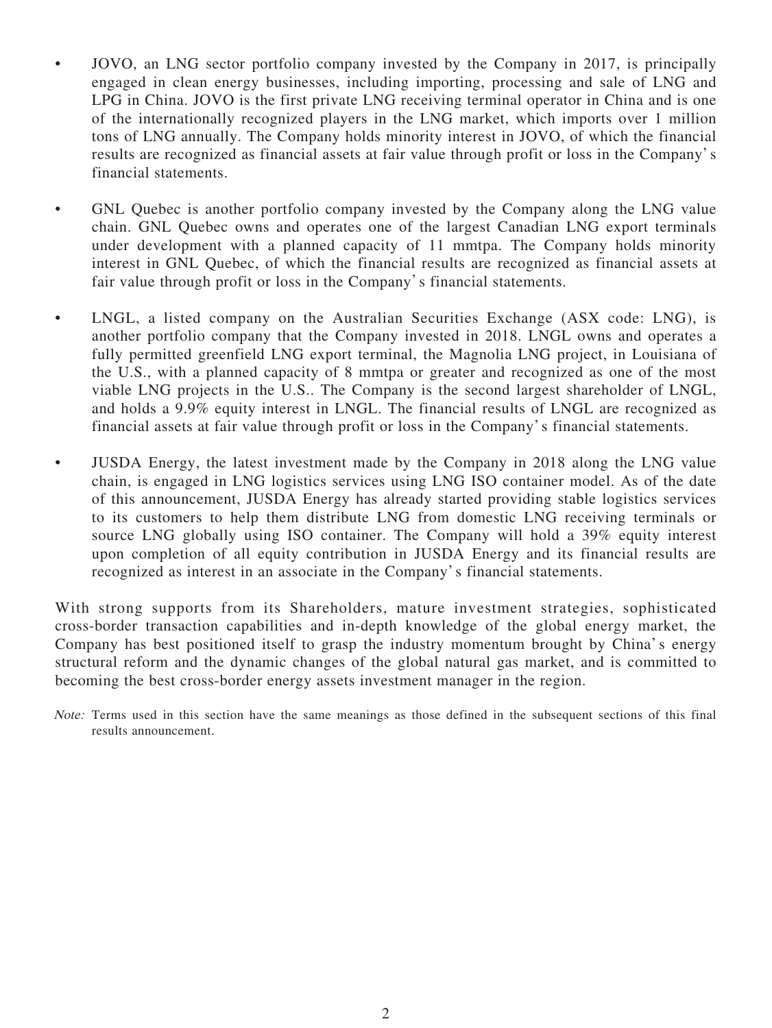- JOVO, an LNG sector portfolio company invested by the Company in 2017, is principally engaged in clean energy businesses, including importing, processing and sale of LNG and LPG in China. JOVO is the first private LNG receiving terminal operator in China and is one of the internationally recognized players in the LNG market, which imports over 1 million tons of LNG annually. The Company holds minority interest in JOVO, of which the financial results are recognized as financial assets at fair value through profit or loss in the Company's financial statements.

- GNL Quebec is another portfolio company invested by the Company along the LNG value chain. GNL Quebec owns and operates one of the largest Canadian LNG export terminals under development with a planned capacity of 11 mmtpa. The Company holds minority interest in GNL Quebec, of which the financial results are recognized as financial assets at fair value through profit or loss in the Company's financial statements.

- LNGL, a listed company on the Australian Securities Exchange (ASX code: LNG), is another portfolio company that the Company invested in 2018. LNGL owns and operates a fully permitted greenfield LNG export terminal, the Magnolia LNG project, in Louisiana of the U.S., with a planned capacity of 8 mmtpa or greater and recognized as one of the most viable LNG projects in the U.S.. The Company is the second largest shareholder of LNGL, and holds a 9.9% equity interest in LNGL. The financial results of LNGL are recognized as financial assets at fair value through profit or loss in the Company's financial statements.

- JUSDA Energy, the latest investment made by the Company in 2018 along the LNG value chain, is engaged in LNG logistics services using LNG ISO container model. As of the date of this announcement, JUSDA Energy has already started providing stable logistics services to its customers to help them distribute LNG from domestic LNG receiving terminals or source LNG globally using ISO container. The Company will hold a 39% equity interest upon completion of all equity contribution in JUSDA Energy and its financial results are recognized as interest in an associate in the Company's financial statements.

With strong supports from its Shareholders, mature investment strategies, sophisticated cross-border transaction capabilities and in-depth knowledge of the global energy market, the Company has best positioned itself to grasp the industry momentum brought by China's energy structural reform and the dynamic changes of the global natural gas market, and is committed to becoming the best cross-border energy assets investment manager in the region.

*Note:* Terms used in this section have the same meanings as those defined in the subsequent sections of this final results announcement.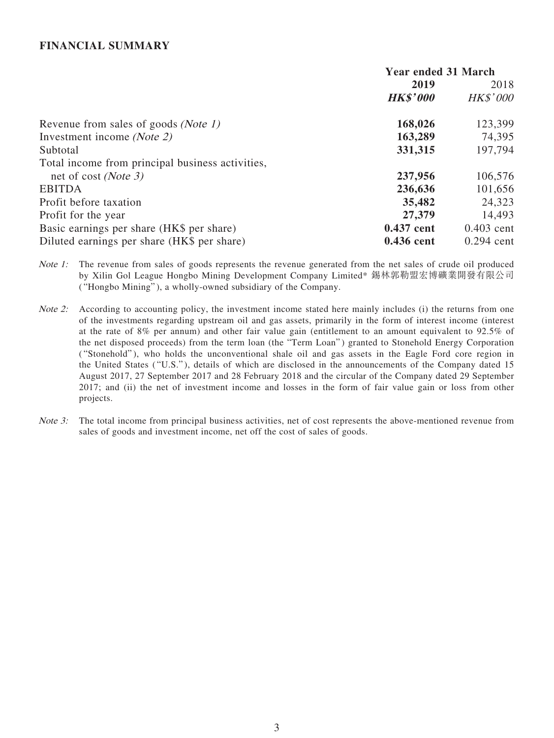## FINANCIAL SUMMARY

| | Year ended 31 March | |
|---|---|---|
| | **2019** | 2018 |
| | ***HK$'000*** | *HK$'000* |
| Revenue from sales of goods *(Note 1)* | **168,026** | 123,399 |
| Investment income *(Note 2)* | **163,289** | 74,395 |
| Subtotal | **331,315** | 197,794 |
| Total income from principal business activities, net of cost *(Note 3)* | **237,956** | 106,576 |
| EBITDA | **236,636** | 101,656 |
| Profit before taxation | **35,482** | 24,323 |
| Profit for the year | **27,379** | 14,493 |
| Basic earnings per share (HK$ per share) | **0.437 cent** | 0.403 cent |
| Diluted earnings per share (HK$ per share) | **0.436 cent** | 0.294 cent |

*Note 1:* The revenue from sales of goods represents the revenue generated from the net sales of crude oil produced by Xilin Gol League Hongbo Mining Development Company Limited* 錫林郭勒盟宏博礦業開發有限公司 ("Hongbo Mining"), a wholly-owned subsidiary of the Company.

*Note 2:* According to accounting policy, the investment income stated here mainly includes (i) the returns from one of the investments regarding upstream oil and gas assets, primarily in the form of interest income (interest at the rate of 8% per annum) and other fair value gain (entitlement to an amount equivalent to 92.5% of the net disposed proceeds) from the term loan (the "Term Loan") granted to Stonehold Energy Corporation ("Stonehold"), who holds the unconventional shale oil and gas assets in the Eagle Ford core region in the United States ("U.S."), details of which are disclosed in the announcements of the Company dated 15 August 2017, 27 September 2017 and 28 February 2018 and the circular of the Company dated 29 September 2017; and (ii) the net of investment income and losses in the form of fair value gain or loss from other projects.

*Note 3:* The total income from principal business activities, net of cost represents the above-mentioned revenue from sales of goods and investment income, net off the cost of sales of goods.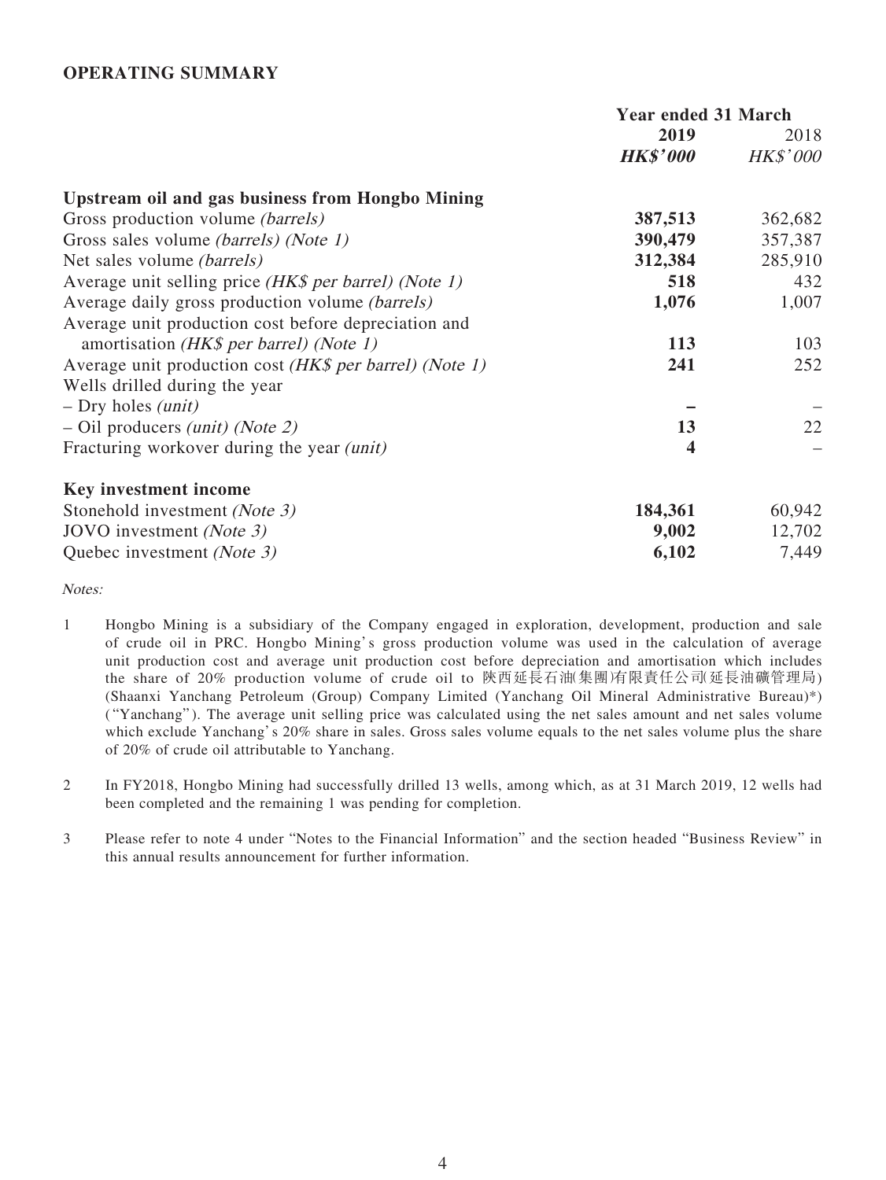## OPERATING SUMMARY

| | Year ended 31 March | |
|---|---|---|
| | **2019** | 2018 |
| | ***HK$'000*** | *HK$'000* |
| **Upstream oil and gas business from Hongbo Mining** | | |
| Gross production volume *(barrels)* | **387,513** | 362,682 |
| Gross sales volume *(barrels) (Note 1)* | **390,479** | 357,387 |
| Net sales volume *(barrels)* | **312,384** | 285,910 |
| Average unit selling price *(HK$ per barrel) (Note 1)* | **518** | 432 |
| Average daily gross production volume *(barrels)* | **1,076** | 1,007 |
| Average unit production cost before depreciation and amortisation *(HK$ per barrel) (Note 1)* | **113** | 103 |
| Average unit production cost *(HK$ per barrel) (Note 1)* | **241** | 252 |
| Wells drilled during the year | | |
| – Dry holes *(unit)* | **–** | – |
| – Oil producers *(unit) (Note 2)* | **13** | 22 |
| Fracturing workover during the year *(unit)* | **4** | – |
| **Key investment income** | | |
| Stonehold investment *(Note 3)* | **184,361** | 60,942 |
| JOVO investment *(Note 3)* | **9,002** | 12,702 |
| Quebec investment *(Note 3)* | **6,102** | 7,449 |

*Notes:*

1. Hongbo Mining is a subsidiary of the Company engaged in exploration, development, production and sale of crude oil in PRC. Hongbo Mining's gross production volume was used in the calculation of average unit production cost and average unit production cost before depreciation and amortisation which includes the share of 20% production volume of crude oil to 陝西延長石油(集團)有限責任公司(延長油礦管理局) (Shaanxi Yanchang Petroleum (Group) Company Limited (Yanchang Oil Mineral Administrative Bureau)*) ("Yanchang"). The average unit selling price was calculated using the net sales amount and net sales volume which exclude Yanchang's 20% share in sales. Gross sales volume equals to the net sales volume plus the share of 20% of crude oil attributable to Yanchang.

2. In FY2018, Hongbo Mining had successfully drilled 13 wells, among which, as at 31 March 2019, 12 wells had been completed and the remaining 1 was pending for completion.

3. Please refer to note 4 under "Notes to the Financial Information" and the section headed "Business Review" in this annual results announcement for further information.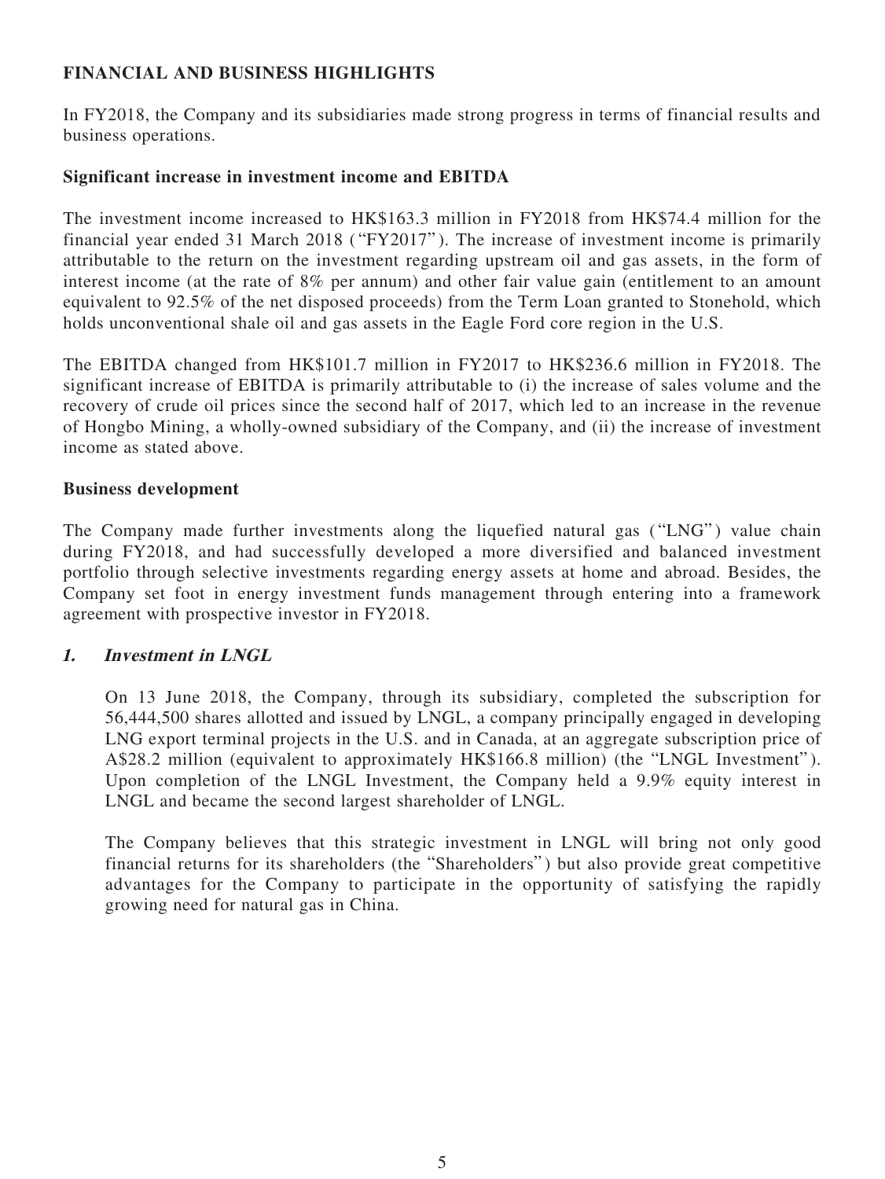## FINANCIAL AND BUSINESS HIGHLIGHTS

In FY2018, the Company and its subsidiaries made strong progress in terms of financial results and business operations.

### Significant increase in investment income and EBITDA

The investment income increased to HK$163.3 million in FY2018 from HK$74.4 million for the financial year ended 31 March 2018 ("FY2017"). The increase of investment income is primarily attributable to the return on the investment regarding upstream oil and gas assets, in the form of interest income (at the rate of 8% per annum) and other fair value gain (entitlement to an amount equivalent to 92.5% of the net disposed proceeds) from the Term Loan granted to Stonehold, which holds unconventional shale oil and gas assets in the Eagle Ford core region in the U.S.

The EBITDA changed from HK$101.7 million in FY2017 to HK$236.6 million in FY2018. The significant increase of EBITDA is primarily attributable to (i) the increase of sales volume and the recovery of crude oil prices since the second half of 2017, which led to an increase in the revenue of Hongbo Mining, a wholly-owned subsidiary of the Company, and (ii) the increase of investment income as stated above.

### Business development

The Company made further investments along the liquefied natural gas ("LNG") value chain during FY2018, and had successfully developed a more diversified and balanced investment portfolio through selective investments regarding energy assets at home and abroad. Besides, the Company set foot in energy investment funds management through entering into a framework agreement with prospective investor in FY2018.

#### *1. Investment in LNGL*

On 13 June 2018, the Company, through its subsidiary, completed the subscription for 56,444,500 shares allotted and issued by LNGL, a company principally engaged in developing LNG export terminal projects in the U.S. and in Canada, at an aggregate subscription price of A$28.2 million (equivalent to approximately HK$166.8 million) (the "LNGL Investment"). Upon completion of the LNGL Investment, the Company held a 9.9% equity interest in LNGL and became the second largest shareholder of LNGL.

The Company believes that this strategic investment in LNGL will bring not only good financial returns for its shareholders (the "Shareholders") but also provide great competitive advantages for the Company to participate in the opportunity of satisfying the rapidly growing need for natural gas in China.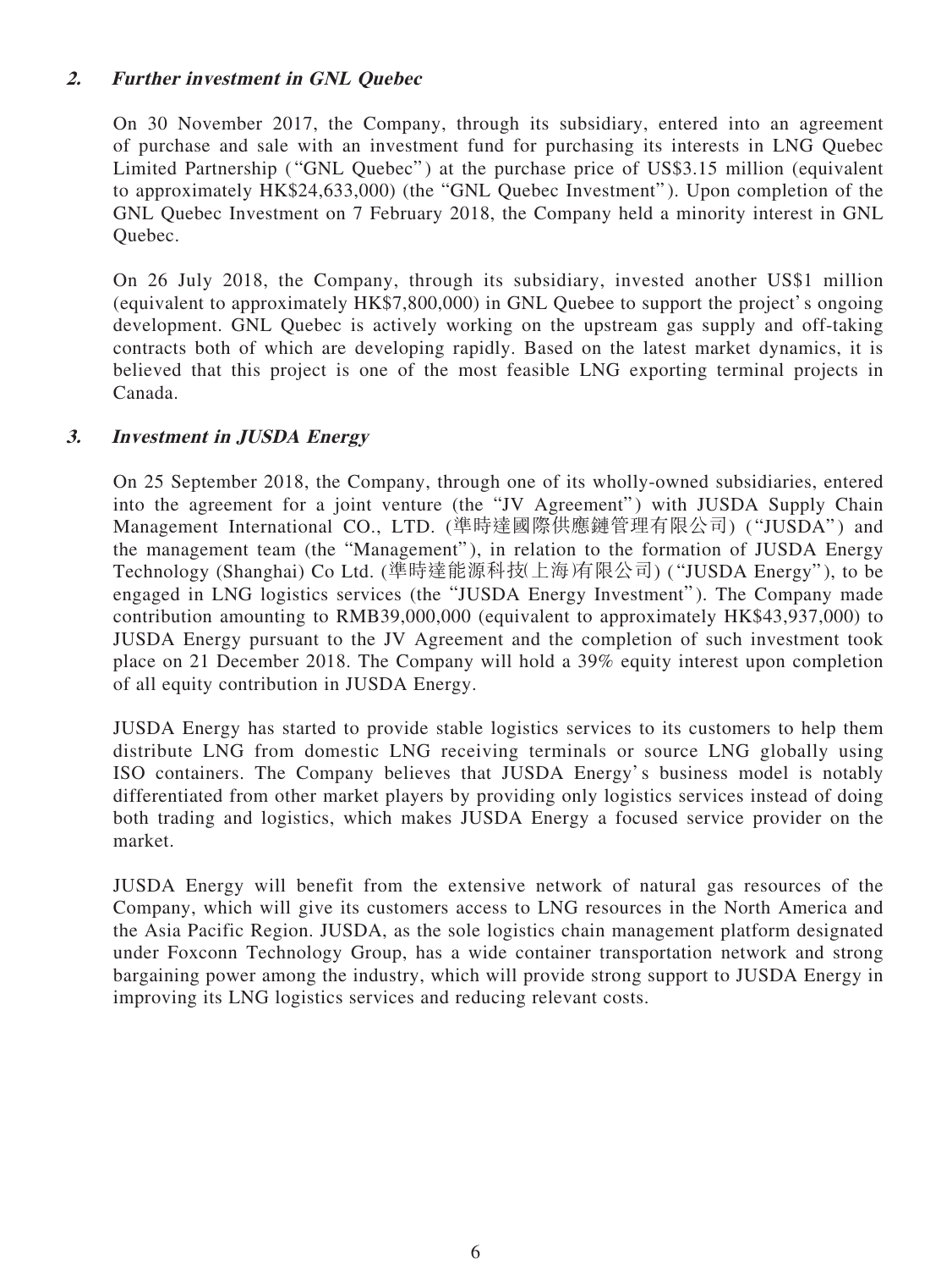### 2. *Further investment in GNL Quebec*

On 30 November 2017, the Company, through its subsidiary, entered into an agreement of purchase and sale with an investment fund for purchasing its interests in LNG Quebec Limited Partnership ("GNL Quebec") at the purchase price of US$3.15 million (equivalent to approximately HK$24,633,000) (the "GNL Quebec Investment"). Upon completion of the GNL Quebec Investment on 7 February 2018, the Company held a minority interest in GNL Quebec.

On 26 July 2018, the Company, through its subsidiary, invested another US$1 million (equivalent to approximately HK$7,800,000) in GNL Quebee to support the project's ongoing development. GNL Quebec is actively working on the upstream gas supply and off-taking contracts both of which are developing rapidly. Based on the latest market dynamics, it is believed that this project is one of the most feasible LNG exporting terminal projects in Canada.

### 3. *Investment in JUSDA Energy*

On 25 September 2018, the Company, through one of its wholly-owned subsidiaries, entered into the agreement for a joint venture (the "JV Agreement") with JUSDA Supply Chain Management International CO., LTD. (準時達國際供應鏈管理有限公司) ("JUSDA") and the management team (the "Management"), in relation to the formation of JUSDA Energy Technology (Shanghai) Co Ltd. (準時達能源科技(上海)有限公司) ("JUSDA Energy"), to be engaged in LNG logistics services (the "JUSDA Energy Investment"). The Company made contribution amounting to RMB39,000,000 (equivalent to approximately HK$43,937,000) to JUSDA Energy pursuant to the JV Agreement and the completion of such investment took place on 21 December 2018. The Company will hold a 39% equity interest upon completion of all equity contribution in JUSDA Energy.

JUSDA Energy has started to provide stable logistics services to its customers to help them distribute LNG from domestic LNG receiving terminals or source LNG globally using ISO containers. The Company believes that JUSDA Energy's business model is notably differentiated from other market players by providing only logistics services instead of doing both trading and logistics, which makes JUSDA Energy a focused service provider on the market.

JUSDA Energy will benefit from the extensive network of natural gas resources of the Company, which will give its customers access to LNG resources in the North America and the Asia Pacific Region. JUSDA, as the sole logistics chain management platform designated under Foxconn Technology Group, has a wide container transportation network and strong bargaining power among the industry, which will provide strong support to JUSDA Energy in improving its LNG logistics services and reducing relevant costs.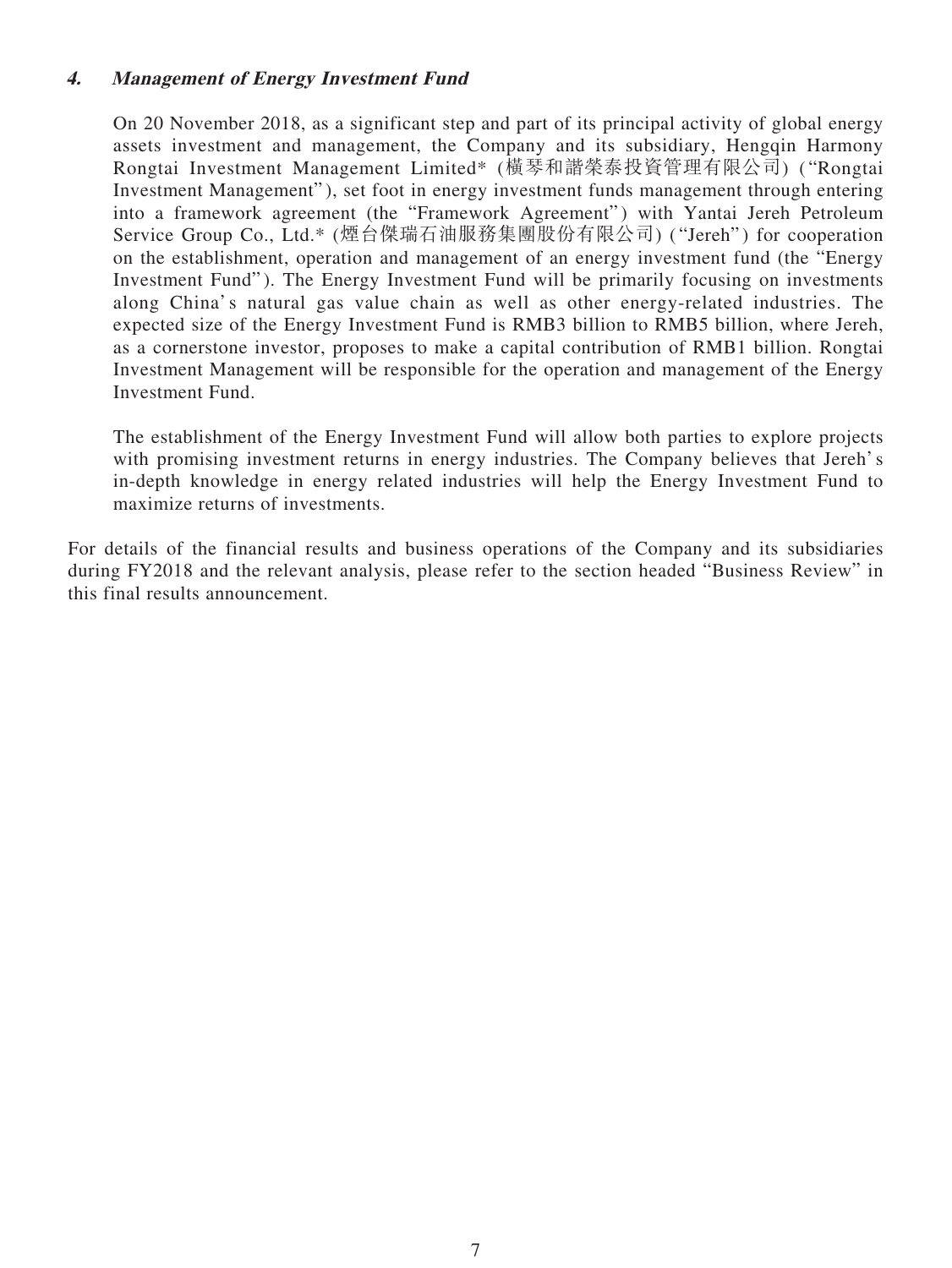#### ***4. Management of Energy Investment Fund***

On 20 November 2018, as a significant step and part of its principal activity of global energy assets investment and management, the Company and its subsidiary, Hengqin Harmony Rongtai Investment Management Limited* (橫琴和諧榮泰投資管理有限公司) ("Rongtai Investment Management"), set foot in energy investment funds management through entering into a framework agreement (the "Framework Agreement") with Yantai Jereh Petroleum Service Group Co., Ltd.* (煙台傑瑞石油服務集團股份有限公司) ("Jereh") for cooperation on the establishment, operation and management of an energy investment fund (the "Energy Investment Fund"). The Energy Investment Fund will be primarily focusing on investments along China's natural gas value chain as well as other energy-related industries. The expected size of the Energy Investment Fund is RMB3 billion to RMB5 billion, where Jereh, as a cornerstone investor, proposes to make a capital contribution of RMB1 billion. Rongtai Investment Management will be responsible for the operation and management of the Energy Investment Fund.

The establishment of the Energy Investment Fund will allow both parties to explore projects with promising investment returns in energy industries. The Company believes that Jereh's in-depth knowledge in energy related industries will help the Energy Investment Fund to maximize returns of investments.

For details of the financial results and business operations of the Company and its subsidiaries during FY2018 and the relevant analysis, please refer to the section headed "Business Review" in this final results announcement.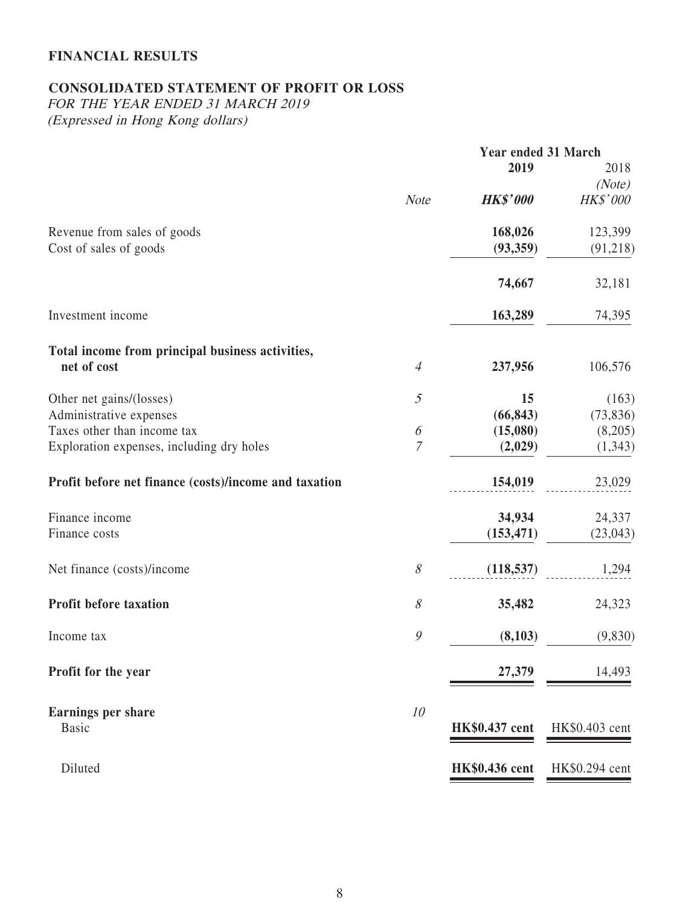**FINANCIAL RESULTS**

**CONSOLIDATED STATEMENT OF PROFIT OR LOSS**
*FOR THE YEAR ENDED 31 MARCH 2019*
*(Expressed in Hong Kong dollars)*

| | Note | Year ended 31 March 2019 | 2018 (Note) |
|---|---|---|---|
| | | ***HK$'000*** | *HK$'000* |
| Revenue from sales of goods | | **168,026** | 123,399 |
| Cost of sales of goods | | **(93,359)** | (91,218) |
| | | **74,667** | 32,181 |
| Investment income | | **163,289** | 74,395 |
| **Total income from principal business activities, net of cost** | *4* | **237,956** | 106,576 |
| Other net gains/(losses) | *5* | **15** | (163) |
| Administrative expenses | | **(66,843)** | (73,836) |
| Taxes other than income tax | *6* | **(15,080)** | (8,205) |
| Exploration expenses, including dry holes | *7* | **(2,029)** | (1,343) |
| **Profit before net finance (costs)/income and taxation** | | **154,019** | 23,029 |
| Finance income | | **34,934** | 24,337 |
| Finance costs | | **(153,471)** | (23,043) |
| Net finance (costs)/income | *8* | **(118,537)** | 1,294 |
| **Profit before taxation** | *8* | **35,482** | 24,323 |
| Income tax | *9* | **(8,103)** | (9,830) |
| **Profit for the year** | | **27,379** | 14,493 |
| **Earnings per share** | *10* | | |
| Basic | | **HK$0.437 cent** | HK$0.403 cent |
| Diluted | | **HK$0.436 cent** | HK$0.294 cent |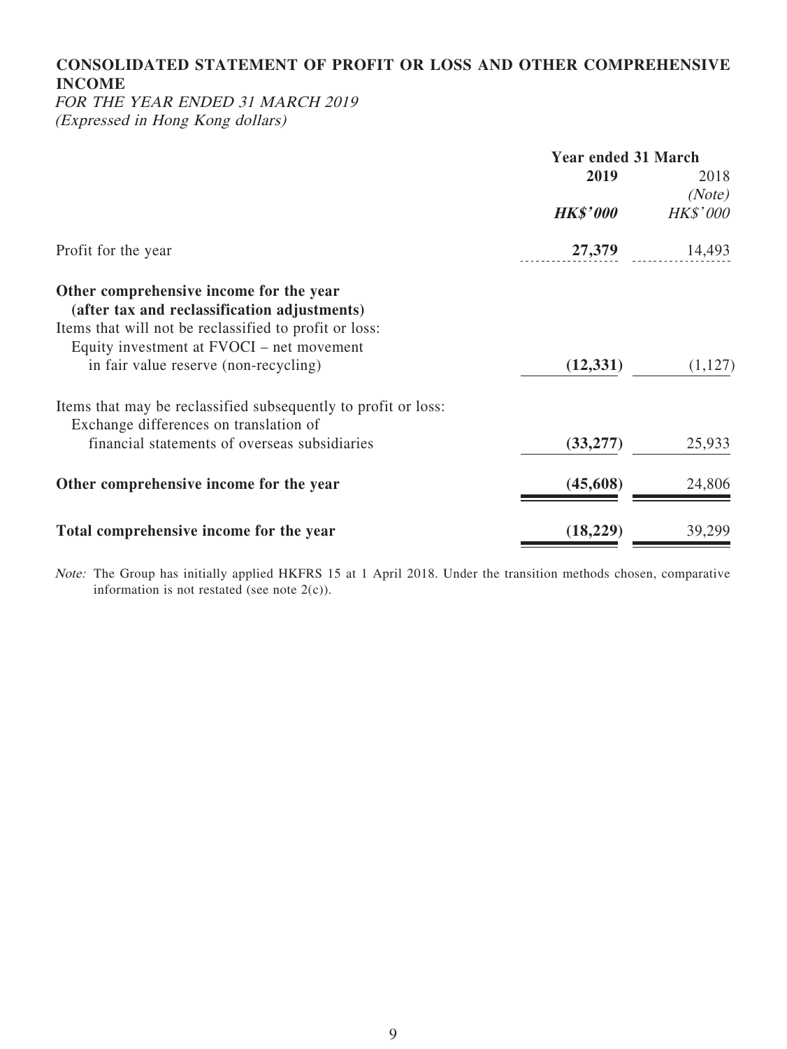## CONSOLIDATED STATEMENT OF PROFIT OR LOSS AND OTHER COMPREHENSIVE INCOME

*FOR THE YEAR ENDED 31 MARCH 2019*
*(Expressed in Hong Kong dollars)*

| | Year ended 31 March | |
|---|---|---|
| | **2019** | 2018 *(Note)* |
| | ***HK$'000*** | *HK$'000* |
| Profit for the year | **27,379** | 14,493 |
| **Other comprehensive income for the year (after tax and reclassification adjustments)** | | |
| Items that will not be reclassified to profit or loss: | | |
| Equity investment at FVOCI – net movement in fair value reserve (non-recycling) | **(12,331)** | (1,127) |
| Items that may be reclassified subsequently to profit or loss: | | |
| Exchange differences on translation of financial statements of overseas subsidiaries | **(33,277)** | 25,933 |
| **Other comprehensive income for the year** | **(45,608)** | 24,806 |
| **Total comprehensive income for the year** | **(18,229)** | 39,299 |

*Note:* The Group has initially applied HKFRS 15 at 1 April 2018. Under the transition methods chosen, comparative information is not restated (see note 2(c)).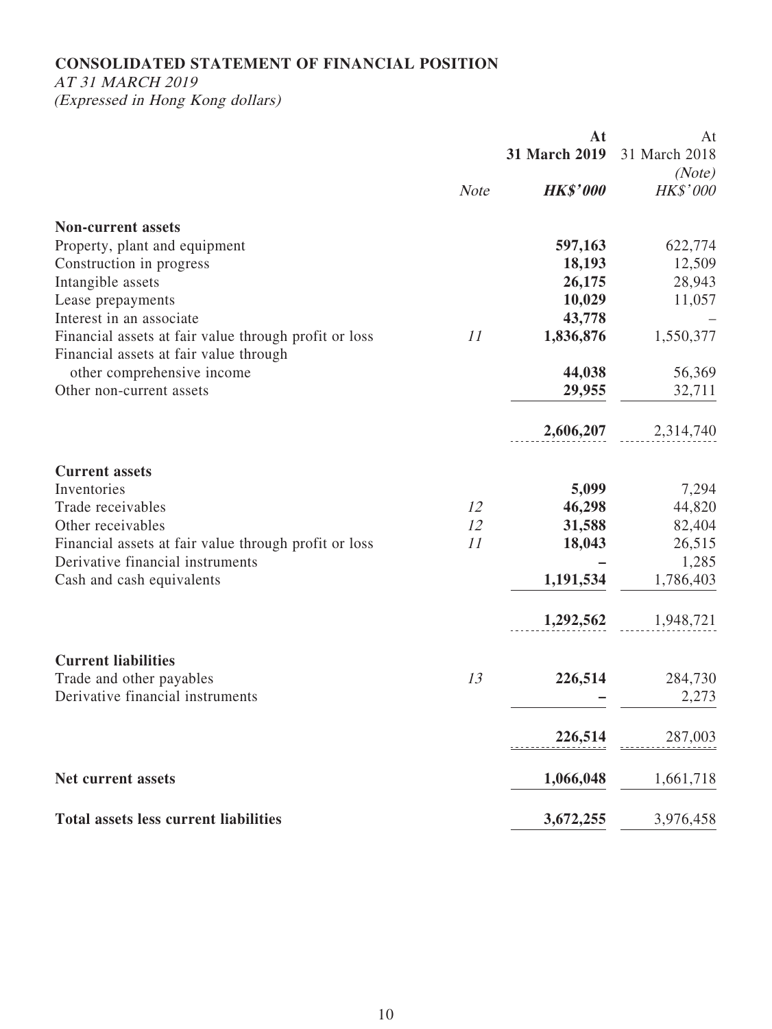**CONSOLIDATED STATEMENT OF FINANCIAL POSITION**

*AT 31 MARCH 2019*

*(Expressed in Hong Kong dollars)*

| | *Note* | **At 31 March 2019** ***HK$'000*** | At 31 March 2018 *(Note)* *HK$'000* |
|---|---|---|---|
| **Non-current assets** | | | |
| Property, plant and equipment | | **597,163** | 622,774 |
| Construction in progress | | **18,193** | 12,509 |
| Intangible assets | | **26,175** | 28,943 |
| Lease prepayments | | **10,029** | 11,057 |
| Interest in an associate | | **43,778** | – |
| Financial assets at fair value through profit or loss | *11* | **1,836,876** | 1,550,377 |
| Financial assets at fair value through other comprehensive income | | **44,038** | 56,369 |
| Other non-current assets | | **29,955** | 32,711 |
| | | **2,606,207** | 2,314,740 |
| **Current assets** | | | |
| Inventories | | **5,099** | 7,294 |
| Trade receivables | *12* | **46,298** | 44,820 |
| Other receivables | *12* | **31,588** | 82,404 |
| Financial assets at fair value through profit or loss | *11* | **18,043** | 26,515 |
| Derivative financial instruments | | **–** | 1,285 |
| Cash and cash equivalents | | **1,191,534** | 1,786,403 |
| | | **1,292,562** | 1,948,721 |
| **Current liabilities** | | | |
| Trade and other payables | *13* | **226,514** | 284,730 |
| Derivative financial instruments | | **–** | 2,273 |
| | | **226,514** | 287,003 |
| **Net current assets** | | **1,066,048** | 1,661,718 |
| **Total assets less current liabilities** | | **3,672,255** | 3,976,458 |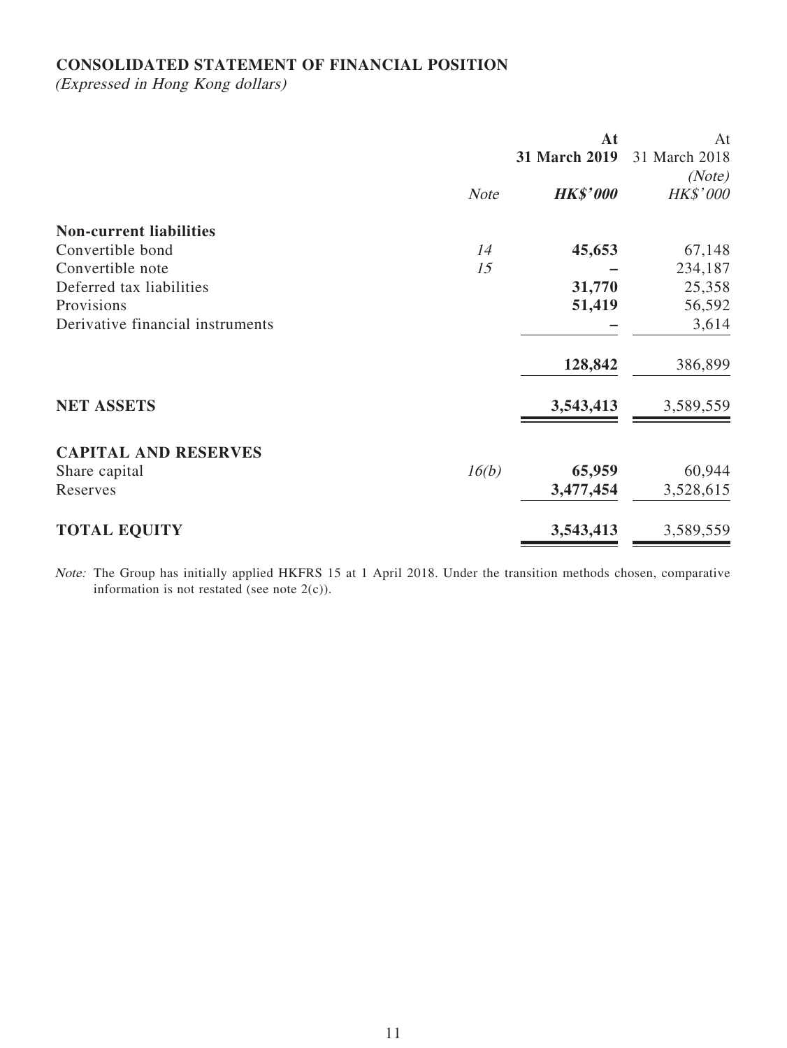**CONSOLIDATED STATEMENT OF FINANCIAL POSITION**

*(Expressed in Hong Kong dollars)*

| | *Note* | **At 31 March 2019** ***HK$'000*** | At 31 March 2018 *(Note)* *HK$'000* |
|---|---|---|---|
| **Non-current liabilities** | | | |
| Convertible bond | *14* | **45,653** | 67,148 |
| Convertible note | *15* | **–** | 234,187 |
| Deferred tax liabilities | | **31,770** | 25,358 |
| Provisions | | **51,419** | 56,592 |
| Derivative financial instruments | | **–** | 3,614 |
| | | **128,842** | 386,899 |
| **NET ASSETS** | | **3,543,413** | 3,589,559 |
| **CAPITAL AND RESERVES** | | | |
| Share capital | *16(b)* | **65,959** | 60,944 |
| Reserves | | **3,477,454** | 3,528,615 |
| **TOTAL EQUITY** | | **3,543,413** | 3,589,559 |

*Note:* The Group has initially applied HKFRS 15 at 1 April 2018. Under the transition methods chosen, comparative information is not restated (see note 2(c)).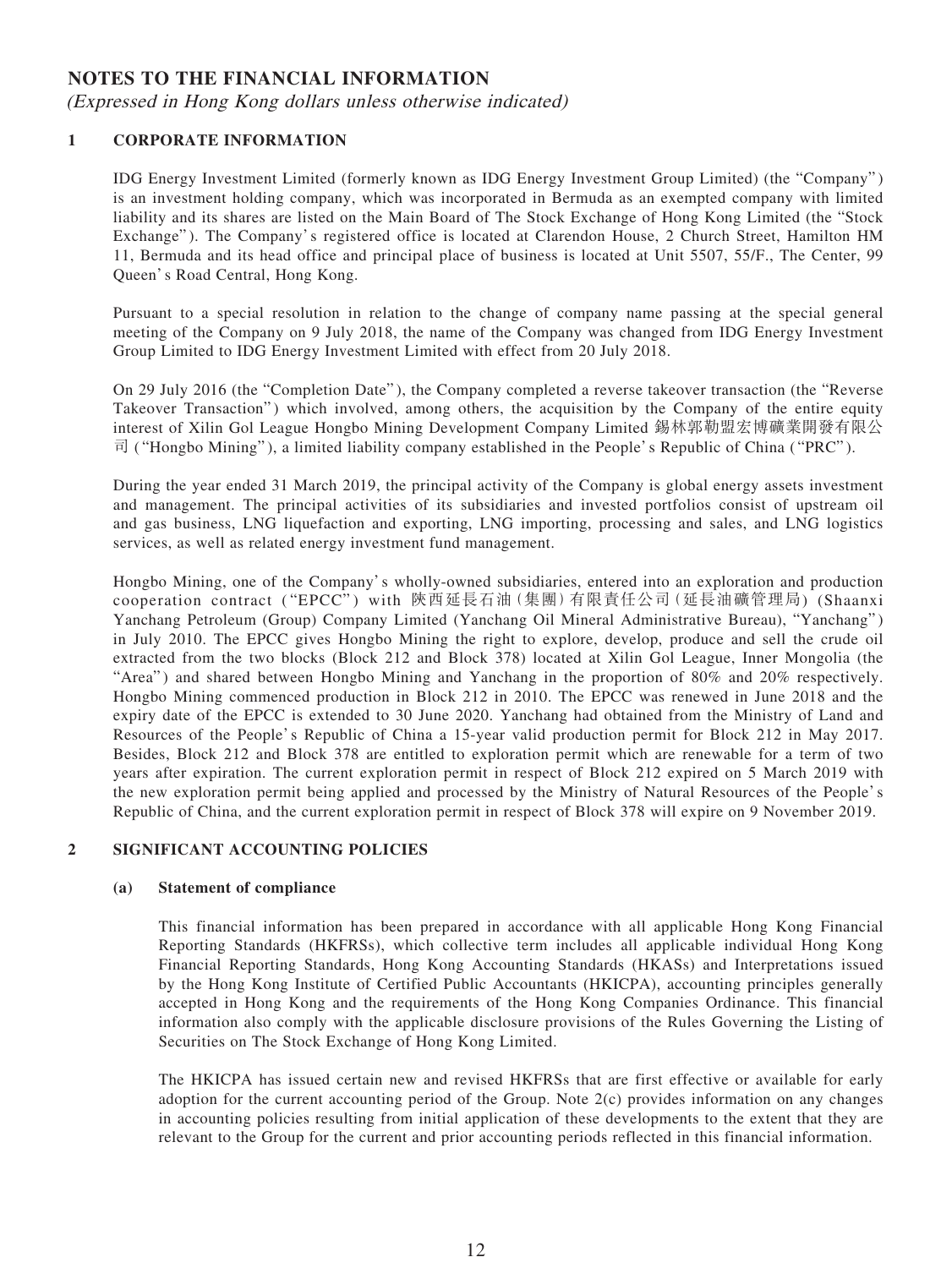# NOTES TO THE FINANCIAL INFORMATION

*(Expressed in Hong Kong dollars unless otherwise indicated)*

## 1 CORPORATE INFORMATION

IDG Energy Investment Limited (formerly known as IDG Energy Investment Group Limited) (the "Company") is an investment holding company, which was incorporated in Bermuda as an exempted company with limited liability and its shares are listed on the Main Board of The Stock Exchange of Hong Kong Limited (the "Stock Exchange"). The Company's registered office is located at Clarendon House, 2 Church Street, Hamilton HM 11, Bermuda and its head office and principal place of business is located at Unit 5507, 55/F., The Center, 99 Queen's Road Central, Hong Kong.

Pursuant to a special resolution in relation to the change of company name passing at the special general meeting of the Company on 9 July 2018, the name of the Company was changed from IDG Energy Investment Group Limited to IDG Energy Investment Limited with effect from 20 July 2018.

On 29 July 2016 (the "Completion Date"), the Company completed a reverse takeover transaction (the "Reverse Takeover Transaction") which involved, among others, the acquisition by the Company of the entire equity interest of Xilin Gol League Hongbo Mining Development Company Limited 錫林郭勒盟宏博礦業開發有限公司 ("Hongbo Mining"), a limited liability company established in the People's Republic of China ("PRC").

During the year ended 31 March 2019, the principal activity of the Company is global energy assets investment and management. The principal activities of its subsidiaries and invested portfolios consist of upstream oil and gas business, LNG liquefaction and exporting, LNG importing, processing and sales, and LNG logistics services, as well as related energy investment fund management.

Hongbo Mining, one of the Company's wholly-owned subsidiaries, entered into an exploration and production cooperation contract ("EPCC") with 陝西延長石油（集團）有限責任公司（延長油礦管理局）(Shaanxi Yanchang Petroleum (Group) Company Limited (Yanchang Oil Mineral Administrative Bureau), "Yanchang") in July 2010. The EPCC gives Hongbo Mining the right to explore, develop, produce and sell the crude oil extracted from the two blocks (Block 212 and Block 378) located at Xilin Gol League, Inner Mongolia (the "Area") and shared between Hongbo Mining and Yanchang in the proportion of 80% and 20% respectively. Hongbo Mining commenced production in Block 212 in 2010. The EPCC was renewed in June 2018 and the expiry date of the EPCC is extended to 30 June 2020. Yanchang had obtained from the Ministry of Land and Resources of the People's Republic of China a 15-year valid production permit for Block 212 in May 2017. Besides, Block 212 and Block 378 are entitled to exploration permit which are renewable for a term of two years after expiration. The current exploration permit in respect of Block 212 expired on 5 March 2019 with the new exploration permit being applied and processed by the Ministry of Natural Resources of the People's Republic of China, and the current exploration permit in respect of Block 378 will expire on 9 November 2019.

## 2 SIGNIFICANT ACCOUNTING POLICIES

### (a) Statement of compliance

This financial information has been prepared in accordance with all applicable Hong Kong Financial Reporting Standards (HKFRSs), which collective term includes all applicable individual Hong Kong Financial Reporting Standards, Hong Kong Accounting Standards (HKASs) and Interpretations issued by the Hong Kong Institute of Certified Public Accountants (HKICPA), accounting principles generally accepted in Hong Kong and the requirements of the Hong Kong Companies Ordinance. This financial information also comply with the applicable disclosure provisions of the Rules Governing the Listing of Securities on The Stock Exchange of Hong Kong Limited.

The HKICPA has issued certain new and revised HKFRSs that are first effective or available for early adoption for the current accounting period of the Group. Note 2(c) provides information on any changes in accounting policies resulting from initial application of these developments to the extent that they are relevant to the Group for the current and prior accounting periods reflected in this financial information.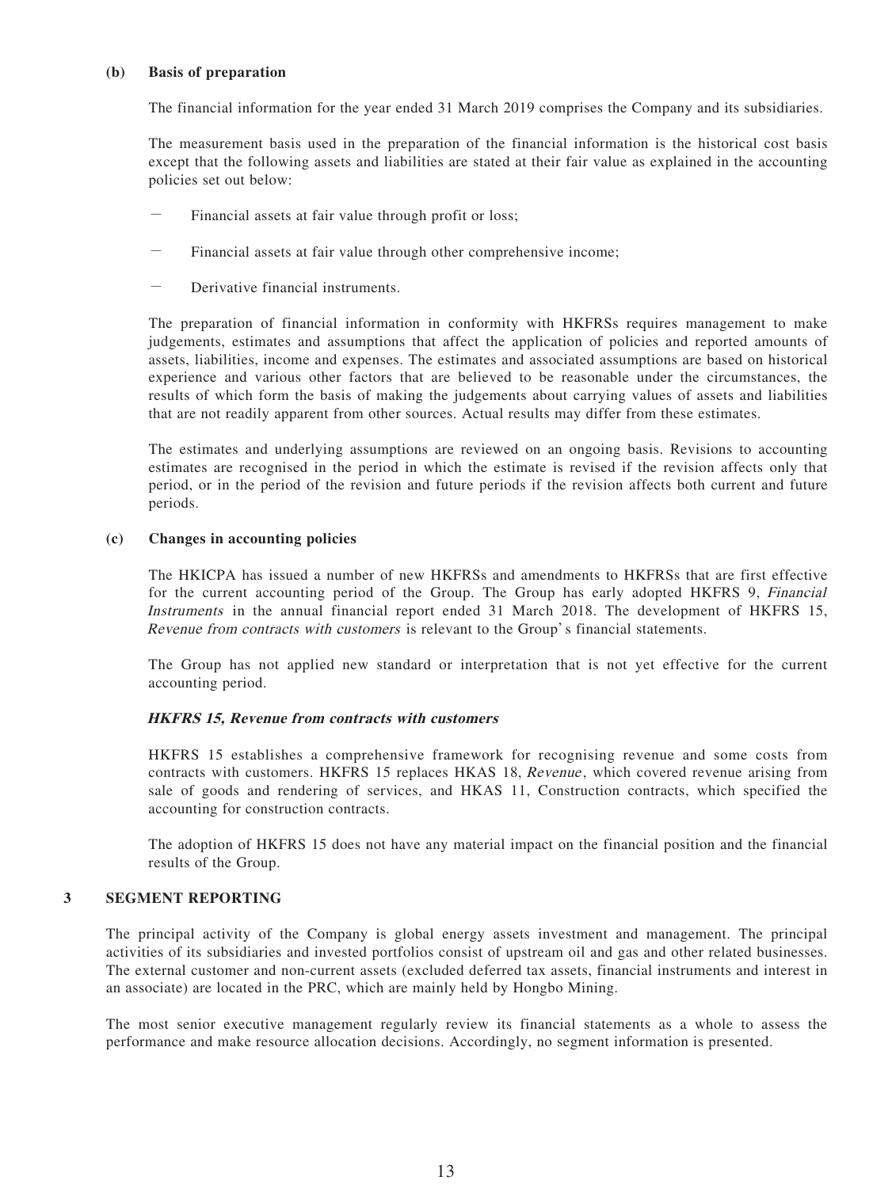**(b) Basis of preparation**

The financial information for the year ended 31 March 2019 comprises the Company and its subsidiaries.

The measurement basis used in the preparation of the financial information is the historical cost basis except that the following assets and liabilities are stated at their fair value as explained in the accounting policies set out below:

- Financial assets at fair value through profit or loss;
- Financial assets at fair value through other comprehensive income;
- Derivative financial instruments.

The preparation of financial information in conformity with HKFRSs requires management to make judgements, estimates and assumptions that affect the application of policies and reported amounts of assets, liabilities, income and expenses. The estimates and associated assumptions are based on historical experience and various other factors that are believed to be reasonable under the circumstances, the results of which form the basis of making the judgements about carrying values of assets and liabilities that are not readily apparent from other sources. Actual results may differ from these estimates.

The estimates and underlying assumptions are reviewed on an ongoing basis. Revisions to accounting estimates are recognised in the period in which the estimate is revised if the revision affects only that period, or in the period of the revision and future periods if the revision affects both current and future periods.

**(c) Changes in accounting policies**

The HKICPA has issued a number of new HKFRSs and amendments to HKFRSs that are first effective for the current accounting period of the Group. The Group has early adopted HKFRS 9, *Financial Instruments* in the annual financial report ended 31 March 2018. The development of HKFRS 15, *Revenue from contracts with customers* is relevant to the Group's financial statements.

The Group has not applied new standard or interpretation that is not yet effective for the current accounting period.

***HKFRS 15, Revenue from contracts with customers***

HKFRS 15 establishes a comprehensive framework for recognising revenue and some costs from contracts with customers. HKFRS 15 replaces HKAS 18, *Revenue*, which covered revenue arising from sale of goods and rendering of services, and HKAS 11, Construction contracts, which specified the accounting for construction contracts.

The adoption of HKFRS 15 does not have any material impact on the financial position and the financial results of the Group.

## 3 SEGMENT REPORTING

The principal activity of the Company is global energy assets investment and management. The principal activities of its subsidiaries and invested portfolios consist of upstream oil and gas and other related businesses. The external customer and non-current assets (excluded deferred tax assets, financial instruments and interest in an associate) are located in the PRC, which are mainly held by Hongbo Mining.

The most senior executive management regularly review its financial statements as a whole to assess the performance and make resource allocation decisions. Accordingly, no segment information is presented.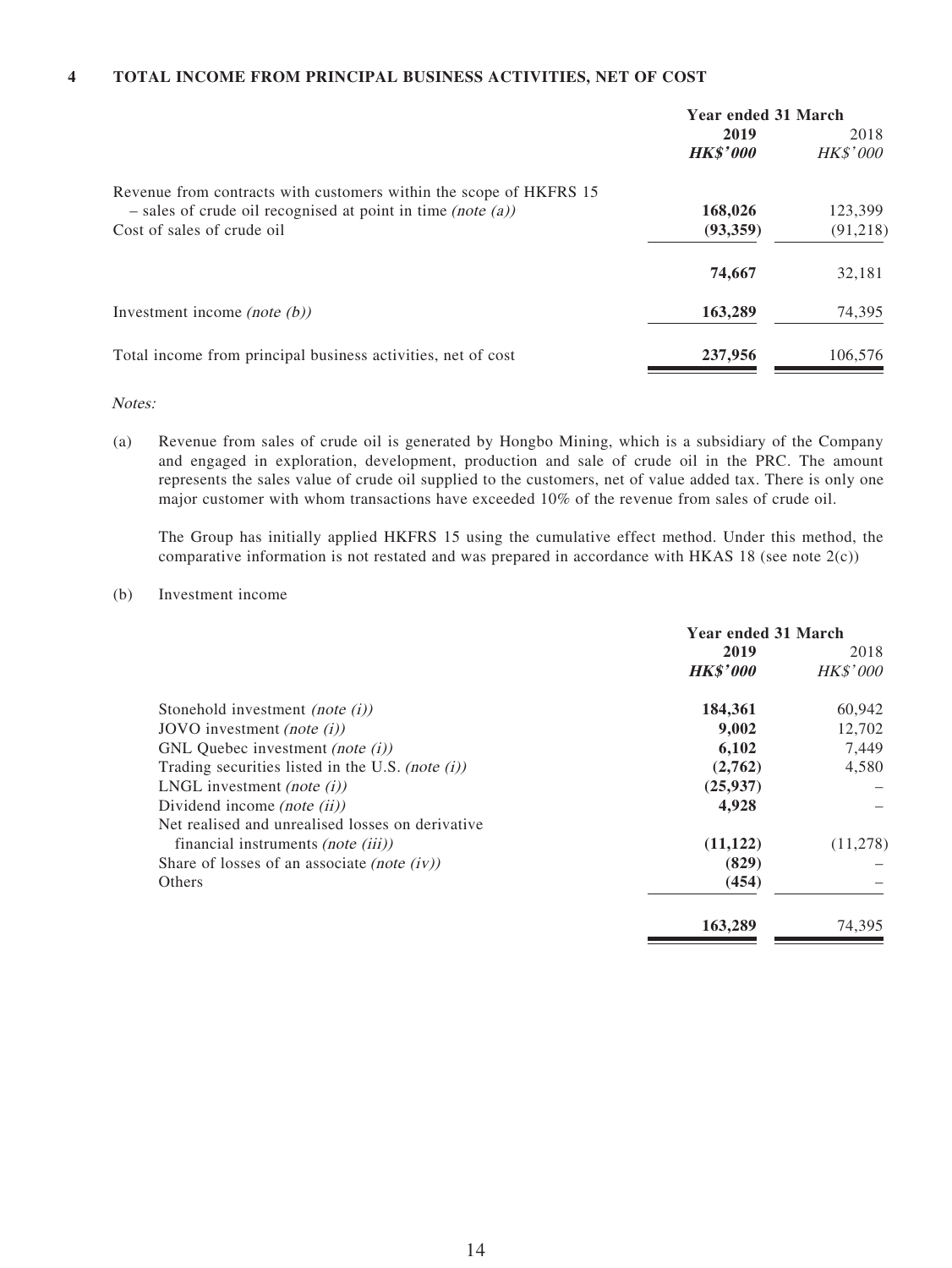## 4 TOTAL INCOME FROM PRINCIPAL BUSINESS ACTIVITIES, NET OF COST

| | Year ended 31 March | |
|---|---|---|
| | **2019** | 2018 |
| | ***HK$'000*** | *HK$'000* |
| Revenue from contracts with customers within the scope of HKFRS 15 – sales of crude oil recognised at point in time *(note (a))* | **168,026** | 123,399 |
| Cost of sales of crude oil | **(93,359)** | (91,218) |
| | **74,667** | 32,181 |
| Investment income *(note (b))* | **163,289** | 74,395 |
| Total income from principal business activities, net of cost | **237,956** | 106,576 |

*Notes:*

(a) Revenue from sales of crude oil is generated by Hongbo Mining, which is a subsidiary of the Company and engaged in exploration, development, production and sale of crude oil in the PRC. The amount represents the sales value of crude oil supplied to the customers, net of value added tax. There is only one major customer with whom transactions have exceeded 10% of the revenue from sales of crude oil.

The Group has initially applied HKFRS 15 using the cumulative effect method. Under this method, the comparative information is not restated and was prepared in accordance with HKAS 18 (see note 2(c))

(b) Investment income

| | Year ended 31 March | |
|---|---|---|
| | **2019** | 2018 |
| | ***HK$'000*** | *HK$'000* |
| Stonehold investment *(note (i))* | **184,361** | 60,942 |
| JOVO investment *(note (i))* | **9,002** | 12,702 |
| GNL Quebec investment *(note (i))* | **6,102** | 7,449 |
| Trading securities listed in the U.S. *(note (i))* | **(2,762)** | 4,580 |
| LNGL investment *(note (i))* | **(25,937)** | – |
| Dividend income *(note (ii))* | **4,928** | – |
| Net realised and unrealised losses on derivative financial instruments *(note (iii))* | **(11,122)** | (11,278) |
| Share of losses of an associate *(note (iv))* | **(829)** | – |
| Others | **(454)** | – |
| | **163,289** | 74,395 |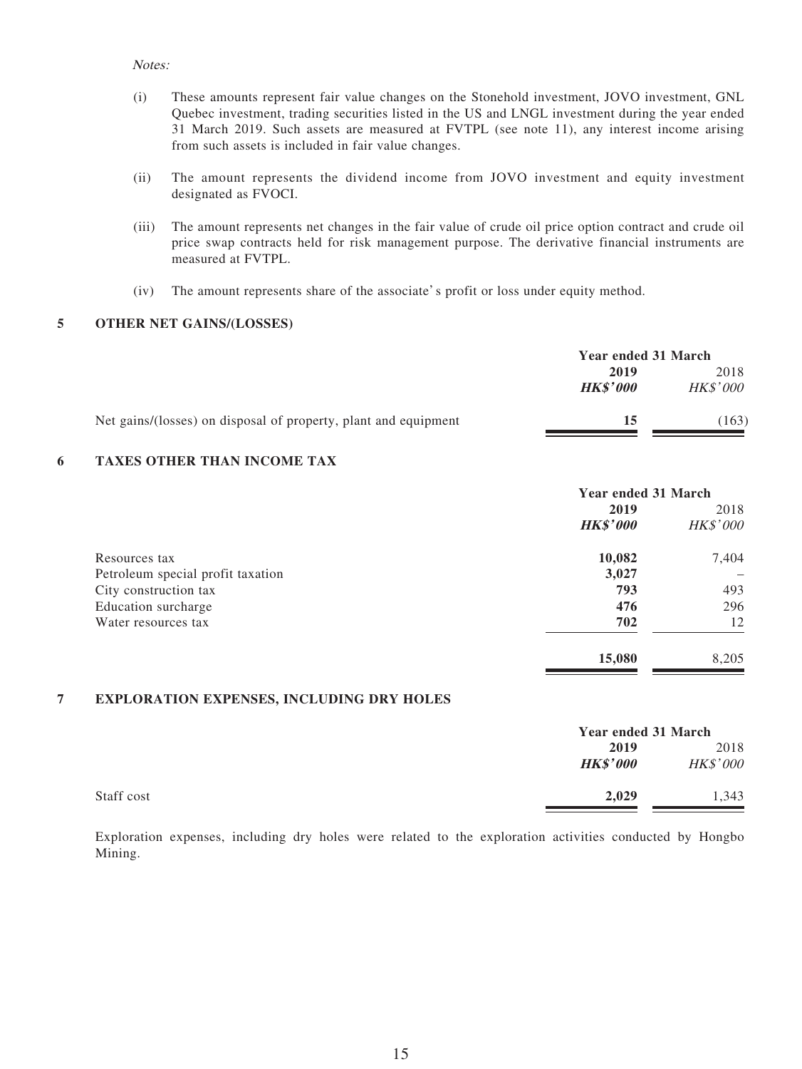*Notes:*

(i) These amounts represent fair value changes on the Stonehold investment, JOVO investment, GNL Quebec investment, trading securities listed in the US and LNGL investment during the year ended 31 March 2019. Such assets are measured at FVTPL (see note 11), any interest income arising from such assets is included in fair value changes.

(ii) The amount represents the dividend income from JOVO investment and equity investment designated as FVOCI.

(iii) The amount represents net changes in the fair value of crude oil price option contract and crude oil price swap contracts held for risk management purpose. The derivative financial instruments are measured at FVTPL.

(iv) The amount represents share of the associate's profit or loss under equity method.

## 5 OTHER NET GAINS/(LOSSES)

| | Year ended 31 March | |
|---|---|---|
| | **2019** | 2018 |
| | ***HK$'000*** | *HK$'000* |
| Net gains/(losses) on disposal of property, plant and equipment | **15** | (163) |

## 6 TAXES OTHER THAN INCOME TAX

| | Year ended 31 March | |
|---|---|---|
| | **2019** | 2018 |
| | ***HK$'000*** | *HK$'000* |
| Resources tax | **10,082** | 7,404 |
| Petroleum special profit taxation | **3,027** | – |
| City construction tax | **793** | 493 |
| Education surcharge | **476** | 296 |
| Water resources tax | **702** | 12 |
| | **15,080** | 8,205 |

## 7 EXPLORATION EXPENSES, INCLUDING DRY HOLES

| | Year ended 31 March | |
|---|---|---|
| | **2019** | 2018 |
| | ***HK$'000*** | *HK$'000* |
| Staff cost | **2,029** | 1,343 |

Exploration expenses, including dry holes were related to the exploration activities conducted by Hongbo Mining.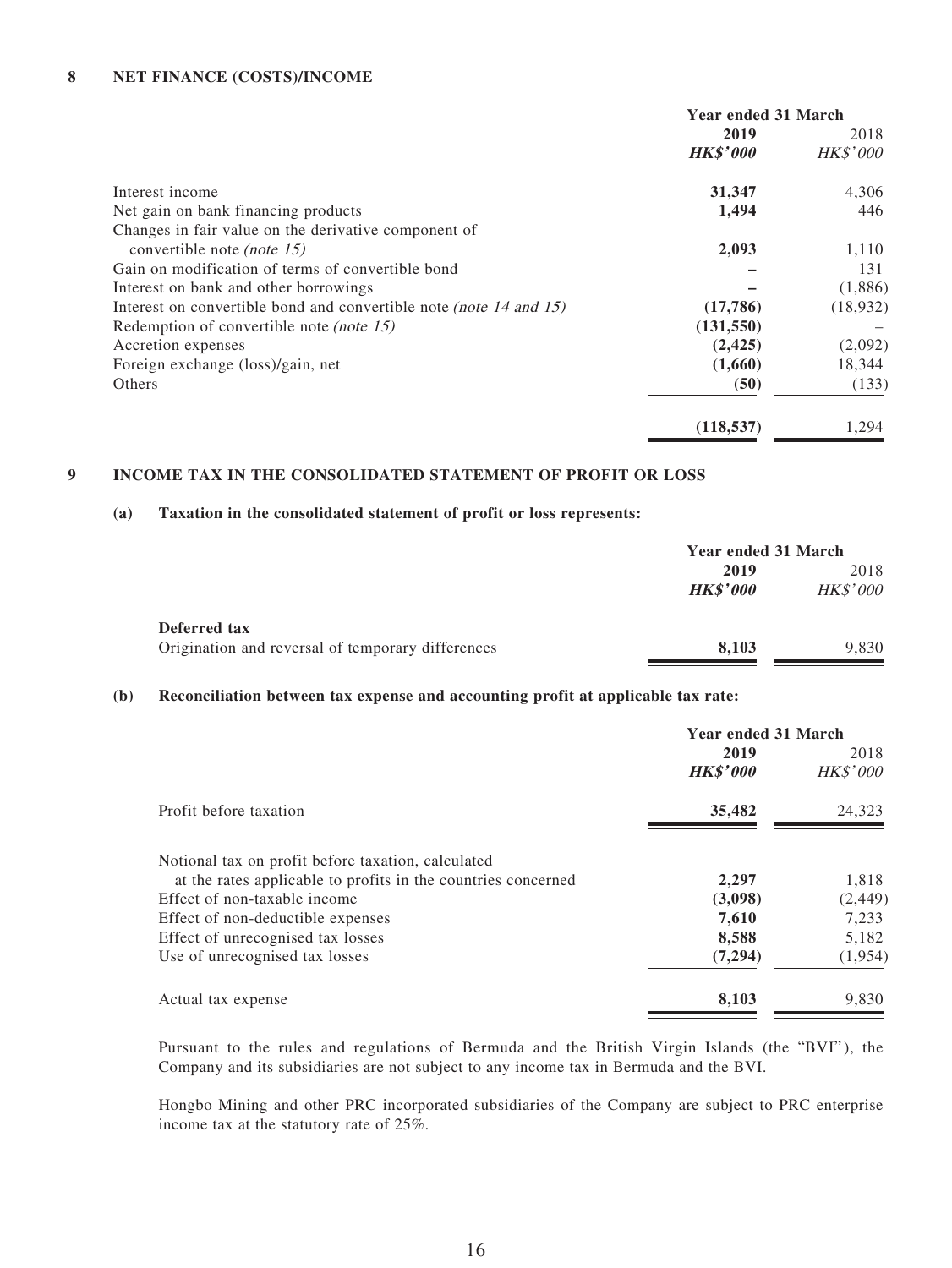## 8 NET FINANCE (COSTS)/INCOME

| | Year ended 31 March | |
|---|---|---|
| | **2019** | 2018 |
| | ***HK$'000*** | *HK$'000* |
| Interest income | **31,347** | 4,306 |
| Net gain on bank financing products | **1,494** | 446 |
| Changes in fair value on the derivative component of convertible note *(note 15)* | **2,093** | 1,110 |
| Gain on modification of terms of convertible bond | **–** | 131 |
| Interest on bank and other borrowings | **–** | (1,886) |
| Interest on convertible bond and convertible note *(note 14 and 15)* | **(17,786)** | (18,932) |
| Redemption of convertible note *(note 15)* | **(131,550)** | – |
| Accretion expenses | **(2,425)** | (2,092) |
| Foreign exchange (loss)/gain, net | **(1,660)** | 18,344 |
| Others | **(50)** | (133) |
| | **(118,537)** | 1,294 |

## 9 INCOME TAX IN THE CONSOLIDATED STATEMENT OF PROFIT OR LOSS

### (a) Taxation in the consolidated statement of profit or loss represents:

| | Year ended 31 March | |
|---|---|---|
| | **2019** | 2018 |
| | ***HK$'000*** | *HK$'000* |
| **Deferred tax** | | |
| Origination and reversal of temporary differences | **8,103** | 9,830 |

### (b) Reconciliation between tax expense and accounting profit at applicable tax rate:

| | Year ended 31 March | |
|---|---|---|
| | **2019** | 2018 |
| | ***HK$'000*** | *HK$'000* |
| Profit before taxation | **35,482** | 24,323 |
| Notional tax on profit before taxation, calculated at the rates applicable to profits in the countries concerned | **2,297** | 1,818 |
| Effect of non-taxable income | **(3,098)** | (2,449) |
| Effect of non-deductible expenses | **7,610** | 7,233 |
| Effect of unrecognised tax losses | **8,588** | 5,182 |
| Use of unrecognised tax losses | **(7,294)** | (1,954) |
| Actual tax expense | **8,103** | 9,830 |

Pursuant to the rules and regulations of Bermuda and the British Virgin Islands (the "BVI"), the Company and its subsidiaries are not subject to any income tax in Bermuda and the BVI.

Hongbo Mining and other PRC incorporated subsidiaries of the Company are subject to PRC enterprise income tax at the statutory rate of 25%.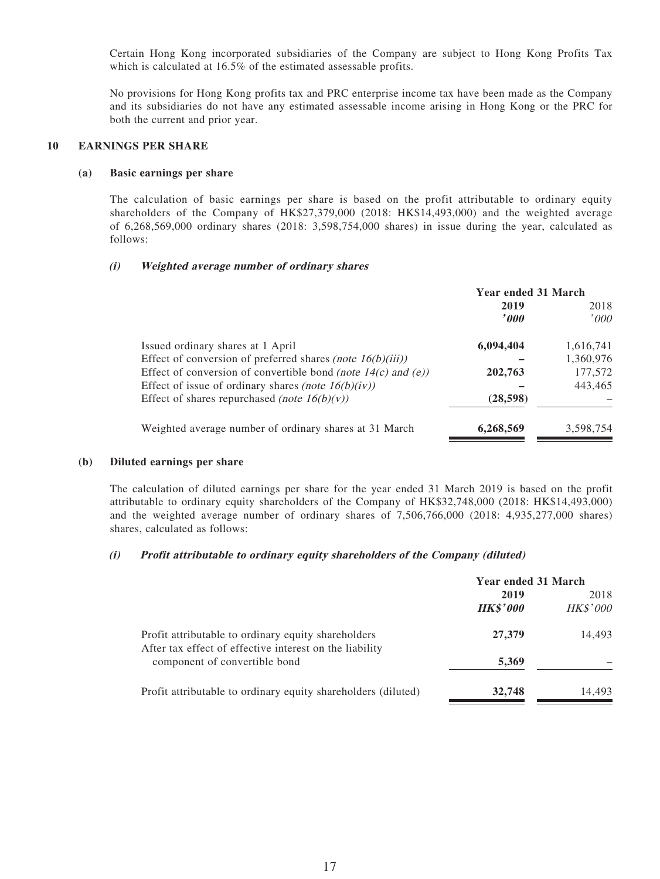Certain Hong Kong incorporated subsidiaries of the Company are subject to Hong Kong Profits Tax which is calculated at 16.5% of the estimated assessable profits.

No provisions for Hong Kong profits tax and PRC enterprise income tax have been made as the Company and its subsidiaries do not have any estimated assessable income arising in Hong Kong or the PRC for both the current and prior year.

## 10 EARNINGS PER SHARE

### (a) Basic earnings per share

The calculation of basic earnings per share is based on the profit attributable to ordinary equity shareholders of the Company of HK$27,379,000 (2018: HK$14,493,000) and the weighted average of 6,268,569,000 ordinary shares (2018: 3,598,754,000 shares) in issue during the year, calculated as follows:

#### *(i) Weighted average number of ordinary shares*

| | Year ended 31 March | |
|---|---|---|
| | **2019** | 2018 |
| | ***'000*** | *'000* |
| Issued ordinary shares at 1 April | **6,094,404** | 1,616,741 |
| Effect of conversion of preferred shares *(note 16(b)(iii))* | **–** | 1,360,976 |
| Effect of conversion of convertible bond *(note 14(c) and (e))* | **202,763** | 177,572 |
| Effect of issue of ordinary shares *(note 16(b)(iv))* | **–** | 443,465 |
| Effect of shares repurchased *(note 16(b)(v))* | **(28,598)** | – |
| Weighted average number of ordinary shares at 31 March | **6,268,569** | 3,598,754 |

### (b) Diluted earnings per share

The calculation of diluted earnings per share for the year ended 31 March 2019 is based on the profit attributable to ordinary equity shareholders of the Company of HK$32,748,000 (2018: HK$14,493,000) and the weighted average number of ordinary shares of 7,506,766,000 (2018: 4,935,277,000 shares) shares, calculated as follows:

#### *(i) Profit attributable to ordinary equity shareholders of the Company (diluted)*

| | Year ended 31 March | |
|---|---|---|
| | **2019** | 2018 |
| | ***HK$'000*** | *HK$'000* |
| Profit attributable to ordinary equity shareholders | **27,379** | 14,493 |
| After tax effect of effective interest on the liability component of convertible bond | **5,369** | – |
| Profit attributable to ordinary equity shareholders (diluted) | **32,748** | 14,493 |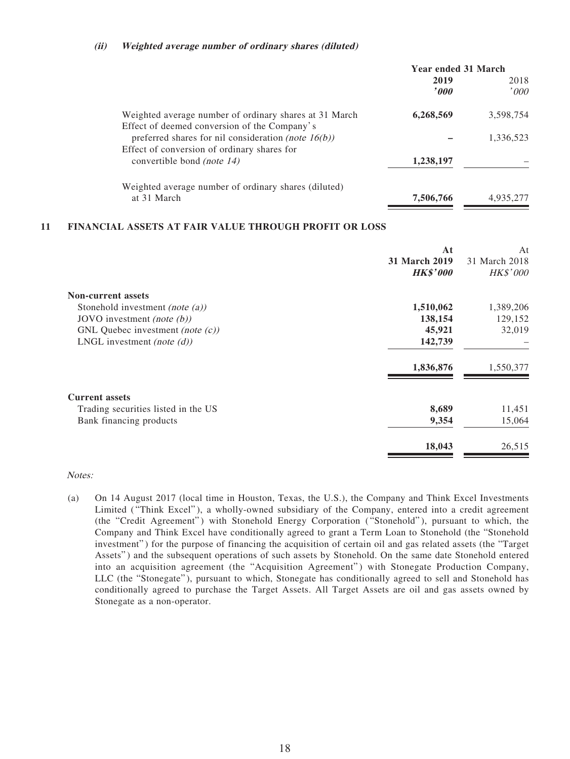#### *(ii) Weighted average number of ordinary shares (diluted)*

| | Year ended 31 March | |
|---|---|---|
| | **2019** | 2018 |
| | ***'000*** | *'000* |
| Weighted average number of ordinary shares at 31 March | **6,268,569** | 3,598,754 |
| Effect of deemed conversion of the Company's preferred shares for nil consideration *(note 16(b))* | **–** | 1,336,523 |
| Effect of conversion of ordinary shares for convertible bond *(note 14)* | **1,238,197** | – |
| Weighted average number of ordinary shares (diluted) at 31 March | **7,506,766** | 4,935,277 |

## 11 FINANCIAL ASSETS AT FAIR VALUE THROUGH PROFIT OR LOSS

| | At **31 March 2019** | At 31 March 2018 |
|---|---|---|
| | ***HK$'000*** | *HK$'000* |
| **Non-current assets** | | |
| Stonehold investment *(note (a))* | **1,510,062** | 1,389,206 |
| JOVO investment *(note (b))* | **138,154** | 129,152 |
| GNL Quebec investment *(note (c))* | **45,921** | 32,019 |
| LNGL investment *(note (d))* | **142,739** | – |
| | **1,836,876** | 1,550,377 |
| **Current assets** | | |
| Trading securities listed in the US | **8,689** | 11,451 |
| Bank financing products | **9,354** | 15,064 |
| | **18,043** | 26,515 |

*Notes:*

(a) On 14 August 2017 (local time in Houston, Texas, the U.S.), the Company and Think Excel Investments Limited ("Think Excel"), a wholly-owned subsidiary of the Company, entered into a credit agreement (the "Credit Agreement") with Stonehold Energy Corporation ("Stonehold"), pursuant to which, the Company and Think Excel have conditionally agreed to grant a Term Loan to Stonehold (the "Stonehold investment") for the purpose of financing the acquisition of certain oil and gas related assets (the "Target Assets") and the subsequent operations of such assets by Stonehold. On the same date Stonehold entered into an acquisition agreement (the "Acquisition Agreement") with Stonegate Production Company, LLC (the "Stonegate"), pursuant to which, Stonegate has conditionally agreed to sell and Stonehold has conditionally agreed to purchase the Target Assets. All Target Assets are oil and gas assets owned by Stonegate as a non-operator.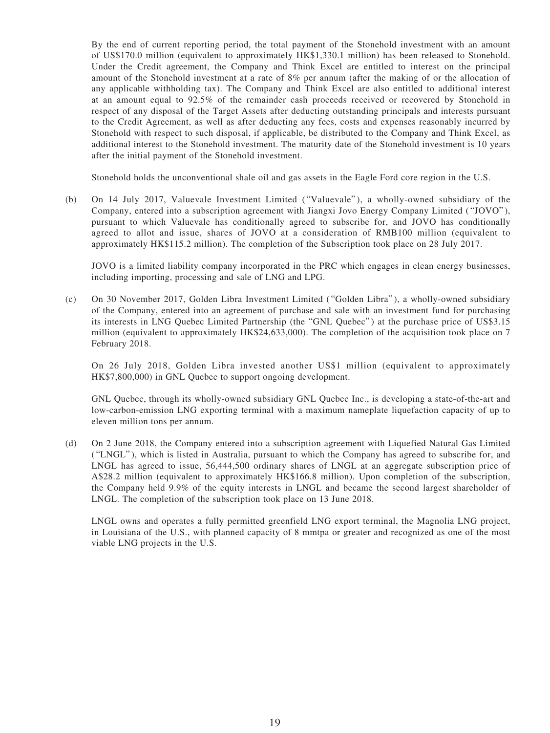By the end of current reporting period, the total payment of the Stonehold investment with an amount of US$170.0 million (equivalent to approximately HK$1,330.1 million) has been released to Stonehold. Under the Credit agreement, the Company and Think Excel are entitled to interest on the principal amount of the Stonehold investment at a rate of 8% per annum (after the making of or the allocation of any applicable withholding tax). The Company and Think Excel are also entitled to additional interest at an amount equal to 92.5% of the remainder cash proceeds received or recovered by Stonehold in respect of any disposal of the Target Assets after deducting outstanding principals and interests pursuant to the Credit Agreement, as well as after deducting any fees, costs and expenses reasonably incurred by Stonehold with respect to such disposal, if applicable, be distributed to the Company and Think Excel, as additional interest to the Stonehold investment. The maturity date of the Stonehold investment is 10 years after the initial payment of the Stonehold investment.

Stonehold holds the unconventional shale oil and gas assets in the Eagle Ford core region in the U.S.

(b) On 14 July 2017, Valuevale Investment Limited ("Valuevale"), a wholly-owned subsidiary of the Company, entered into a subscription agreement with Jiangxi Jovo Energy Company Limited ("JOVO"), pursuant to which Valuevale has conditionally agreed to subscribe for, and JOVO has conditionally agreed to allot and issue, shares of JOVO at a consideration of RMB100 million (equivalent to approximately HK$115.2 million). The completion of the Subscription took place on 28 July 2017.

JOVO is a limited liability company incorporated in the PRC which engages in clean energy businesses, including importing, processing and sale of LNG and LPG.

(c) On 30 November 2017, Golden Libra Investment Limited ("Golden Libra"), a wholly-owned subsidiary of the Company, entered into an agreement of purchase and sale with an investment fund for purchasing its interests in LNG Quebec Limited Partnership (the "GNL Quebec") at the purchase price of US$3.15 million (equivalent to approximately HK$24,633,000). The completion of the acquisition took place on 7 February 2018.

On 26 July 2018, Golden Libra invested another US$1 million (equivalent to approximately HK$7,800,000) in GNL Quebec to support ongoing development.

GNL Quebec, through its wholly-owned subsidiary GNL Quebec Inc., is developing a state-of-the-art and low-carbon-emission LNG exporting terminal with a maximum nameplate liquefaction capacity of up to eleven million tons per annum.

(d) On 2 June 2018, the Company entered into a subscription agreement with Liquefied Natural Gas Limited ("LNGL"), which is listed in Australia, pursuant to which the Company has agreed to subscribe for, and LNGL has agreed to issue, 56,444,500 ordinary shares of LNGL at an aggregate subscription price of A$28.2 million (equivalent to approximately HK$166.8 million). Upon completion of the subscription, the Company held 9.9% of the equity interests in LNGL and became the second largest shareholder of LNGL. The completion of the subscription took place on 13 June 2018.

LNGL owns and operates a fully permitted greenfield LNG export terminal, the Magnolia LNG project, in Louisiana of the U.S., with planned capacity of 8 mmtpa or greater and recognized as one of the most viable LNG projects in the U.S.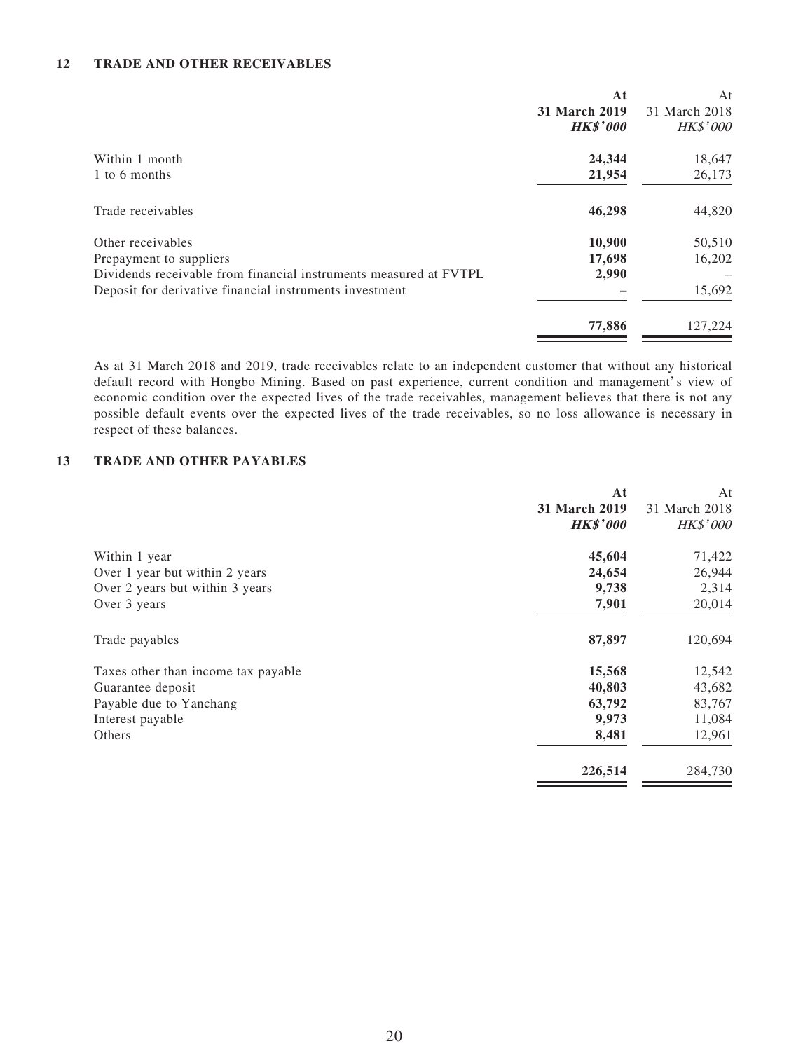## 12 TRADE AND OTHER RECEIVABLES

| | At 31 March 2019 HK$'000 | At 31 March 2018 HK$'000 |
|---|---|---|
| Within 1 month | **24,344** | 18,647 |
| 1 to 6 months | **21,954** | 26,173 |
| Trade receivables | **46,298** | 44,820 |
| Other receivables | **10,900** | 50,510 |
| Prepayment to suppliers | **17,698** | 16,202 |
| Dividends receivable from financial instruments measured at FVTPL | **2,990** | – |
| Deposit for derivative financial instruments investment | **–** | 15,692 |
| | **77,886** | 127,224 |

As at 31 March 2018 and 2019, trade receivables relate to an independent customer that without any historical default record with Hongbo Mining. Based on past experience, current condition and management's view of economic condition over the expected lives of the trade receivables, management believes that there is not any possible default events over the expected lives of the trade receivables, so no loss allowance is necessary in respect of these balances.

## 13 TRADE AND OTHER PAYABLES

| | At 31 March 2019 HK$'000 | At 31 March 2018 HK$'000 |
|---|---|---|
| Within 1 year | **45,604** | 71,422 |
| Over 1 year but within 2 years | **24,654** | 26,944 |
| Over 2 years but within 3 years | **9,738** | 2,314 |
| Over 3 years | **7,901** | 20,014 |
| Trade payables | **87,897** | 120,694 |
| Taxes other than income tax payable | **15,568** | 12,542 |
| Guarantee deposit | **40,803** | 43,682 |
| Payable due to Yanchang | **63,792** | 83,767 |
| Interest payable | **9,973** | 11,084 |
| Others | **8,481** | 12,961 |
| | **226,514** | 284,730 |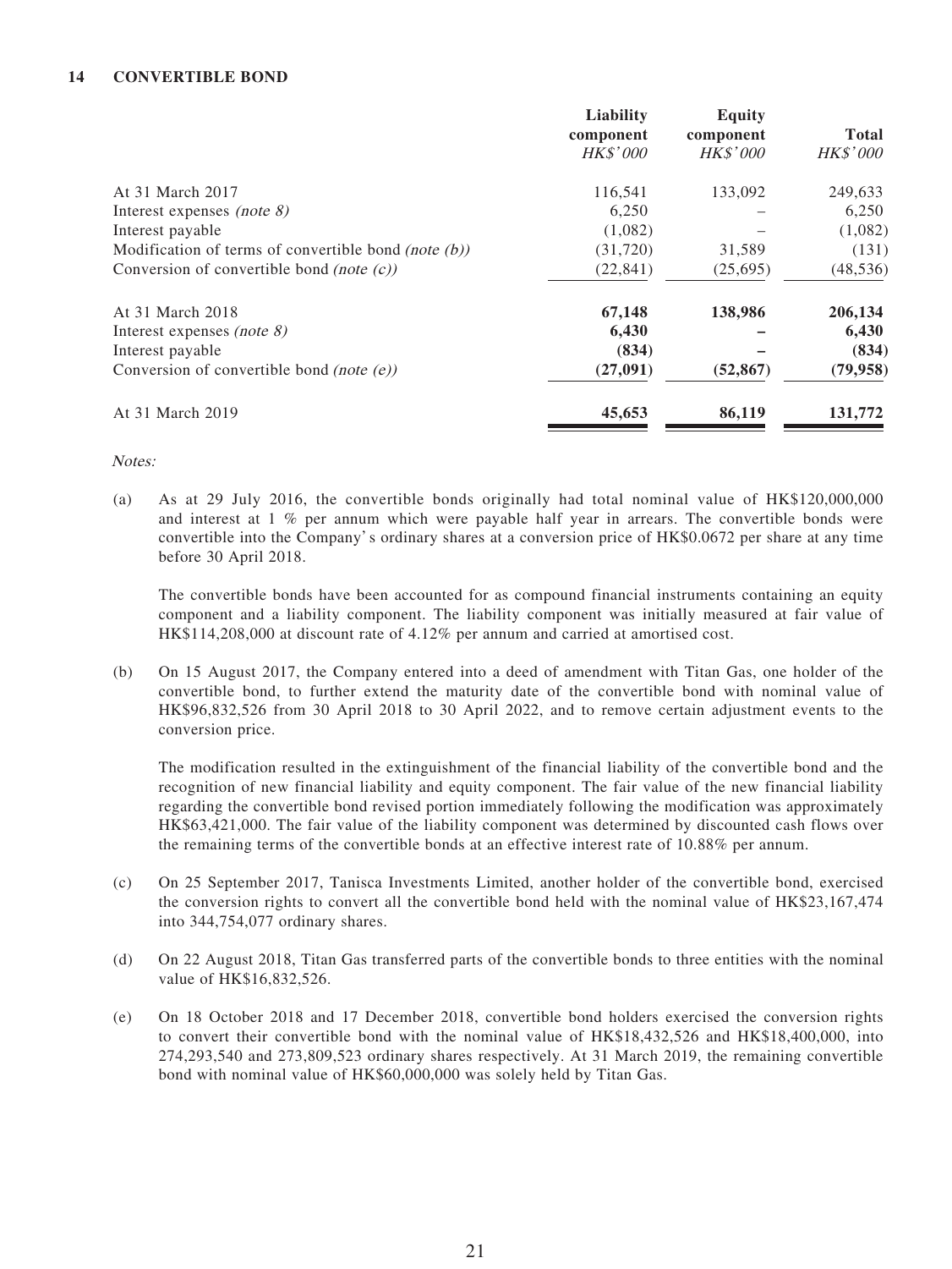## 14 CONVERTIBLE BOND

| | Liability component *HK$'000* | Equity component *HK$'000* | Total *HK$'000* |
|---|---|---|---|
| At 31 March 2017 | 116,541 | 133,092 | 249,633 |
| Interest expenses *(note 8)* | 6,250 | – | 6,250 |
| Interest payable | (1,082) | – | (1,082) |
| Modification of terms of convertible bond *(note (b))* | (31,720) | 31,589 | (131) |
| Conversion of convertible bond *(note (c))* | (22,841) | (25,695) | (48,536) |
| At 31 March 2018 | **67,148** | **138,986** | **206,134** |
| Interest expenses *(note 8)* | **6,430** | **–** | **6,430** |
| Interest payable | **(834)** | **–** | **(834)** |
| Conversion of convertible bond *(note (e))* | **(27,091)** | **(52,867)** | **(79,958)** |
| At 31 March 2019 | **45,653** | **86,119** | **131,772** |

*Notes:*

(a) As at 29 July 2016, the convertible bonds originally had total nominal value of HK$120,000,000 and interest at 1 % per annum which were payable half year in arrears. The convertible bonds were convertible into the Company's ordinary shares at a conversion price of HK$0.0672 per share at any time before 30 April 2018.

The convertible bonds have been accounted for as compound financial instruments containing an equity component and a liability component. The liability component was initially measured at fair value of HK$114,208,000 at discount rate of 4.12% per annum and carried at amortised cost.

(b) On 15 August 2017, the Company entered into a deed of amendment with Titan Gas, one holder of the convertible bond, to further extend the maturity date of the convertible bond with nominal value of HK$96,832,526 from 30 April 2018 to 30 April 2022, and to remove certain adjustment events to the conversion price.

The modification resulted in the extinguishment of the financial liability of the convertible bond and the recognition of new financial liability and equity component. The fair value of the new financial liability regarding the convertible bond revised portion immediately following the modification was approximately HK$63,421,000. The fair value of the liability component was determined by discounted cash flows over the remaining terms of the convertible bonds at an effective interest rate of 10.88% per annum.

(c) On 25 September 2017, Tanisca Investments Limited, another holder of the convertible bond, exercised the conversion rights to convert all the convertible bond held with the nominal value of HK$23,167,474 into 344,754,077 ordinary shares.

(d) On 22 August 2018, Titan Gas transferred parts of the convertible bonds to three entities with the nominal value of HK$16,832,526.

(e) On 18 October 2018 and 17 December 2018, convertible bond holders exercised the conversion rights to convert their convertible bond with the nominal value of HK$18,432,526 and HK$18,400,000, into 274,293,540 and 273,809,523 ordinary shares respectively. At 31 March 2019, the remaining convertible bond with nominal value of HK$60,000,000 was solely held by Titan Gas.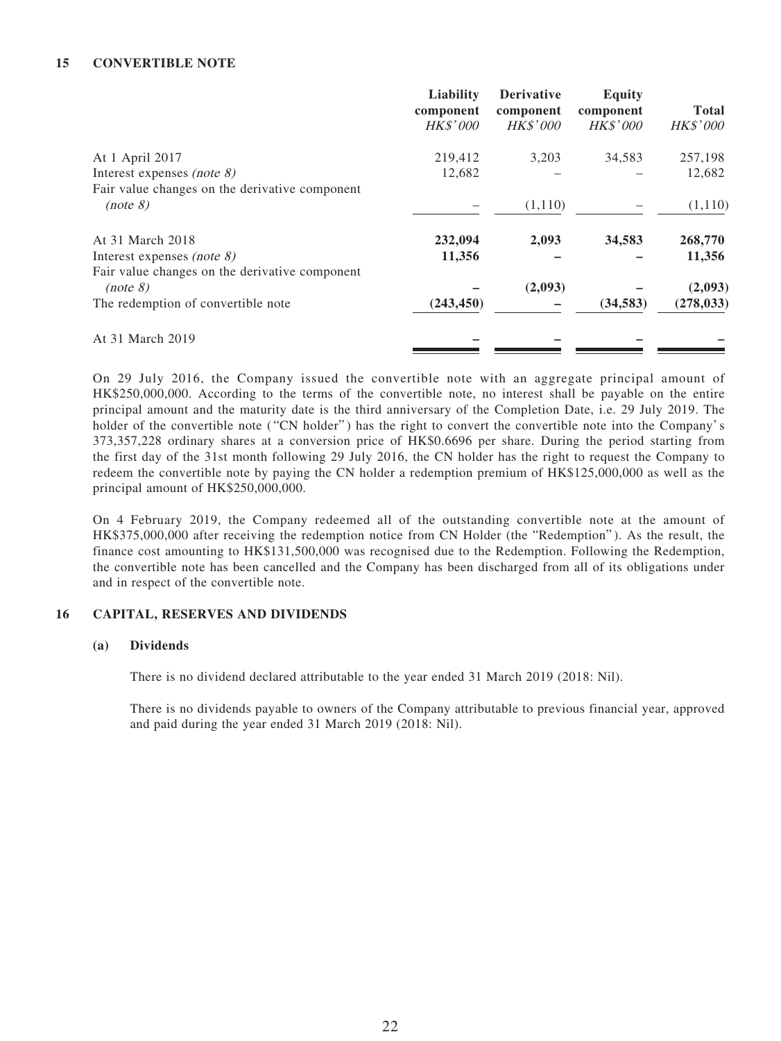## 15 CONVERTIBLE NOTE

| | Liability component<br>*HK$'000* | Derivative component<br>*HK$'000* | Equity component<br>*HK$'000* | Total<br>*HK$'000* |
|---|---|---|---|---|
| At 1 April 2017 | 219,412 | 3,203 | 34,583 | 257,198 |
| Interest expenses *(note 8)* | 12,682 | – | – | 12,682 |
| Fair value changes on the derivative component *(note 8)* | – | (1,110) | – | (1,110) |
| At 31 March 2018 | **232,094** | **2,093** | **34,583** | **268,770** |
| Interest expenses *(note 8)* | **11,356** | **–** | **–** | **11,356** |
| Fair value changes on the derivative component *(note 8)* | **–** | **(2,093)** | **–** | **(2,093)** |
| The redemption of convertible note | **(243,450)** | **–** | **(34,583)** | **(278,033)** |
| At 31 March 2019 | **–** | **–** | **–** | **–** |

On 29 July 2016, the Company issued the convertible note with an aggregate principal amount of HK$250,000,000. According to the terms of the convertible note, no interest shall be payable on the entire principal amount and the maturity date is the third anniversary of the Completion Date, i.e. 29 July 2019. The holder of the convertible note ("CN holder") has the right to convert the convertible note into the Company's 373,357,228 ordinary shares at a conversion price of HK$0.6696 per share. During the period starting from the first day of the 31st month following 29 July 2016, the CN holder has the right to request the Company to redeem the convertible note by paying the CN holder a redemption premium of HK$125,000,000 as well as the principal amount of HK$250,000,000.

On 4 February 2019, the Company redeemed all of the outstanding convertible note at the amount of HK$375,000,000 after receiving the redemption notice from CN Holder (the "Redemption"). As the result, the finance cost amounting to HK$131,500,000 was recognised due to the Redemption. Following the Redemption, the convertible note has been cancelled and the Company has been discharged from all of its obligations under and in respect of the convertible note.

## 16 CAPITAL, RESERVES AND DIVIDENDS

### (a) Dividends

There is no dividend declared attributable to the year ended 31 March 2019 (2018: Nil).

There is no dividends payable to owners of the Company attributable to previous financial year, approved and paid during the year ended 31 March 2019 (2018: Nil).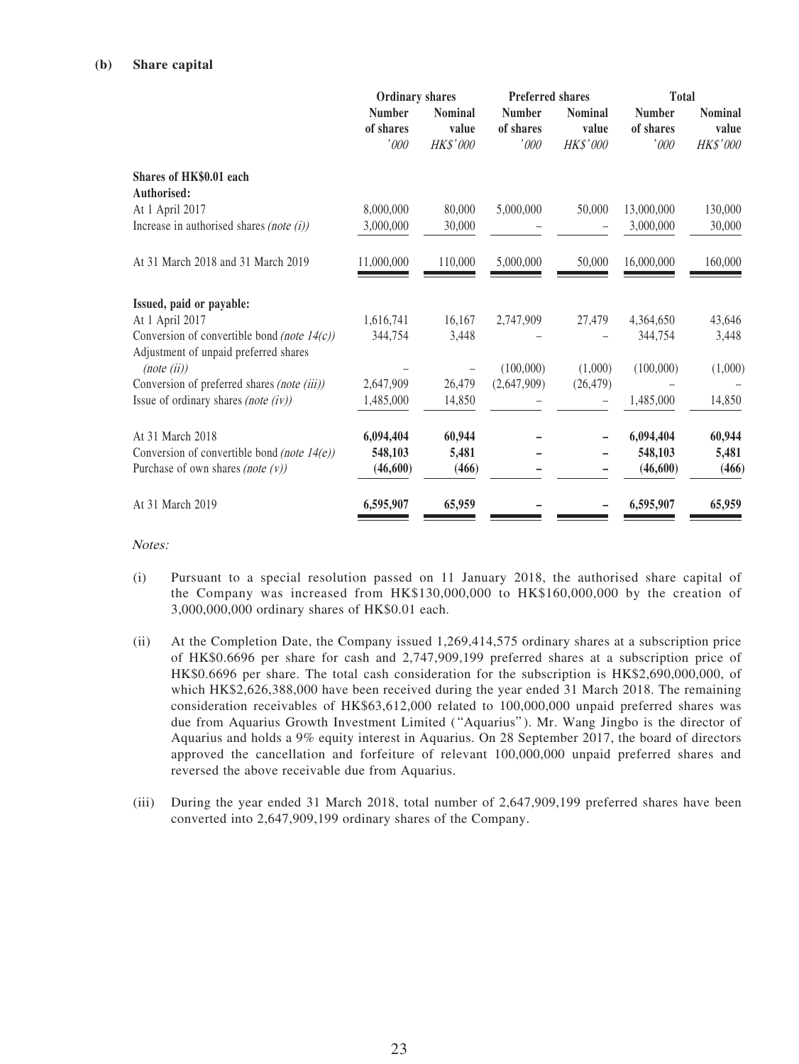**(b) Share capital**

| | Ordinary shares | | Preferred shares | | Total | |
|---|---|---|---|---|---|---|
| | Number of shares '000 | Nominal value HK$'000 | Number of shares '000 | Nominal value HK$'000 | Number of shares '000 | Nominal value HK$'000 |
| **Shares of HK$0.01 each** | | | | | | |
| **Authorised:** | | | | | | |
| At 1 April 2017 | 8,000,000 | 80,000 | 5,000,000 | 50,000 | 13,000,000 | 130,000 |
| Increase in authorised shares *(note (i))* | 3,000,000 | 30,000 | – | – | 3,000,000 | 30,000 |
| At 31 March 2018 and 31 March 2019 | 11,000,000 | 110,000 | 5,000,000 | 50,000 | 16,000,000 | 160,000 |
| **Issued, paid or payable:** | | | | | | |
| At 1 April 2017 | 1,616,741 | 16,167 | 2,747,909 | 27,479 | 4,364,650 | 43,646 |
| Conversion of convertible bond *(note 14(c))* | 344,754 | 3,448 | – | – | 344,754 | 3,448 |
| Adjustment of unpaid preferred shares *(note (ii))* | – | – | (100,000) | (1,000) | (100,000) | (1,000) |
| Conversion of preferred shares *(note (iii))* | 2,647,909 | 26,479 | (2,647,909) | (26,479) | – | – |
| Issue of ordinary shares *(note (iv))* | 1,485,000 | 14,850 | – | – | 1,485,000 | 14,850 |
| At 31 March 2018 | **6,094,404** | **60,944** | **–** | **–** | **6,094,404** | **60,944** |
| Conversion of convertible bond *(note 14(e))* | **548,103** | **5,481** | **–** | **–** | **548,103** | **5,481** |
| Purchase of own shares *(note (v))* | **(46,600)** | **(466)** | **–** | **–** | **(46,600)** | **(466)** |
| At 31 March 2019 | **6,595,907** | **65,959** | **–** | **–** | **6,595,907** | **65,959** |

*Notes:*

(i) Pursuant to a special resolution passed on 11 January 2018, the authorised share capital of the Company was increased from HK$130,000,000 to HK$160,000,000 by the creation of 3,000,000,000 ordinary shares of HK$0.01 each.

(ii) At the Completion Date, the Company issued 1,269,414,575 ordinary shares at a subscription price of HK$0.6696 per share for cash and 2,747,909,199 preferred shares at a subscription price of HK$0.6696 per share. The total cash consideration for the subscription is HK$2,690,000,000, of which HK$2,626,388,000 have been received during the year ended 31 March 2018. The remaining consideration receivables of HK$63,612,000 related to 100,000,000 unpaid preferred shares was due from Aquarius Growth Investment Limited ("Aquarius"). Mr. Wang Jingbo is the director of Aquarius and holds a 9% equity interest in Aquarius. On 28 September 2017, the board of directors approved the cancellation and forfeiture of relevant 100,000,000 unpaid preferred shares and reversed the above receivable due from Aquarius.

(iii) During the year ended 31 March 2018, total number of 2,647,909,199 preferred shares have been converted into 2,647,909,199 ordinary shares of the Company.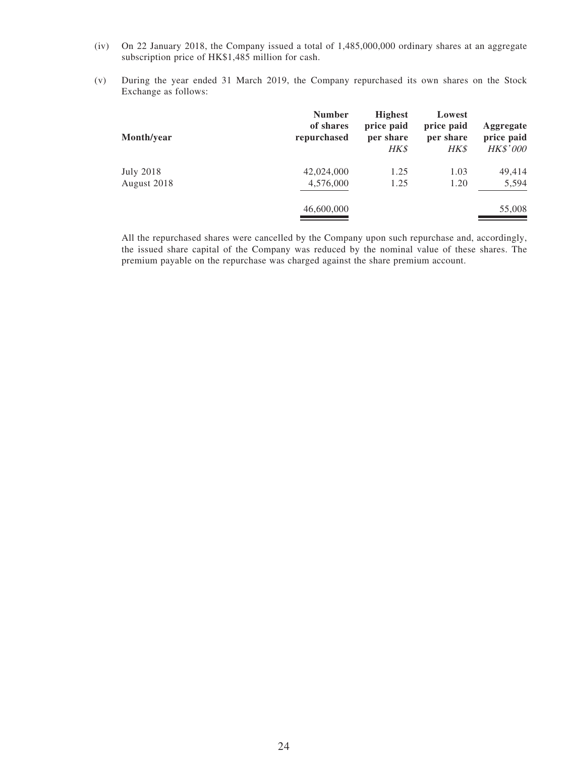(iv) On 22 January 2018, the Company issued a total of 1,485,000,000 ordinary shares at an aggregate subscription price of HK$1,485 million for cash.

(v) During the year ended 31 March 2019, the Company repurchased its own shares on the Stock Exchange as follows:

| Month/year | Number of shares repurchased | Highest price paid per share *HK$* | Lowest price paid per share *HK$* | Aggregate price paid *HK$'000* |
|---|---|---|---|---|
| July 2018 | 42,024,000 | 1.25 | 1.03 | 49,414 |
| August 2018 | 4,576,000 | 1.25 | 1.20 | 5,594 |
| | 46,600,000 | | | 55,008 |

All the repurchased shares were cancelled by the Company upon such repurchase and, accordingly, the issued share capital of the Company was reduced by the nominal value of these shares. The premium payable on the repurchase was charged against the share premium account.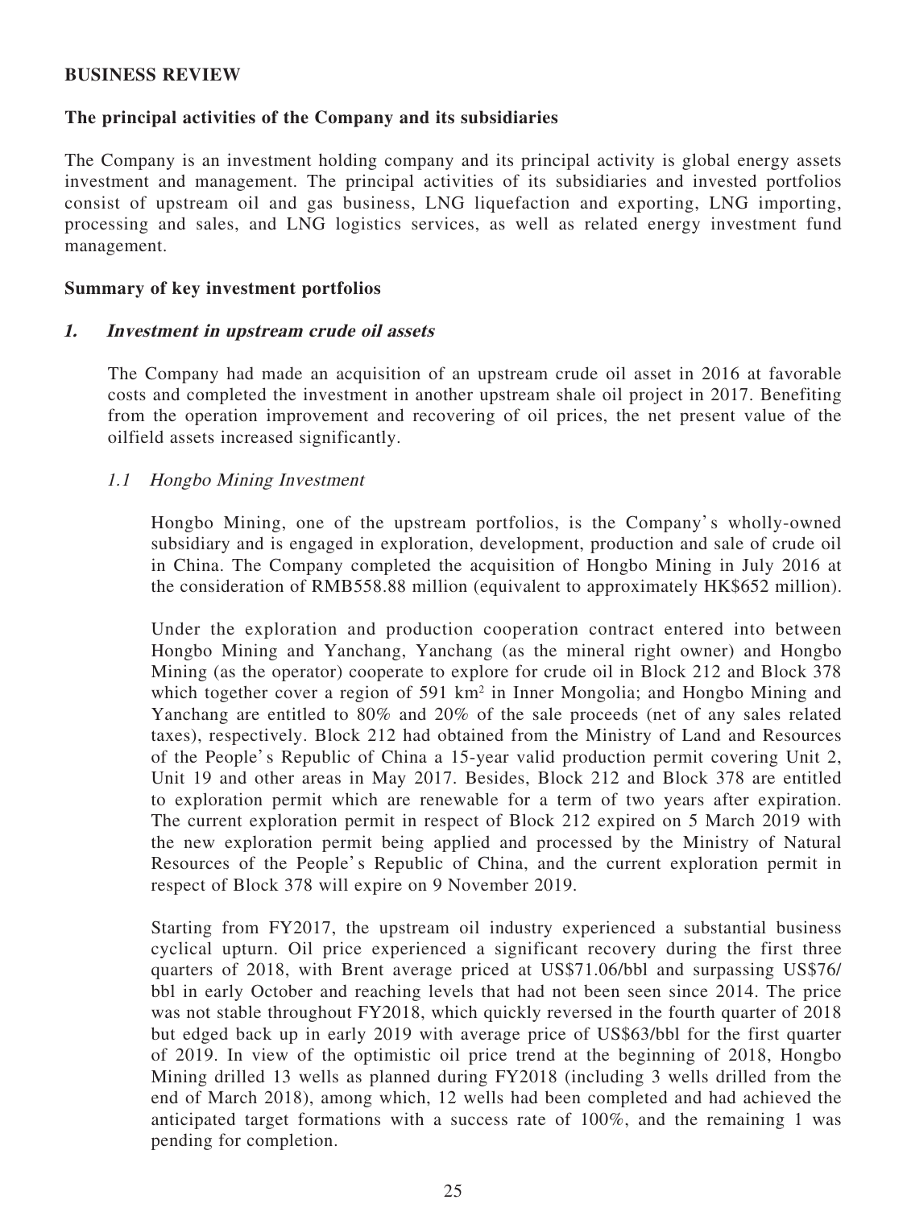## BUSINESS REVIEW

### The principal activities of the Company and its subsidiaries

The Company is an investment holding company and its principal activity is global energy assets investment and management. The principal activities of its subsidiaries and invested portfolios consist of upstream oil and gas business, LNG liquefaction and exporting, LNG importing, processing and sales, and LNG logistics services, as well as related energy investment fund management.

### Summary of key investment portfolios

#### *1. Investment in upstream crude oil assets*

The Company had made an acquisition of an upstream crude oil asset in 2016 at favorable costs and completed the investment in another upstream shale oil project in 2017. Benefiting from the operation improvement and recovering of oil prices, the net present value of the oilfield assets increased significantly.

##### *1.1 Hongbo Mining Investment*

Hongbo Mining, one of the upstream portfolios, is the Company's wholly-owned subsidiary and is engaged in exploration, development, production and sale of crude oil in China. The Company completed the acquisition of Hongbo Mining in July 2016 at the consideration of RMB558.88 million (equivalent to approximately HK$652 million).

Under the exploration and production cooperation contract entered into between Hongbo Mining and Yanchang, Yanchang (as the mineral right owner) and Hongbo Mining (as the operator) cooperate to explore for crude oil in Block 212 and Block 378 which together cover a region of 591 $km^2$ in Inner Mongolia; and Hongbo Mining and Yanchang are entitled to 80% and 20% of the sale proceeds (net of any sales related taxes), respectively. Block 212 had obtained from the Ministry of Land and Resources of the People's Republic of China a 15-year valid production permit covering Unit 2, Unit 19 and other areas in May 2017. Besides, Block 212 and Block 378 are entitled to exploration permit which are renewable for a term of two years after expiration. The current exploration permit in respect of Block 212 expired on 5 March 2019 with the new exploration permit being applied and processed by the Ministry of Natural Resources of the People's Republic of China, and the current exploration permit in respect of Block 378 will expire on 9 November 2019.

Starting from FY2017, the upstream oil industry experienced a substantial business cyclical upturn. Oil price experienced a significant recovery during the first three quarters of 2018, with Brent average priced at US$71.06/bbl and surpassing US$76/bbl in early October and reaching levels that had not been seen since 2014. The price was not stable throughout FY2018, which quickly reversed in the fourth quarter of 2018 but edged back up in early 2019 with average price of US$63/bbl for the first quarter of 2019. In view of the optimistic oil price trend at the beginning of 2018, Hongbo Mining drilled 13 wells as planned during FY2018 (including 3 wells drilled from the end of March 2018), among which, 12 wells had been completed and had achieved the anticipated target formations with a success rate of 100%, and the remaining 1 was pending for completion.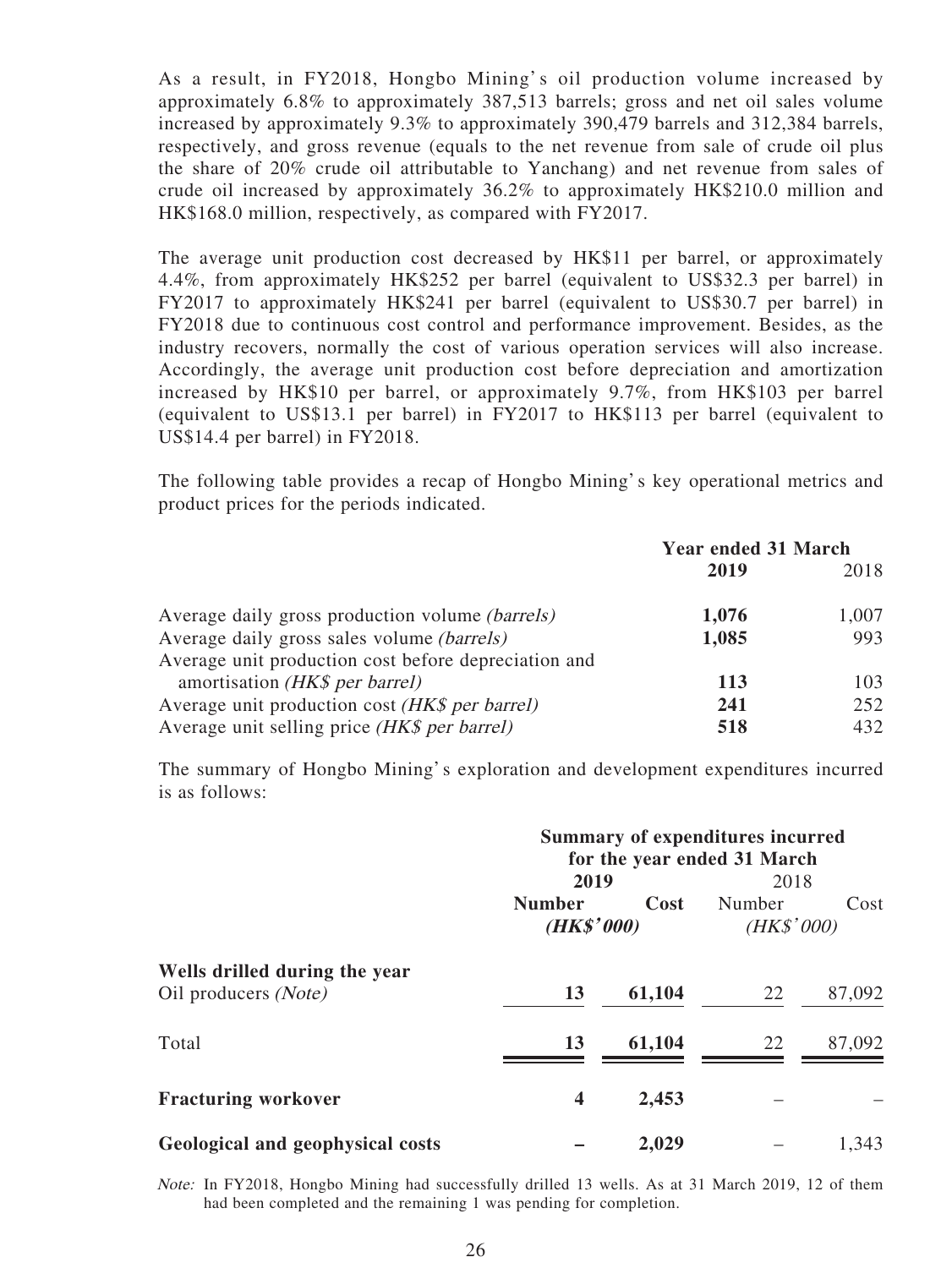As a result, in FY2018, Hongbo Mining's oil production volume increased by approximately 6.8% to approximately 387,513 barrels; gross and net oil sales volume increased by approximately 9.3% to approximately 390,479 barrels and 312,384 barrels, respectively, and gross revenue (equals to the net revenue from sale of crude oil plus the share of 20% crude oil attributable to Yanchang) and net revenue from sales of crude oil increased by approximately 36.2% to approximately HK$210.0 million and HK$168.0 million, respectively, as compared with FY2017.

The average unit production cost decreased by HK$11 per barrel, or approximately 4.4%, from approximately HK$252 per barrel (equivalent to US$32.3 per barrel) in FY2017 to approximately HK$241 per barrel (equivalent to US$30.7 per barrel) in FY2018 due to continuous cost control and performance improvement. Besides, as the industry recovers, normally the cost of various operation services will also increase. Accordingly, the average unit production cost before depreciation and amortization increased by HK$10 per barrel, or approximately 9.7%, from HK$103 per barrel (equivalent to US$13.1 per barrel) in FY2017 to HK$113 per barrel (equivalent to US$14.4 per barrel) in FY2018.

The following table provides a recap of Hongbo Mining's key operational metrics and product prices for the periods indicated.

| | **Year ended 31 March** | |
|---|---|---|
| | **2019** | 2018 |
| Average daily gross production volume *(barrels)* | **1,076** | 1,007 |
| Average daily gross sales volume *(barrels)* | **1,085** | 993 |
| Average unit production cost before depreciation and amortisation *(HK$ per barrel)* | **113** | 103 |
| Average unit production cost *(HK$ per barrel)* | **241** | 252 |
| Average unit selling price *(HK$ per barrel)* | **518** | 432 |

The summary of Hongbo Mining's exploration and development expenditures incurred is as follows:

| | **Summary of expenditures incurred for the year ended 31 March** | | | |
|---|---|---|---|---|
| | **2019** | | 2018 | |
| | **Number** | **Cost** *(HK$'000)* | Number | Cost *(HK$'000)* |
| **Wells drilled during the year** | | | | |
| Oil producers *(Note)* | **13** | **61,104** | 22 | 87,092 |
| Total | **13** | **61,104** | 22 | 87,092 |
| **Fracturing workover** | **4** | **2,453** | – | – |
| **Geological and geophysical costs** | **–** | **2,029** | – | 1,343 |

*Note:* In FY2018, Hongbo Mining had successfully drilled 13 wells. As at 31 March 2019, 12 of them had been completed and the remaining 1 was pending for completion.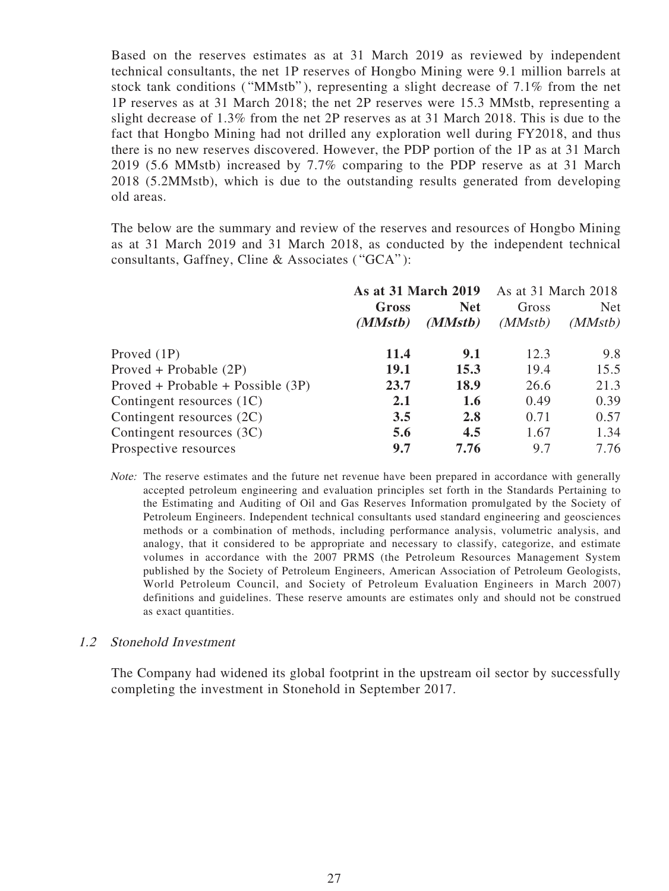Based on the reserves estimates as at 31 March 2019 as reviewed by independent technical consultants, the net 1P reserves of Hongbo Mining were 9.1 million barrels at stock tank conditions ("MMstb"), representing a slight decrease of 7.1% from the net 1P reserves as at 31 March 2018; the net 2P reserves were 15.3 MMstb, representing a slight decrease of 1.3% from the net 2P reserves as at 31 March 2018. This is due to the fact that Hongbo Mining had not drilled any exploration well during FY2018, and thus there is no new reserves discovered. However, the PDP portion of the 1P as at 31 March 2019 (5.6 MMstb) increased by 7.7% comparing to the PDP reserve as at 31 March 2018 (5.2MMstb), which is due to the outstanding results generated from developing old areas.

The below are the summary and review of the reserves and resources of Hongbo Mining as at 31 March 2019 and 31 March 2018, as conducted by the independent technical consultants, Gaffney, Cline & Associates ("GCA"):

| | **As at 31 March 2019** | | As at 31 March 2018 | |
|---|---|---|---|---|
| | **Gross** ***(MMstb)*** | **Net** ***(MMstb)*** | Gross *(MMstb)* | Net *(MMstb)* |
| Proved (1P) | **11.4** | **9.1** | 12.3 | 9.8 |
| Proved + Probable (2P) | **19.1** | **15.3** | 19.4 | 15.5 |
| Proved + Probable + Possible (3P) | **23.7** | **18.9** | 26.6 | 21.3 |
| Contingent resources (1C) | **2.1** | **1.6** | 0.49 | 0.39 |
| Contingent resources (2C) | **3.5** | **2.8** | 0.71 | 0.57 |
| Contingent resources (3C) | **5.6** | **4.5** | 1.67 | 1.34 |
| Prospective resources | **9.7** | **7.76** | 9.7 | 7.76 |

*Note:* The reserve estimates and the future net revenue have been prepared in accordance with generally accepted petroleum engineering and evaluation principles set forth in the Standards Pertaining to the Estimating and Auditing of Oil and Gas Reserves Information promulgated by the Society of Petroleum Engineers. Independent technical consultants used standard engineering and geosciences methods or a combination of methods, including performance analysis, volumetric analysis, and analogy, that it considered to be appropriate and necessary to classify, categorize, and estimate volumes in accordance with the 2007 PRMS (the Petroleum Resources Management System published by the Society of Petroleum Engineers, American Association of Petroleum Geologists, World Petroleum Council, and Society of Petroleum Evaluation Engineers in March 2007) definitions and guidelines. These reserve amounts are estimates only and should not be construed as exact quantities.

### *1.2 Stonehold Investment*

The Company had widened its global footprint in the upstream oil sector by successfully completing the investment in Stonehold in September 2017.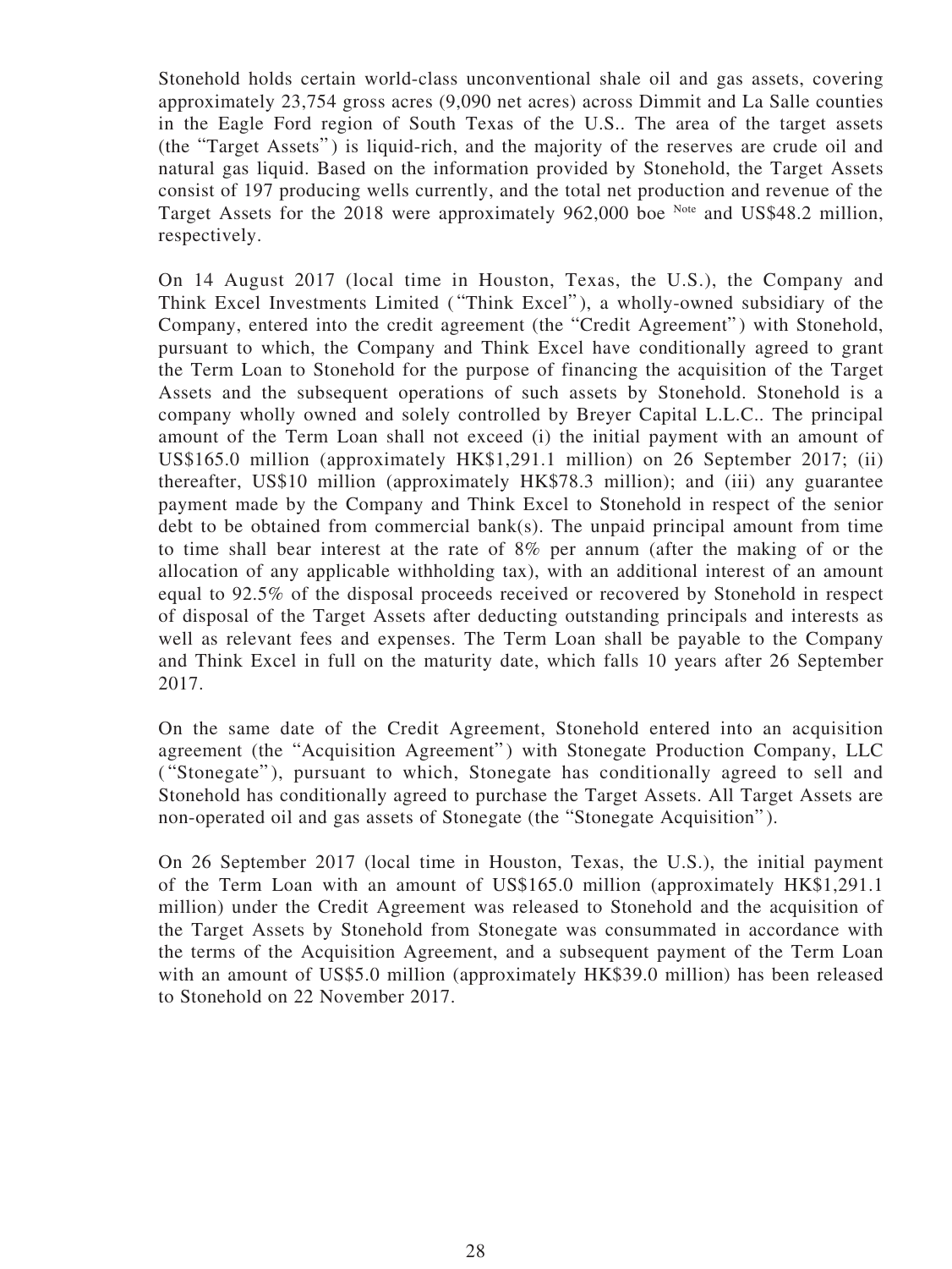Stonehold holds certain world-class unconventional shale oil and gas assets, covering approximately 23,754 gross acres (9,090 net acres) across Dimmit and La Salle counties in the Eagle Ford region of South Texas of the U.S.. The area of the target assets (the "Target Assets") is liquid-rich, and the majority of the reserves are crude oil and natural gas liquid. Based on the information provided by Stonehold, the Target Assets consist of 197 producing wells currently, and the total net production and revenue of the Target Assets for the 2018 were approximately 962,000 boe [Note] and US$48.2 million, respectively.

On 14 August 2017 (local time in Houston, Texas, the U.S.), the Company and Think Excel Investments Limited ("Think Excel"), a wholly-owned subsidiary of the Company, entered into the credit agreement (the "Credit Agreement") with Stonehold, pursuant to which, the Company and Think Excel have conditionally agreed to grant the Term Loan to Stonehold for the purpose of financing the acquisition of the Target Assets and the subsequent operations of such assets by Stonehold. Stonehold is a company wholly owned and solely controlled by Breyer Capital L.L.C.. The principal amount of the Term Loan shall not exceed (i) the initial payment with an amount of US$165.0 million (approximately HK$1,291.1 million) on 26 September 2017; (ii) thereafter, US$10 million (approximately HK$78.3 million); and (iii) any guarantee payment made by the Company and Think Excel to Stonehold in respect of the senior debt to be obtained from commercial bank(s). The unpaid principal amount from time to time shall bear interest at the rate of 8% per annum (after the making of or the allocation of any applicable withholding tax), with an additional interest of an amount equal to 92.5% of the disposal proceeds received or recovered by Stonehold in respect of disposal of the Target Assets after deducting outstanding principals and interests as well as relevant fees and expenses. The Term Loan shall be payable to the Company and Think Excel in full on the maturity date, which falls 10 years after 26 September 2017.

On the same date of the Credit Agreement, Stonehold entered into an acquisition agreement (the "Acquisition Agreement") with Stonegate Production Company, LLC ("Stonegate"), pursuant to which, Stonegate has conditionally agreed to sell and Stonehold has conditionally agreed to purchase the Target Assets. All Target Assets are non-operated oil and gas assets of Stonegate (the "Stonegate Acquisition").

On 26 September 2017 (local time in Houston, Texas, the U.S.), the initial payment of the Term Loan with an amount of US$165.0 million (approximately HK$1,291.1 million) under the Credit Agreement was released to Stonehold and the acquisition of the Target Assets by Stonehold from Stonegate was consummated in accordance with the terms of the Acquisition Agreement, and a subsequent payment of the Term Loan with an amount of US$5.0 million (approximately HK$39.0 million) has been released to Stonehold on 22 November 2017.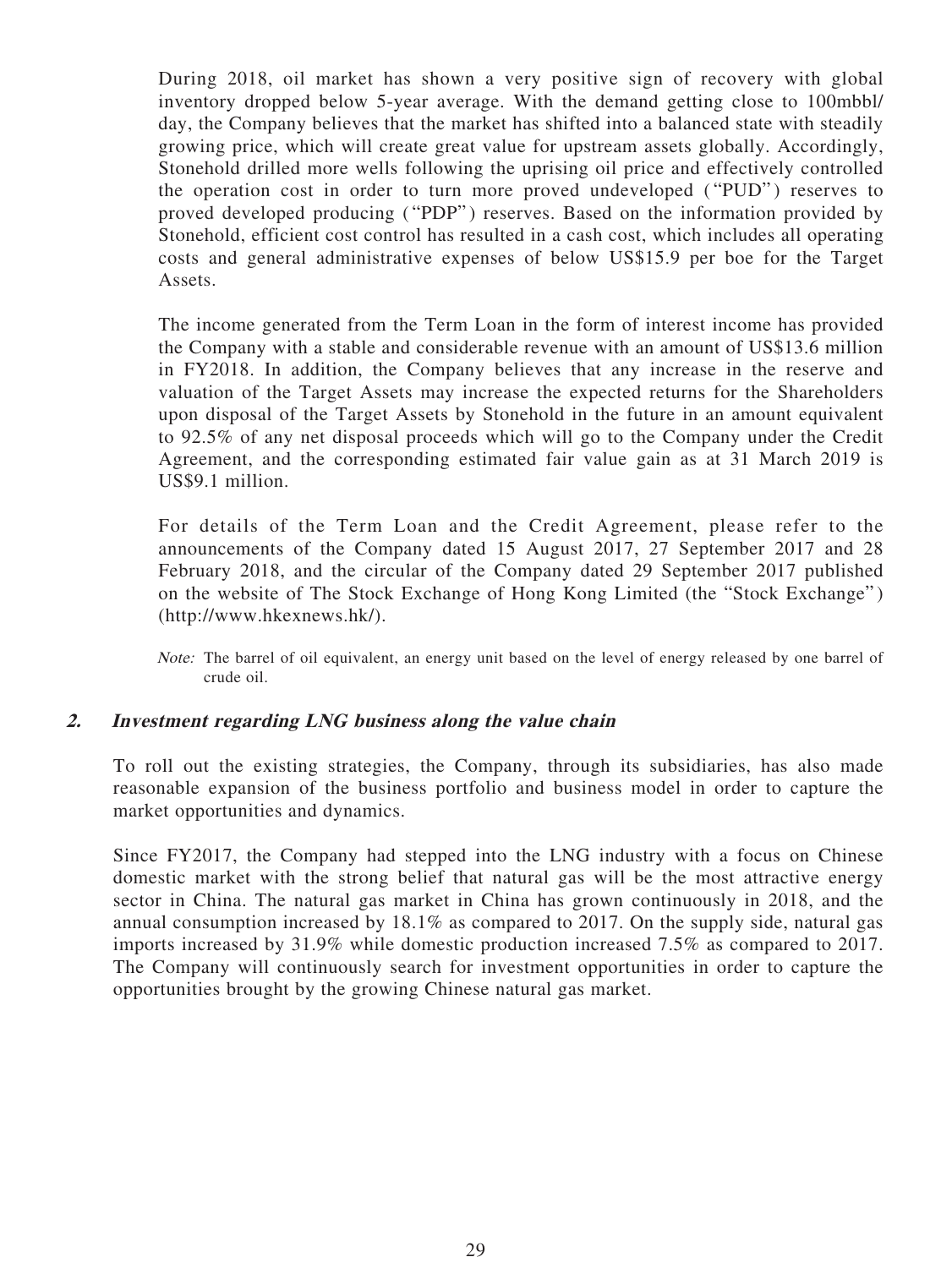During 2018, oil market has shown a very positive sign of recovery with global inventory dropped below 5-year average. With the demand getting close to 100mbbl/day, the Company believes that the market has shifted into a balanced state with steadily growing price, which will create great value for upstream assets globally. Accordingly, Stonehold drilled more wells following the uprising oil price and effectively controlled the operation cost in order to turn more proved undeveloped ("PUD") reserves to proved developed producing ("PDP") reserves. Based on the information provided by Stonehold, efficient cost control has resulted in a cash cost, which includes all operating costs and general administrative expenses of below US$15.9 per boe for the Target Assets.

The income generated from the Term Loan in the form of interest income has provided the Company with a stable and considerable revenue with an amount of US$13.6 million in FY2018. In addition, the Company believes that any increase in the reserve and valuation of the Target Assets may increase the expected returns for the Shareholders upon disposal of the Target Assets by Stonehold in the future in an amount equivalent to 92.5% of any net disposal proceeds which will go to the Company under the Credit Agreement, and the corresponding estimated fair value gain as at 31 March 2019 is US$9.1 million.

For details of the Term Loan and the Credit Agreement, please refer to the announcements of the Company dated 15 August 2017, 27 September 2017 and 28 February 2018, and the circular of the Company dated 29 September 2017 published on the website of The Stock Exchange of Hong Kong Limited (the "Stock Exchange") (http://www.hkexnews.hk/).

*Note:* The barrel of oil equivalent, an energy unit based on the level of energy released by one barrel of crude oil.

### 2. *Investment regarding LNG business along the value chain*

To roll out the existing strategies, the Company, through its subsidiaries, has also made reasonable expansion of the business portfolio and business model in order to capture the market opportunities and dynamics.

Since FY2017, the Company had stepped into the LNG industry with a focus on Chinese domestic market with the strong belief that natural gas will be the most attractive energy sector in China. The natural gas market in China has grown continuously in 2018, and the annual consumption increased by 18.1% as compared to 2017. On the supply side, natural gas imports increased by 31.9% while domestic production increased 7.5% as compared to 2017. The Company will continuously search for investment opportunities in order to capture the opportunities brought by the growing Chinese natural gas market.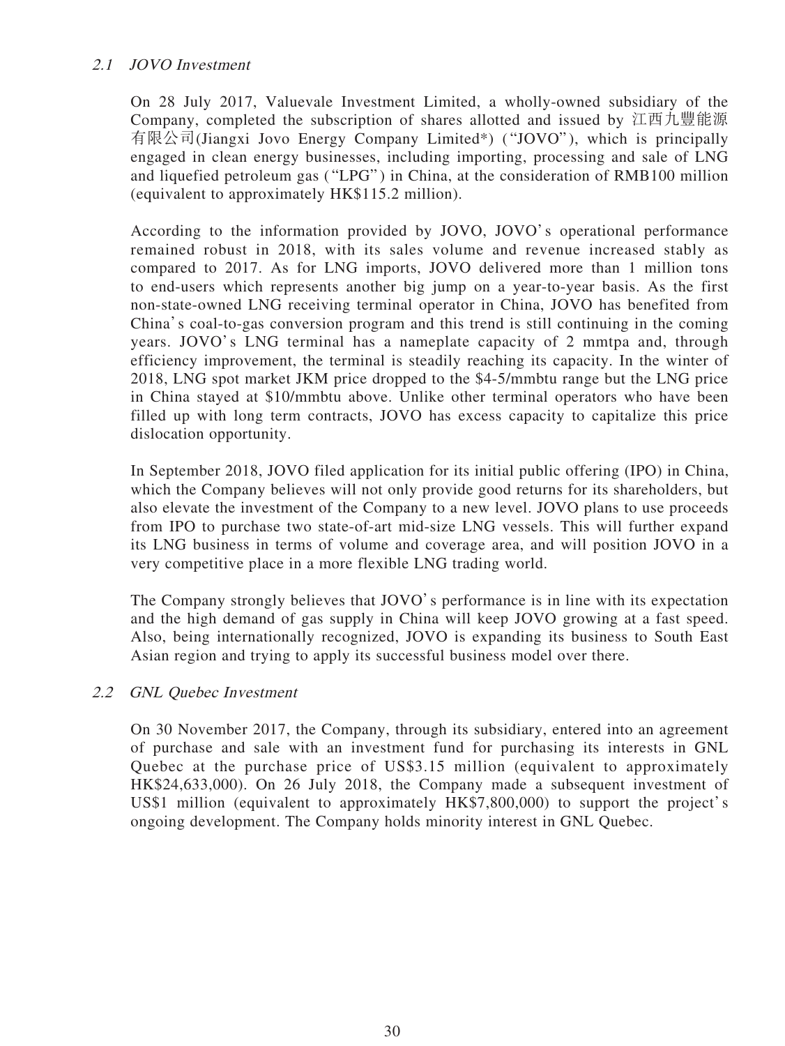### *2.1 JOVO Investment*

On 28 July 2017, Valuevale Investment Limited, a wholly-owned subsidiary of the Company, completed the subscription of shares allotted and issued by 江西九豐能源有限公司(Jiangxi Jovo Energy Company Limited*) ("JOVO"), which is principally engaged in clean energy businesses, including importing, processing and sale of LNG and liquefied petroleum gas ("LPG") in China, at the consideration of RMB100 million (equivalent to approximately HK$115.2 million).

According to the information provided by JOVO, JOVO's operational performance remained robust in 2018, with its sales volume and revenue increased stably as compared to 2017. As for LNG imports, JOVO delivered more than 1 million tons to end-users which represents another big jump on a year-to-year basis. As the first non-state-owned LNG receiving terminal operator in China, JOVO has benefited from China's coal-to-gas conversion program and this trend is still continuing in the coming years. JOVO's LNG terminal has a nameplate capacity of 2 mmtpa and, through efficiency improvement, the terminal is steadily reaching its capacity. In the winter of 2018, LNG spot market JKM price dropped to the $4-5/mmbtu range but the LNG price in China stayed at $10/mmbtu above. Unlike other terminal operators who have been filled up with long term contracts, JOVO has excess capacity to capitalize this price dislocation opportunity.

In September 2018, JOVO filed application for its initial public offering (IPO) in China, which the Company believes will not only provide good returns for its shareholders, but also elevate the investment of the Company to a new level. JOVO plans to use proceeds from IPO to purchase two state-of-art mid-size LNG vessels. This will further expand its LNG business in terms of volume and coverage area, and will position JOVO in a very competitive place in a more flexible LNG trading world.

The Company strongly believes that JOVO's performance is in line with its expectation and the high demand of gas supply in China will keep JOVO growing at a fast speed. Also, being internationally recognized, JOVO is expanding its business to South East Asian region and trying to apply its successful business model over there.

### *2.2 GNL Quebec Investment*

On 30 November 2017, the Company, through its subsidiary, entered into an agreement of purchase and sale with an investment fund for purchasing its interests in GNL Quebec at the purchase price of US$3.15 million (equivalent to approximately HK$24,633,000). On 26 July 2018, the Company made a subsequent investment of US$1 million (equivalent to approximately HK$7,800,000) to support the project's ongoing development. The Company holds minority interest in GNL Quebec.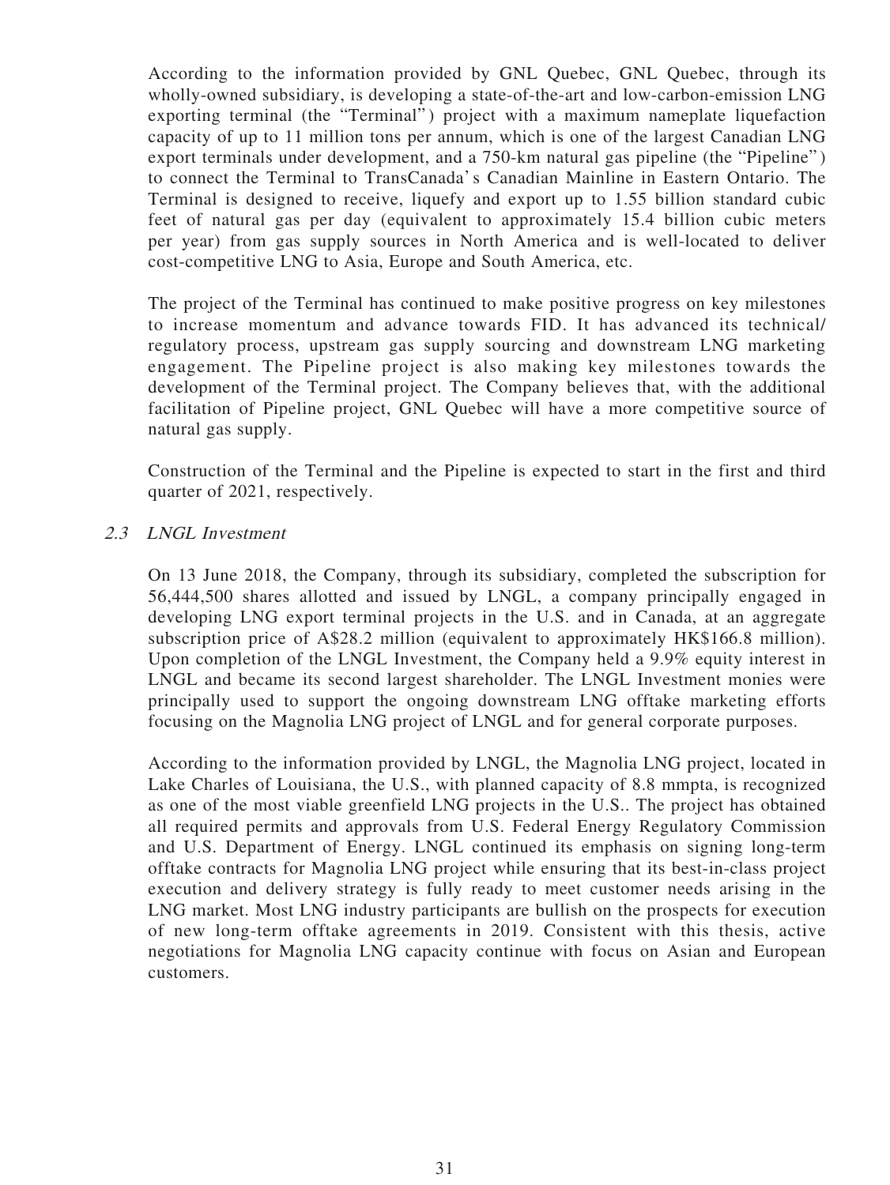According to the information provided by GNL Quebec, GNL Quebec, through its wholly-owned subsidiary, is developing a state-of-the-art and low-carbon-emission LNG exporting terminal (the "Terminal") project with a maximum nameplate liquefaction capacity of up to 11 million tons per annum, which is one of the largest Canadian LNG export terminals under development, and a 750-km natural gas pipeline (the "Pipeline") to connect the Terminal to TransCanada's Canadian Mainline in Eastern Ontario. The Terminal is designed to receive, liquefy and export up to 1.55 billion standard cubic feet of natural gas per day (equivalent to approximately 15.4 billion cubic meters per year) from gas supply sources in North America and is well-located to deliver cost-competitive LNG to Asia, Europe and South America, etc.

The project of the Terminal has continued to make positive progress on key milestones to increase momentum and advance towards FID. It has advanced its technical/regulatory process, upstream gas supply sourcing and downstream LNG marketing engagement. The Pipeline project is also making key milestones towards the development of the Terminal project. The Company believes that, with the additional facilitation of Pipeline project, GNL Quebec will have a more competitive source of natural gas supply.

Construction of the Terminal and the Pipeline is expected to start in the first and third quarter of 2021, respectively.

### *2.3 LNGL Investment*

On 13 June 2018, the Company, through its subsidiary, completed the subscription for 56,444,500 shares allotted and issued by LNGL, a company principally engaged in developing LNG export terminal projects in the U.S. and in Canada, at an aggregate subscription price of A$28.2 million (equivalent to approximately HK$166.8 million). Upon completion of the LNGL Investment, the Company held a 9.9% equity interest in LNGL and became its second largest shareholder. The LNGL Investment monies were principally used to support the ongoing downstream LNG offtake marketing efforts focusing on the Magnolia LNG project of LNGL and for general corporate purposes.

According to the information provided by LNGL, the Magnolia LNG project, located in Lake Charles of Louisiana, the U.S., with planned capacity of 8.8 mmpta, is recognized as one of the most viable greenfield LNG projects in the U.S.. The project has obtained all required permits and approvals from U.S. Federal Energy Regulatory Commission and U.S. Department of Energy. LNGL continued its emphasis on signing long-term offtake contracts for Magnolia LNG project while ensuring that its best-in-class project execution and delivery strategy is fully ready to meet customer needs arising in the LNG market. Most LNG industry participants are bullish on the prospects for execution of new long-term offtake agreements in 2019. Consistent with this thesis, active negotiations for Magnolia LNG capacity continue with focus on Asian and European customers.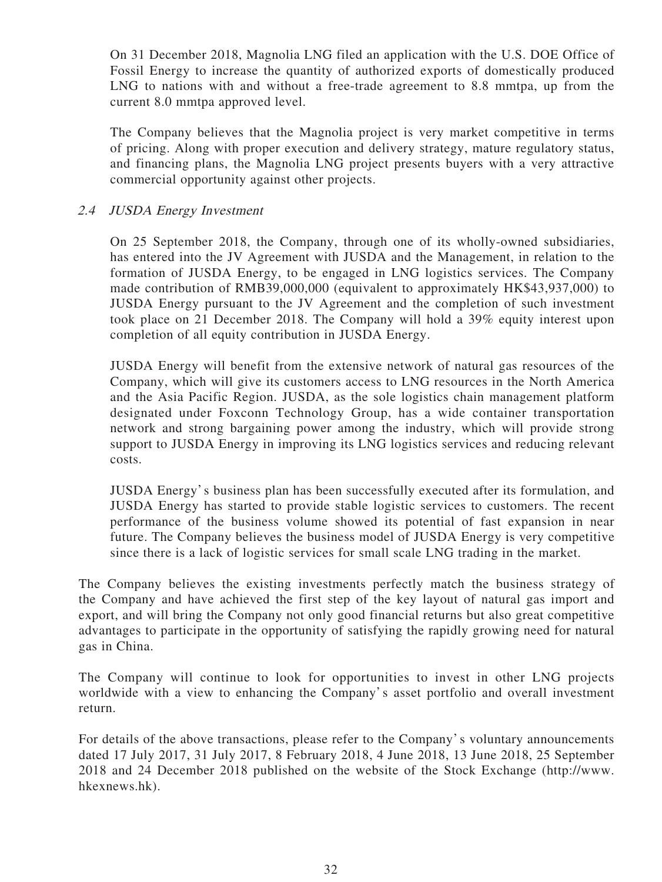On 31 December 2018, Magnolia LNG filed an application with the U.S. DOE Office of Fossil Energy to increase the quantity of authorized exports of domestically produced LNG to nations with and without a free-trade agreement to 8.8 mmtpa, up from the current 8.0 mmtpa approved level.

The Company believes that the Magnolia project is very market competitive in terms of pricing. Along with proper execution and delivery strategy, mature regulatory status, and financing plans, the Magnolia LNG project presents buyers with a very attractive commercial opportunity against other projects.

### *2.4 JUSDA Energy Investment*

On 25 September 2018, the Company, through one of its wholly-owned subsidiaries, has entered into the JV Agreement with JUSDA and the Management, in relation to the formation of JUSDA Energy, to be engaged in LNG logistics services. The Company made contribution of RMB39,000,000 (equivalent to approximately HK$43,937,000) to JUSDA Energy pursuant to the JV Agreement and the completion of such investment took place on 21 December 2018. The Company will hold a 39% equity interest upon completion of all equity contribution in JUSDA Energy.

JUSDA Energy will benefit from the extensive network of natural gas resources of the Company, which will give its customers access to LNG resources in the North America and the Asia Pacific Region. JUSDA, as the sole logistics chain management platform designated under Foxconn Technology Group, has a wide container transportation network and strong bargaining power among the industry, which will provide strong support to JUSDA Energy in improving its LNG logistics services and reducing relevant costs.

JUSDA Energy's business plan has been successfully executed after its formulation, and JUSDA Energy has started to provide stable logistic services to customers. The recent performance of the business volume showed its potential of fast expansion in near future. The Company believes the business model of JUSDA Energy is very competitive since there is a lack of logistic services for small scale LNG trading in the market.

The Company believes the existing investments perfectly match the business strategy of the Company and have achieved the first step of the key layout of natural gas import and export, and will bring the Company not only good financial returns but also great competitive advantages to participate in the opportunity of satisfying the rapidly growing need for natural gas in China.

The Company will continue to look for opportunities to invest in other LNG projects worldwide with a view to enhancing the Company's asset portfolio and overall investment return.

For details of the above transactions, please refer to the Company's voluntary announcements dated 17 July 2017, 31 July 2017, 8 February 2018, 4 June 2018, 13 June 2018, 25 September 2018 and 24 December 2018 published on the website of the Stock Exchange (http://www.hkexnews.hk).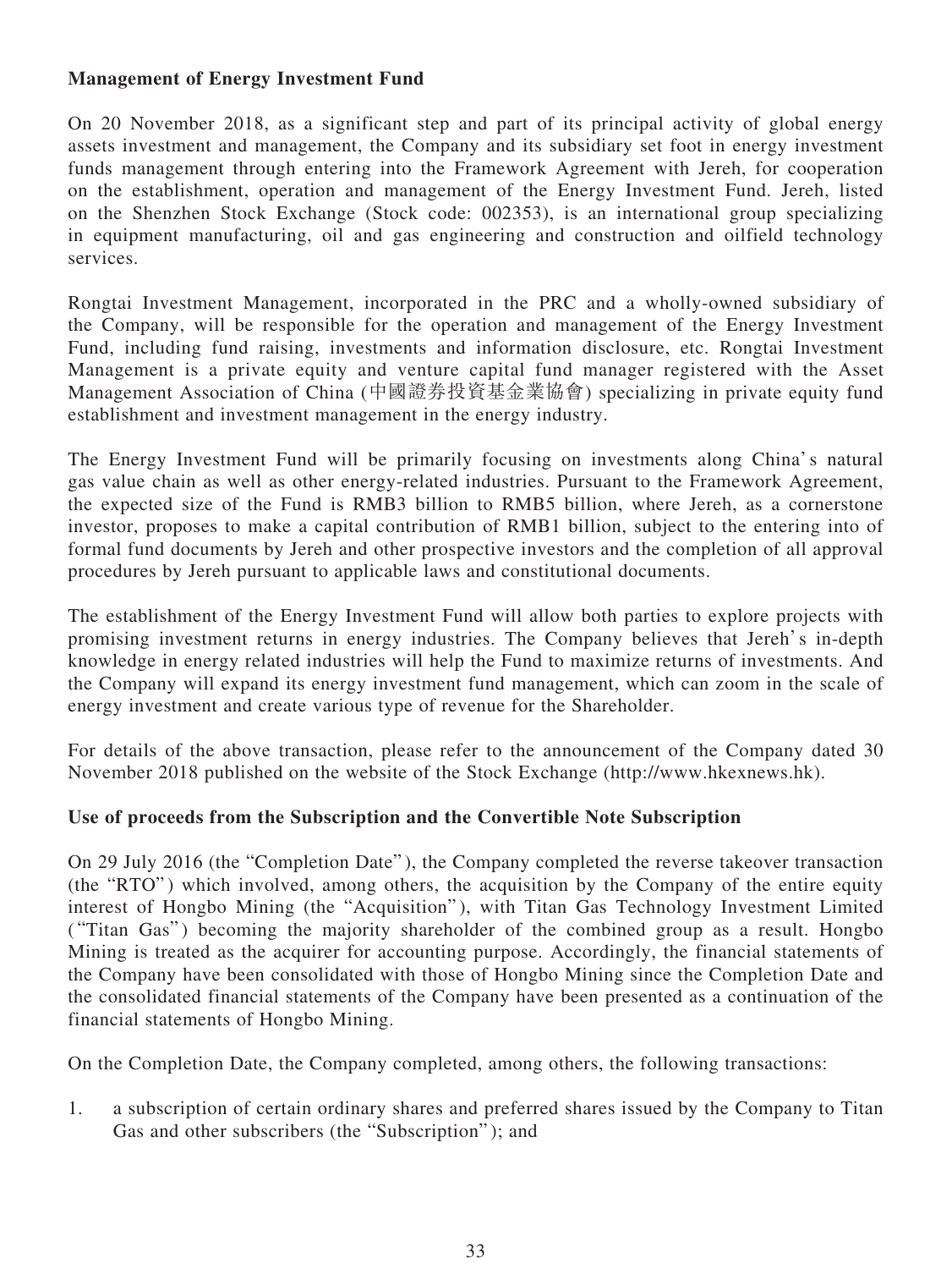**Management of Energy Investment Fund**

On 20 November 2018, as a significant step and part of its principal activity of global energy assets investment and management, the Company and its subsidiary set foot in energy investment funds management through entering into the Framework Agreement with Jereh, for cooperation on the establishment, operation and management of the Energy Investment Fund. Jereh, listed on the Shenzhen Stock Exchange (Stock code: 002353), is an international group specializing in equipment manufacturing, oil and gas engineering and construction and oilfield technology services.

Rongtai Investment Management, incorporated in the PRC and a wholly-owned subsidiary of the Company, will be responsible for the operation and management of the Energy Investment Fund, including fund raising, investments and information disclosure, etc. Rongtai Investment Management is a private equity and venture capital fund manager registered with the Asset Management Association of China (中國證券投資基金業協會) specializing in private equity fund establishment and investment management in the energy industry.

The Energy Investment Fund will be primarily focusing on investments along China's natural gas value chain as well as other energy-related industries. Pursuant to the Framework Agreement, the expected size of the Fund is RMB3 billion to RMB5 billion, where Jereh, as a cornerstone investor, proposes to make a capital contribution of RMB1 billion, subject to the entering into of formal fund documents by Jereh and other prospective investors and the completion of all approval procedures by Jereh pursuant to applicable laws and constitutional documents.

The establishment of the Energy Investment Fund will allow both parties to explore projects with promising investment returns in energy industries. The Company believes that Jereh's in-depth knowledge in energy related industries will help the Fund to maximize returns of investments. And the Company will expand its energy investment fund management, which can zoom in the scale of energy investment and create various type of revenue for the Shareholder.

For details of the above transaction, please refer to the announcement of the Company dated 30 November 2018 published on the website of the Stock Exchange (http://www.hkexnews.hk).

**Use of proceeds from the Subscription and the Convertible Note Subscription**

On 29 July 2016 (the "Completion Date"), the Company completed the reverse takeover transaction (the "RTO") which involved, among others, the acquisition by the Company of the entire equity interest of Hongbo Mining (the "Acquisition"), with Titan Gas Technology Investment Limited ("Titan Gas") becoming the majority shareholder of the combined group as a result. Hongbo Mining is treated as the acquirer for accounting purpose. Accordingly, the financial statements of the Company have been consolidated with those of Hongbo Mining since the Completion Date and the consolidated financial statements of the Company have been presented as a continuation of the financial statements of Hongbo Mining.

On the Completion Date, the Company completed, among others, the following transactions:

1. a subscription of certain ordinary shares and preferred shares issued by the Company to Titan Gas and other subscribers (the "Subscription"); and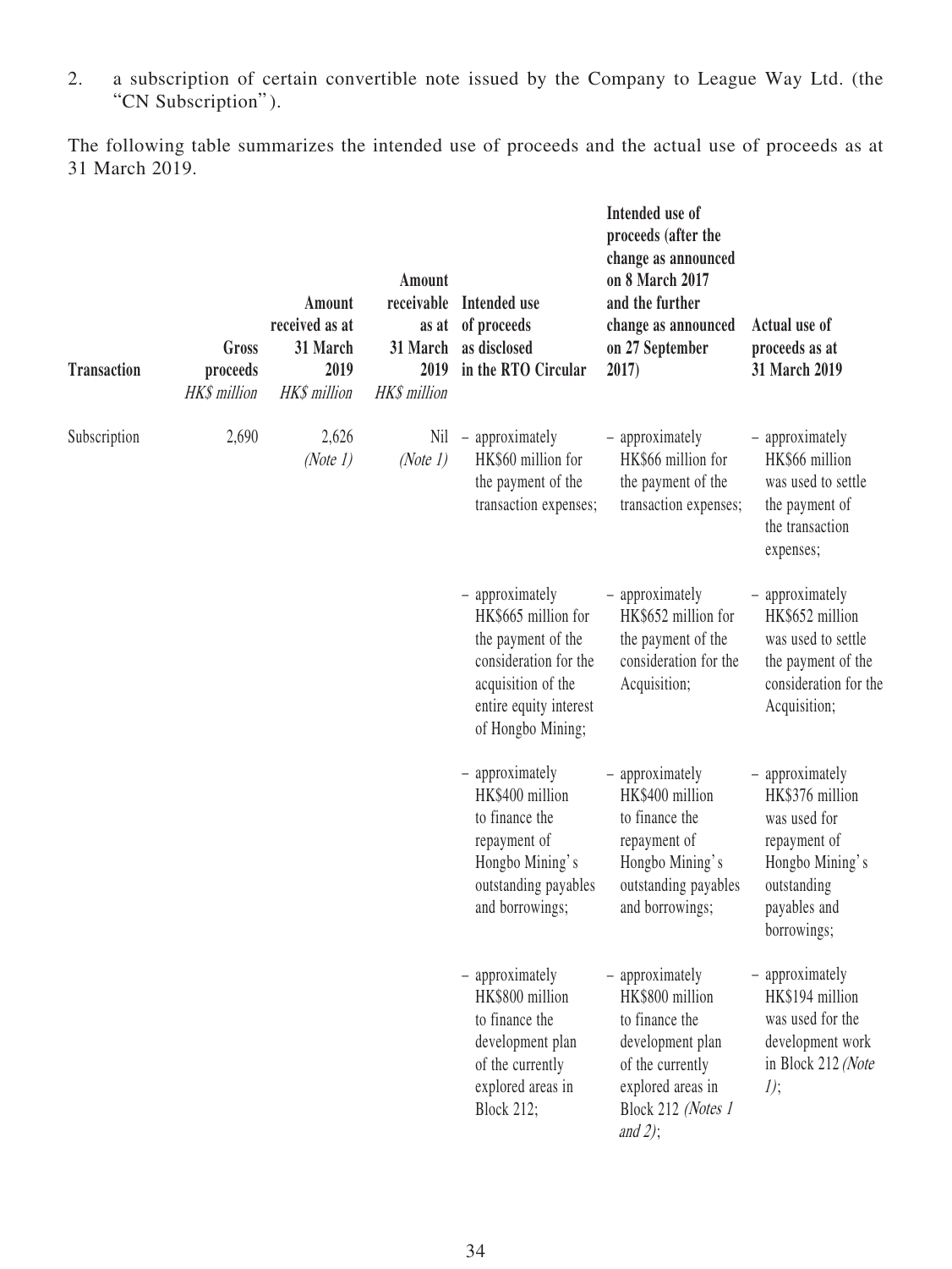2. a subscription of certain convertible note issued by the Company to League Way Ltd. (the "CN Subscription").

The following table summarizes the intended use of proceeds and the actual use of proceeds as at 31 March 2019.

| Transaction | Gross proceeds | Amount received as at 31 March 2019 | Amount receivable as at 31 March 2019 | Intended use of proceeds as disclosed in the RTO Circular | Intended use of proceeds (after the change as announced on 8 March 2017 and the further change as announced on 27 September 2017) | Actual use of proceeds as at 31 March 2019 |
|---|---|---|---|---|---|---|
| | *HK$ million* | *HK$ million* | *HK$ million* | | | |
| Subscription | 2,690 | 2,626 *(Note 1)* | Nil *(Note 1)* | – approximately HK$60 million for the payment of the transaction expenses; | – approximately HK$66 million for the payment of the transaction expenses; | – approximately HK$66 million was used to settle the payment of the transaction expenses; |
| | | | | – approximately HK$665 million for the payment of the consideration for the acquisition of the entire equity interest of Hongbo Mining; | – approximately HK$652 million for the payment of the consideration for the Acquisition; | – approximately HK$652 million was used to settle the payment of the consideration for the Acquisition; |
| | | | | – approximately HK$400 million to finance the repayment of Hongbo Mining's outstanding payables and borrowings; | – approximately HK$400 million to finance the repayment of Hongbo Mining's outstanding payables and borrowings; | – approximately HK$376 million was used for repayment of Hongbo Mining's outstanding payables and borrowings; |
| | | | | – approximately HK$800 million to finance the development plan of the currently explored areas in Block 212; | – approximately HK$800 million to finance the development plan of the currently explored areas in Block 212 *(Notes 1 and 2)*; | – approximately HK$194 million was used for the development work in Block 212 *(Note 1)*; |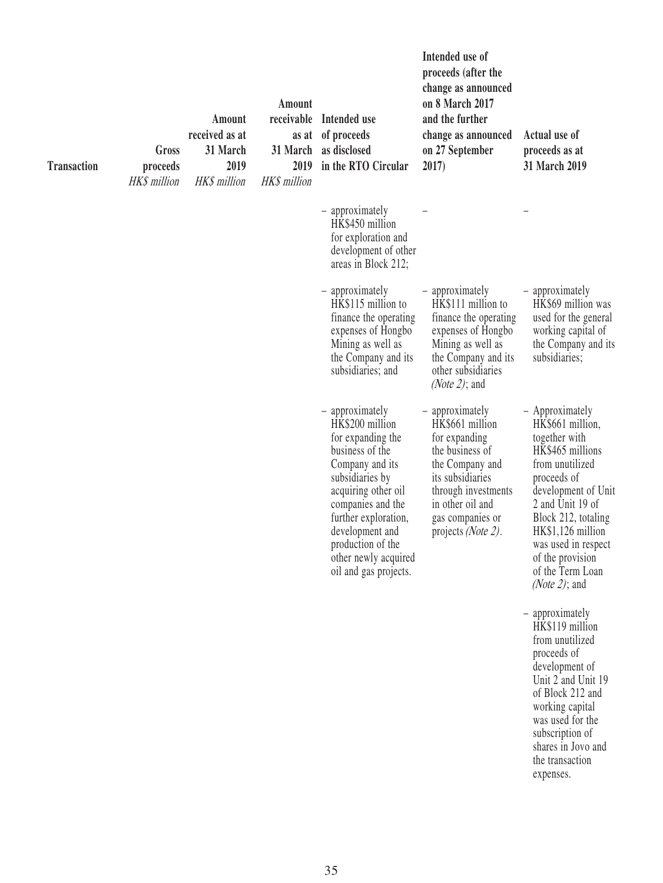| Transaction | Gross proceeds *HK$ million* | Amount received as at 31 March 2019 *HK$ million* | Amount receivable as at 31 March 2019 *HK$ million* | Intended use of proceeds as disclosed in the RTO Circular | Intended use of proceeds (after the change as announced on 8 March 2017 and the further change as announced on 27 September 2017) | Actual use of proceeds as at 31 March 2019 |
|---|---|---|---|---|---|---|
| | | | | – approximately HK$450 million for exploration and development of other areas in Block 212; | – | – |
| | | | | – approximately HK$115 million to finance the operating expenses of Hongbo Mining as well as the Company and its subsidiaries; and | – approximately HK$111 million to finance the operating expenses of Hongbo Mining as well as the Company and its other subsidiaries *(Note 2)*; and | – approximately HK$69 million was used for the general working capital of the Company and its subsidiaries; |
| | | | | – approximately HK$200 million for expanding the business of the Company and its subsidiaries by acquiring other oil companies and the further exploration, development and production of the other newly acquired oil and gas projects. | – approximately HK$661 million for expanding the business of the Company and its subsidiaries through investments in other oil and gas companies or projects *(Note 2)*. | – Approximately HK$661 million, together with HK$465 millions from unutilized proceeds of development of Unit 2 and Unit 19 of Block 212, totaling HK$1,126 million was used in respect of the provision of the Term Loan *(Note 2)*; and |
| | | | | | | – approximately HK$119 million from unutilized proceeds of development of Unit 2 and Unit 19 of Block 212 and working capital was used for the subscription of shares in Jovo and the transaction expenses. |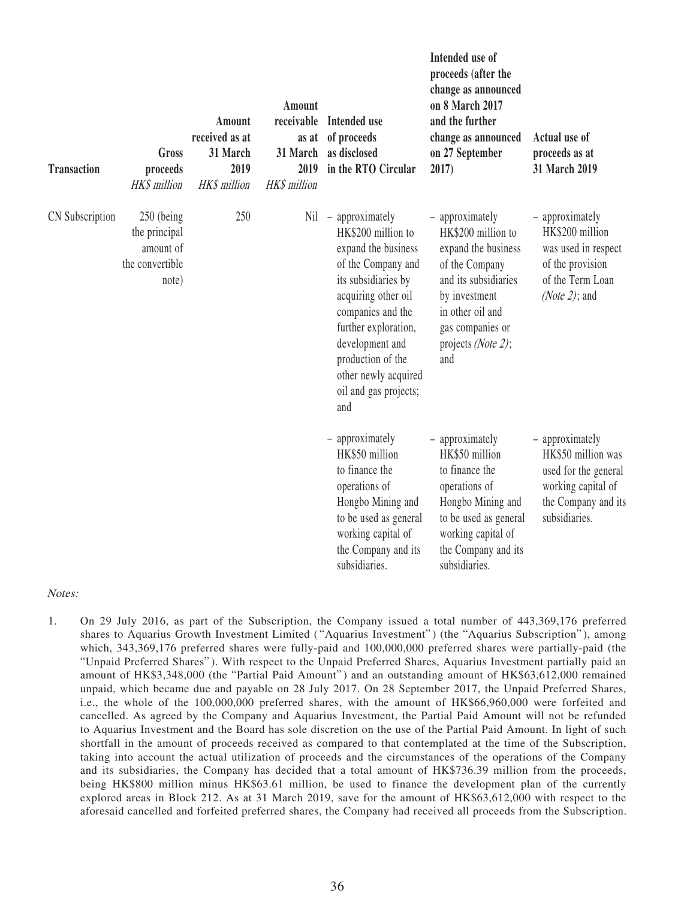| Transaction | Gross proceeds *HK$ million* | Amount received as at 31 March 2019 *HK$ million* | Amount receivable as at 31 March 2019 *HK$ million* | Intended use of proceeds as disclosed in the RTO Circular | Intended use of proceeds (after the change as announced on 8 March 2017 and the further change as announced on 27 September 2017) | Actual use of proceeds as at 31 March 2019 |
|---|---|---|---|---|---|---|
| CN Subscription | 250 (being the principal amount of the convertible note) | 250 | Nil | – approximately HK$200 million to expand the business of the Company and its subsidiaries by acquiring other oil companies and the further exploration, development and production of the other newly acquired oil and gas projects; and | – approximately HK$200 million to expand the business of the Company and its subsidiaries by investment in other oil and gas companies or projects *(Note 2)*; and | – approximately HK$200 million was used in respect of the provision of the Term Loan *(Note 2)*; and |
| | | | | – approximately HK$50 million to finance the operations of Hongbo Mining and to be used as general working capital of the Company and its subsidiaries. | – approximately HK$50 million to finance the operations of Hongbo Mining and to be used as general working capital of the Company and its subsidiaries. | – approximately HK$50 million was used for the general working capital of the Company and its subsidiaries. |

*Notes:*

1. On 29 July 2016, as part of the Subscription, the Company issued a total number of 443,369,176 preferred shares to Aquarius Growth Investment Limited ("Aquarius Investment") (the "Aquarius Subscription"), among which, 343,369,176 preferred shares were fully-paid and 100,000,000 preferred shares were partially-paid (the "Unpaid Preferred Shares"). With respect to the Unpaid Preferred Shares, Aquarius Investment partially paid an amount of HK$3,348,000 (the "Partial Paid Amount") and an outstanding amount of HK$63,612,000 remained unpaid, which became due and payable on 28 July 2017. On 28 September 2017, the Unpaid Preferred Shares, i.e., the whole of the 100,000,000 preferred shares, with the amount of HK$66,960,000 were forfeited and cancelled. As agreed by the Company and Aquarius Investment, the Partial Paid Amount will not be refunded to Aquarius Investment and the Board has sole discretion on the use of the Partial Paid Amount. In light of such shortfall in the amount of proceeds received as compared to that contemplated at the time of the Subscription, taking into account the actual utilization of proceeds and the circumstances of the operations of the Company and its subsidiaries, the Company has decided that a total amount of HK$736.39 million from the proceeds, being HK$800 million minus HK$63.61 million, be used to finance the development plan of the currently explored areas in Block 212. As at 31 March 2019, save for the amount of HK$63,612,000 with respect to the aforesaid cancelled and forfeited preferred shares, the Company had received all proceeds from the Subscription.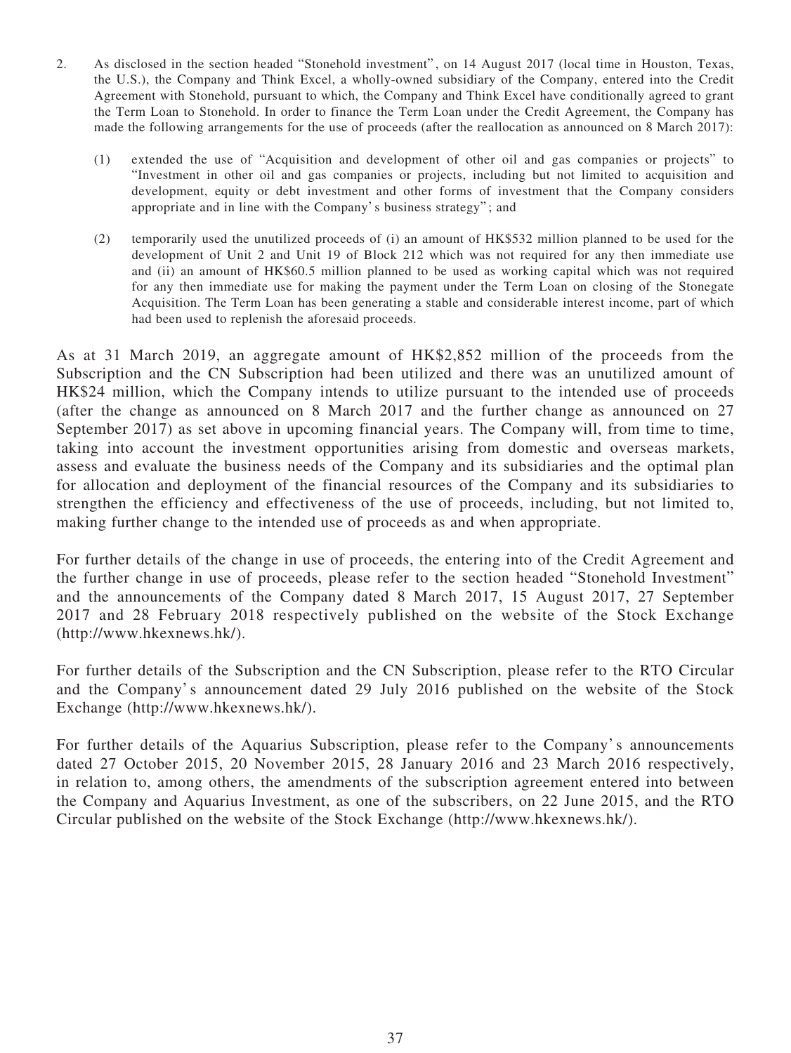2. As disclosed in the section headed "Stonehold investment", on 14 August 2017 (local time in Houston, Texas, the U.S.), the Company and Think Excel, a wholly-owned subsidiary of the Company, entered into the Credit Agreement with Stonehold, pursuant to which, the Company and Think Excel have conditionally agreed to grant the Term Loan to Stonehold. In order to finance the Term Loan under the Credit Agreement, the Company has made the following arrangements for the use of proceeds (after the reallocation as announced on 8 March 2017):

   (1) extended the use of "Acquisition and development of other oil and gas companies or projects" to "Investment in other oil and gas companies or projects, including but not limited to acquisition and development, equity or debt investment and other forms of investment that the Company considers appropriate and in line with the Company's business strategy"; and

   (2) temporarily used the unutilized proceeds of (i) an amount of HK$532 million planned to be used for the development of Unit 2 and Unit 19 of Block 212 which was not required for any then immediate use and (ii) an amount of HK$60.5 million planned to be used as working capital which was not required for any then immediate use for making the payment under the Term Loan on closing of the Stonegate Acquisition. The Term Loan has been generating a stable and considerable interest income, part of which had been used to replenish the aforesaid proceeds.

As at 31 March 2019, an aggregate amount of HK$2,852 million of the proceeds from the Subscription and the CN Subscription had been utilized and there was an unutilized amount of HK$24 million, which the Company intends to utilize pursuant to the intended use of proceeds (after the change as announced on 8 March 2017 and the further change as announced on 27 September 2017) as set above in upcoming financial years. The Company will, from time to time, taking into account the investment opportunities arising from domestic and overseas markets, assess and evaluate the business needs of the Company and its subsidiaries and the optimal plan for allocation and deployment of the financial resources of the Company and its subsidiaries to strengthen the efficiency and effectiveness of the use of proceeds, including, but not limited to, making further change to the intended use of proceeds as and when appropriate.

For further details of the change in use of proceeds, the entering into of the Credit Agreement and the further change in use of proceeds, please refer to the section headed "Stonehold Investment" and the announcements of the Company dated 8 March 2017, 15 August 2017, 27 September 2017 and 28 February 2018 respectively published on the website of the Stock Exchange (http://www.hkexnews.hk/).

For further details of the Subscription and the CN Subscription, please refer to the RTO Circular and the Company's announcement dated 29 July 2016 published on the website of the Stock Exchange (http://www.hkexnews.hk/).

For further details of the Aquarius Subscription, please refer to the Company's announcements dated 27 October 2015, 20 November 2015, 28 January 2016 and 23 March 2016 respectively, in relation to, among others, the amendments of the subscription agreement entered into between the Company and Aquarius Investment, as one of the subscribers, on 22 June 2015, and the RTO Circular published on the website of the Stock Exchange (http://www.hkexnews.hk/).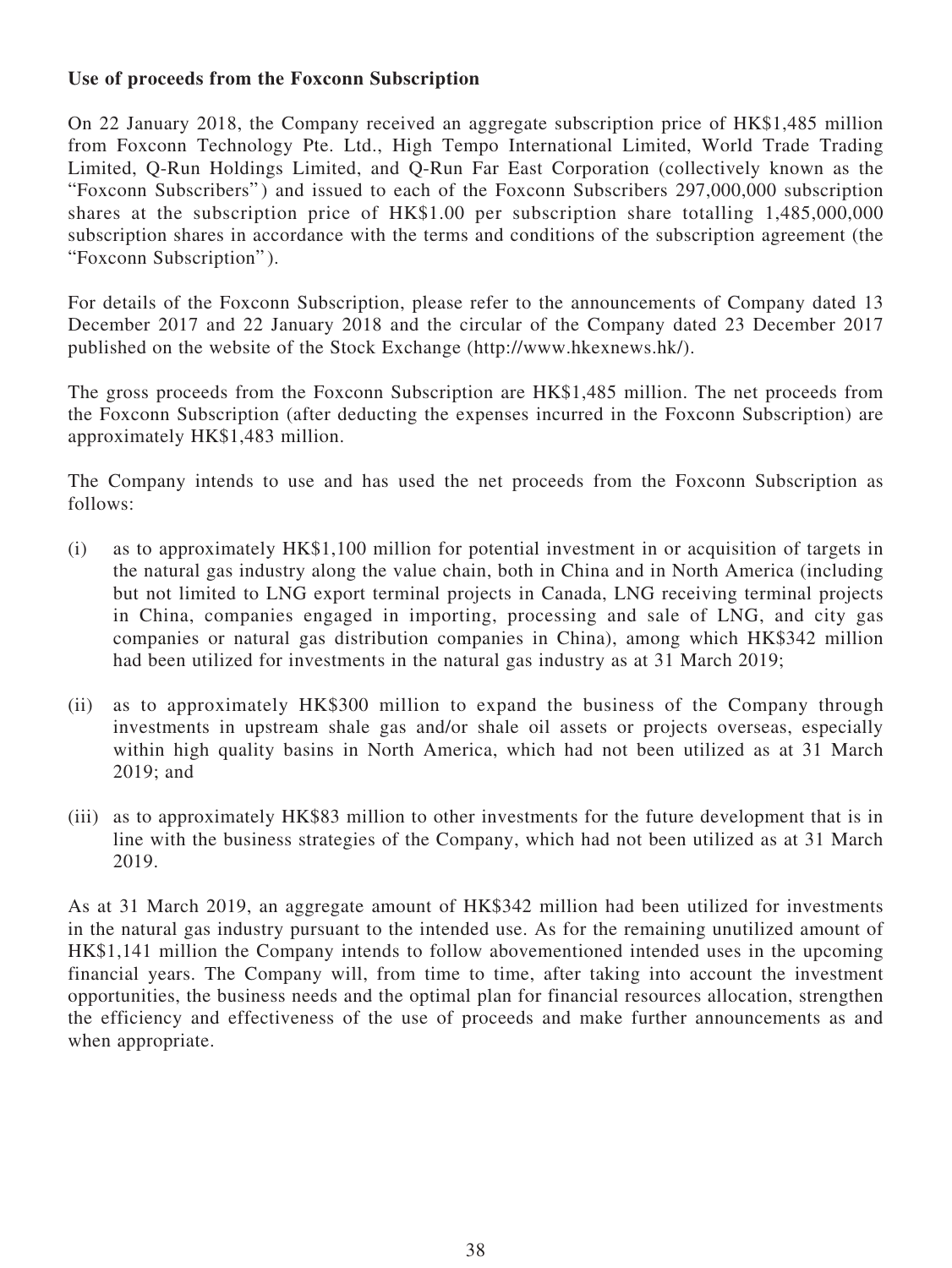**Use of proceeds from the Foxconn Subscription**

On 22 January 2018, the Company received an aggregate subscription price of HK$1,485 million from Foxconn Technology Pte. Ltd., High Tempo International Limited, World Trade Trading Limited, Q-Run Holdings Limited, and Q-Run Far East Corporation (collectively known as the "Foxconn Subscribers") and issued to each of the Foxconn Subscribers 297,000,000 subscription shares at the subscription price of HK$1.00 per subscription share totalling 1,485,000,000 subscription shares in accordance with the terms and conditions of the subscription agreement (the "Foxconn Subscription").

For details of the Foxconn Subscription, please refer to the announcements of Company dated 13 December 2017 and 22 January 2018 and the circular of the Company dated 23 December 2017 published on the website of the Stock Exchange (http://www.hkexnews.hk/).

The gross proceeds from the Foxconn Subscription are HK$1,485 million. The net proceeds from the Foxconn Subscription (after deducting the expenses incurred in the Foxconn Subscription) are approximately HK$1,483 million.

The Company intends to use and has used the net proceeds from the Foxconn Subscription as follows:

(i) as to approximately HK$1,100 million for potential investment in or acquisition of targets in the natural gas industry along the value chain, both in China and in North America (including but not limited to LNG export terminal projects in Canada, LNG receiving terminal projects in China, companies engaged in importing, processing and sale of LNG, and city gas companies or natural gas distribution companies in China), among which HK$342 million had been utilized for investments in the natural gas industry as at 31 March 2019;

(ii) as to approximately HK$300 million to expand the business of the Company through investments in upstream shale gas and/or shale oil assets or projects overseas, especially within high quality basins in North America, which had not been utilized as at 31 March 2019; and

(iii) as to approximately HK$83 million to other investments for the future development that is in line with the business strategies of the Company, which had not been utilized as at 31 March 2019.

As at 31 March 2019, an aggregate amount of HK$342 million had been utilized for investments in the natural gas industry pursuant to the intended use. As for the remaining unutilized amount of HK$1,141 million the Company intends to follow abovementioned intended uses in the upcoming financial years. The Company will, from time to time, after taking into account the investment opportunities, the business needs and the optimal plan for financial resources allocation, strengthen the efficiency and effectiveness of the use of proceeds and make further announcements as and when appropriate.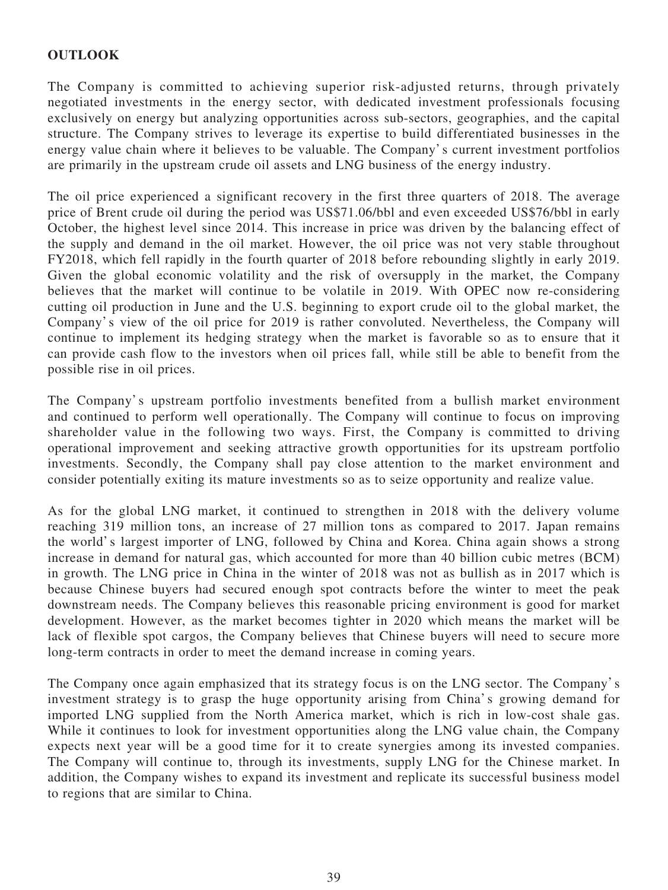**OUTLOOK**

The Company is committed to achieving superior risk-adjusted returns, through privately negotiated investments in the energy sector, with dedicated investment professionals focusing exclusively on energy but analyzing opportunities across sub-sectors, geographies, and the capital structure. The Company strives to leverage its expertise to build differentiated businesses in the energy value chain where it believes to be valuable. The Company's current investment portfolios are primarily in the upstream crude oil assets and LNG business of the energy industry.

The oil price experienced a significant recovery in the first three quarters of 2018. The average price of Brent crude oil during the period was US$71.06/bbl and even exceeded US$76/bbl in early October, the highest level since 2014. This increase in price was driven by the balancing effect of the supply and demand in the oil market. However, the oil price was not very stable throughout FY2018, which fell rapidly in the fourth quarter of 2018 before rebounding slightly in early 2019. Given the global economic volatility and the risk of oversupply in the market, the Company believes that the market will continue to be volatile in 2019. With OPEC now re-considering cutting oil production in June and the U.S. beginning to export crude oil to the global market, the Company's view of the oil price for 2019 is rather convoluted. Nevertheless, the Company will continue to implement its hedging strategy when the market is favorable so as to ensure that it can provide cash flow to the investors when oil prices fall, while still be able to benefit from the possible rise in oil prices.

The Company's upstream portfolio investments benefited from a bullish market environment and continued to perform well operationally. The Company will continue to focus on improving shareholder value in the following two ways. First, the Company is committed to driving operational improvement and seeking attractive growth opportunities for its upstream portfolio investments. Secondly, the Company shall pay close attention to the market environment and consider potentially exiting its mature investments so as to seize opportunity and realize value.

As for the global LNG market, it continued to strengthen in 2018 with the delivery volume reaching 319 million tons, an increase of 27 million tons as compared to 2017. Japan remains the world's largest importer of LNG, followed by China and Korea. China again shows a strong increase in demand for natural gas, which accounted for more than 40 billion cubic metres (BCM) in growth. The LNG price in China in the winter of 2018 was not as bullish as in 2017 which is because Chinese buyers had secured enough spot contracts before the winter to meet the peak downstream needs. The Company believes this reasonable pricing environment is good for market development. However, as the market becomes tighter in 2020 which means the market will be lack of flexible spot cargos, the Company believes that Chinese buyers will need to secure more long-term contracts in order to meet the demand increase in coming years.

The Company once again emphasized that its strategy focus is on the LNG sector. The Company's investment strategy is to grasp the huge opportunity arising from China's growing demand for imported LNG supplied from the North America market, which is rich in low-cost shale gas. While it continues to look for investment opportunities along the LNG value chain, the Company expects next year will be a good time for it to create synergies among its invested companies. The Company will continue to, through its investments, supply LNG for the Chinese market. In addition, the Company wishes to expand its investment and replicate its successful business model to regions that are similar to China.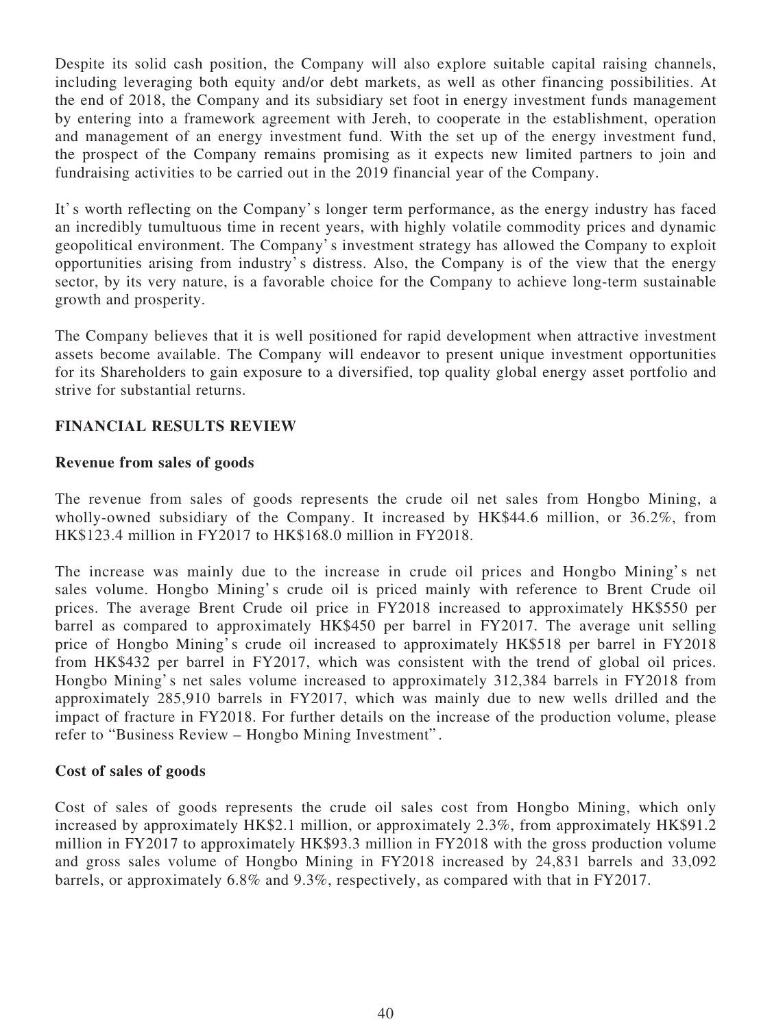Despite its solid cash position, the Company will also explore suitable capital raising channels, including leveraging both equity and/or debt markets, as well as other financing possibilities. At the end of 2018, the Company and its subsidiary set foot in energy investment funds management by entering into a framework agreement with Jereh, to cooperate in the establishment, operation and management of an energy investment fund. With the set up of the energy investment fund, the prospect of the Company remains promising as it expects new limited partners to join and fundraising activities to be carried out in the 2019 financial year of the Company.

It's worth reflecting on the Company's longer term performance, as the energy industry has faced an incredibly tumultuous time in recent years, with highly volatile commodity prices and dynamic geopolitical environment. The Company's investment strategy has allowed the Company to exploit opportunities arising from industry's distress. Also, the Company is of the view that the energy sector, by its very nature, is a favorable choice for the Company to achieve long-term sustainable growth and prosperity.

The Company believes that it is well positioned for rapid development when attractive investment assets become available. The Company will endeavor to present unique investment opportunities for its Shareholders to gain exposure to a diversified, top quality global energy asset portfolio and strive for substantial returns.

## FINANCIAL RESULTS REVIEW

### Revenue from sales of goods

The revenue from sales of goods represents the crude oil net sales from Hongbo Mining, a wholly-owned subsidiary of the Company. It increased by HK$44.6 million, or 36.2%, from HK$123.4 million in FY2017 to HK$168.0 million in FY2018.

The increase was mainly due to the increase in crude oil prices and Hongbo Mining's net sales volume. Hongbo Mining's crude oil is priced mainly with reference to Brent Crude oil prices. The average Brent Crude oil price in FY2018 increased to approximately HK$550 per barrel as compared to approximately HK$450 per barrel in FY2017. The average unit selling price of Hongbo Mining's crude oil increased to approximately HK$518 per barrel in FY2018 from HK$432 per barrel in FY2017, which was consistent with the trend of global oil prices. Hongbo Mining's net sales volume increased to approximately 312,384 barrels in FY2018 from approximately 285,910 barrels in FY2017, which was mainly due to new wells drilled and the impact of fracture in FY2018. For further details on the increase of the production volume, please refer to "Business Review – Hongbo Mining Investment".

### Cost of sales of goods

Cost of sales of goods represents the crude oil sales cost from Hongbo Mining, which only increased by approximately HK$2.1 million, or approximately 2.3%, from approximately HK$91.2 million in FY2017 to approximately HK$93.3 million in FY2018 with the gross production volume and gross sales volume of Hongbo Mining in FY2018 increased by 24,831 barrels and 33,092 barrels, or approximately 6.8% and 9.3%, respectively, as compared with that in FY2017.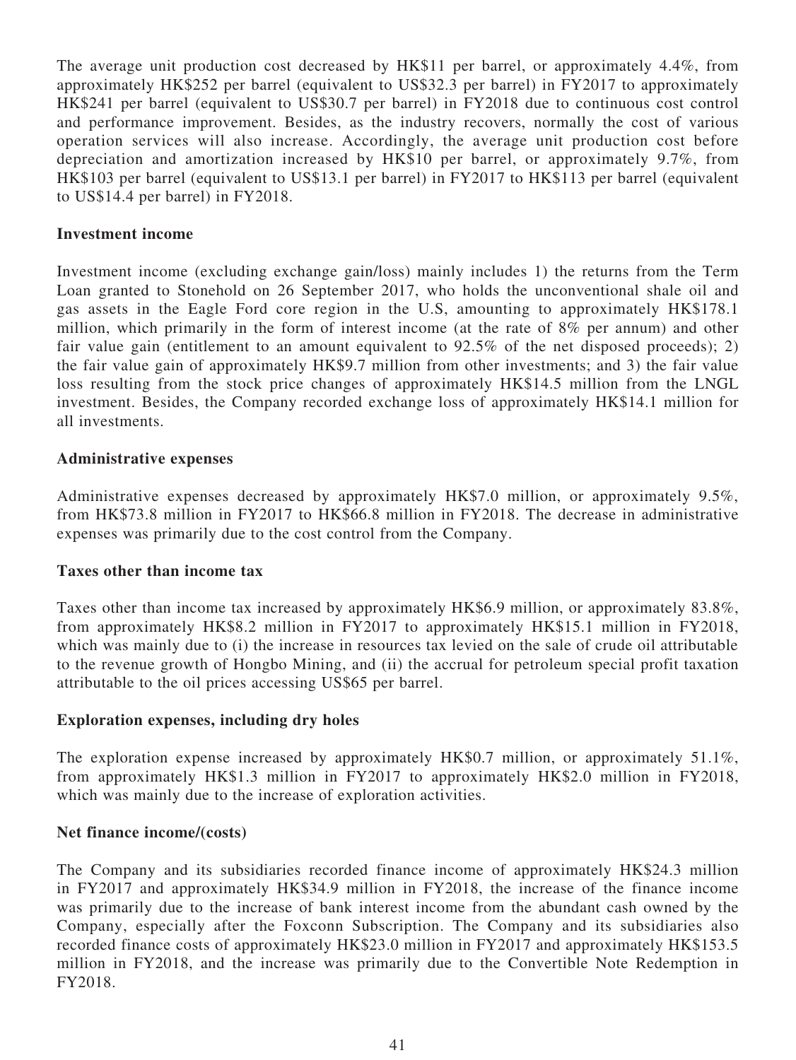The average unit production cost decreased by HK$11 per barrel, or approximately 4.4%, from approximately HK$252 per barrel (equivalent to US$32.3 per barrel) in FY2017 to approximately HK$241 per barrel (equivalent to US$30.7 per barrel) in FY2018 due to continuous cost control and performance improvement. Besides, as the industry recovers, normally the cost of various operation services will also increase. Accordingly, the average unit production cost before depreciation and amortization increased by HK$10 per barrel, or approximately 9.7%, from HK$103 per barrel (equivalent to US$13.1 per barrel) in FY2017 to HK$113 per barrel (equivalent to US$14.4 per barrel) in FY2018.

**Investment income**

Investment income (excluding exchange gain/loss) mainly includes 1) the returns from the Term Loan granted to Stonehold on 26 September 2017, who holds the unconventional shale oil and gas assets in the Eagle Ford core region in the U.S, amounting to approximately HK$178.1 million, which primarily in the form of interest income (at the rate of 8% per annum) and other fair value gain (entitlement to an amount equivalent to 92.5% of the net disposed proceeds); 2) the fair value gain of approximately HK$9.7 million from other investments; and 3) the fair value loss resulting from the stock price changes of approximately HK$14.5 million from the LNGL investment. Besides, the Company recorded exchange loss of approximately HK$14.1 million for all investments.

**Administrative expenses**

Administrative expenses decreased by approximately HK$7.0 million, or approximately 9.5%, from HK$73.8 million in FY2017 to HK$66.8 million in FY2018. The decrease in administrative expenses was primarily due to the cost control from the Company.

**Taxes other than income tax**

Taxes other than income tax increased by approximately HK$6.9 million, or approximately 83.8%, from approximately HK$8.2 million in FY2017 to approximately HK$15.1 million in FY2018, which was mainly due to (i) the increase in resources tax levied on the sale of crude oil attributable to the revenue growth of Hongbo Mining, and (ii) the accrual for petroleum special profit taxation attributable to the oil prices accessing US$65 per barrel.

**Exploration expenses, including dry holes**

The exploration expense increased by approximately HK$0.7 million, or approximately 51.1%, from approximately HK$1.3 million in FY2017 to approximately HK$2.0 million in FY2018, which was mainly due to the increase of exploration activities.

**Net finance income/(costs)**

The Company and its subsidiaries recorded finance income of approximately HK$24.3 million in FY2017 and approximately HK$34.9 million in FY2018, the increase of the finance income was primarily due to the increase of bank interest income from the abundant cash owned by the Company, especially after the Foxconn Subscription. The Company and its subsidiaries also recorded finance costs of approximately HK$23.0 million in FY2017 and approximately HK$153.5 million in FY2018, and the increase was primarily due to the Convertible Note Redemption in FY2018.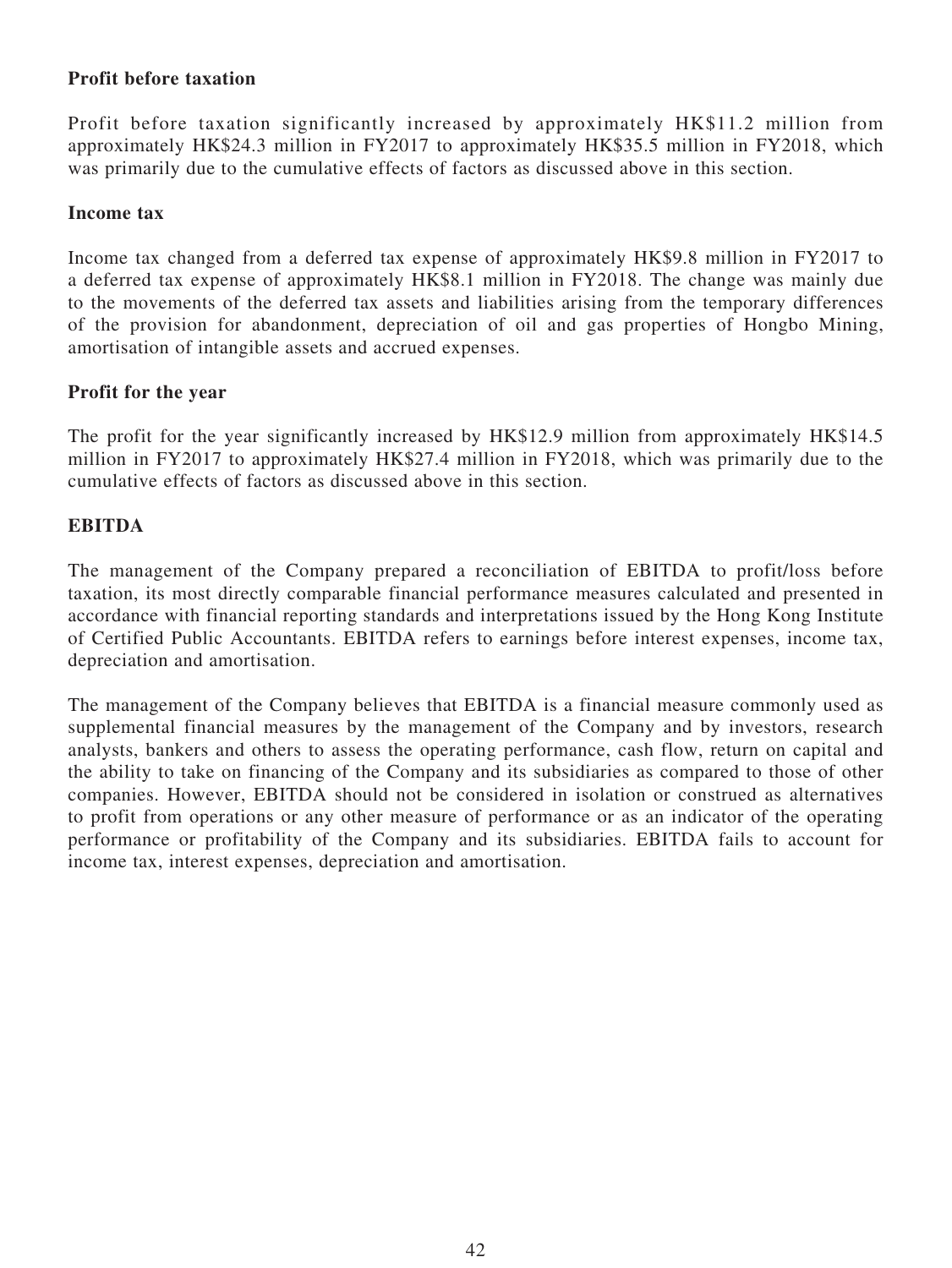**Profit before taxation**

Profit before taxation significantly increased by approximately HK$11.2 million from approximately HK$24.3 million in FY2017 to approximately HK$35.5 million in FY2018, which was primarily due to the cumulative effects of factors as discussed above in this section.

**Income tax**

Income tax changed from a deferred tax expense of approximately HK$9.8 million in FY2017 to a deferred tax expense of approximately HK$8.1 million in FY2018. The change was mainly due to the movements of the deferred tax assets and liabilities arising from the temporary differences of the provision for abandonment, depreciation of oil and gas properties of Hongbo Mining, amortisation of intangible assets and accrued expenses.

**Profit for the year**

The profit for the year significantly increased by HK$12.9 million from approximately HK$14.5 million in FY2017 to approximately HK$27.4 million in FY2018, which was primarily due to the cumulative effects of factors as discussed above in this section.

**EBITDA**

The management of the Company prepared a reconciliation of EBITDA to profit/loss before taxation, its most directly comparable financial performance measures calculated and presented in accordance with financial reporting standards and interpretations issued by the Hong Kong Institute of Certified Public Accountants. EBITDA refers to earnings before interest expenses, income tax, depreciation and amortisation.

The management of the Company believes that EBITDA is a financial measure commonly used as supplemental financial measures by the management of the Company and by investors, research analysts, bankers and others to assess the operating performance, cash flow, return on capital and the ability to take on financing of the Company and its subsidiaries as compared to those of other companies. However, EBITDA should not be considered in isolation or construed as alternatives to profit from operations or any other measure of performance or as an indicator of the operating performance or profitability of the Company and its subsidiaries. EBITDA fails to account for income tax, interest expenses, depreciation and amortisation.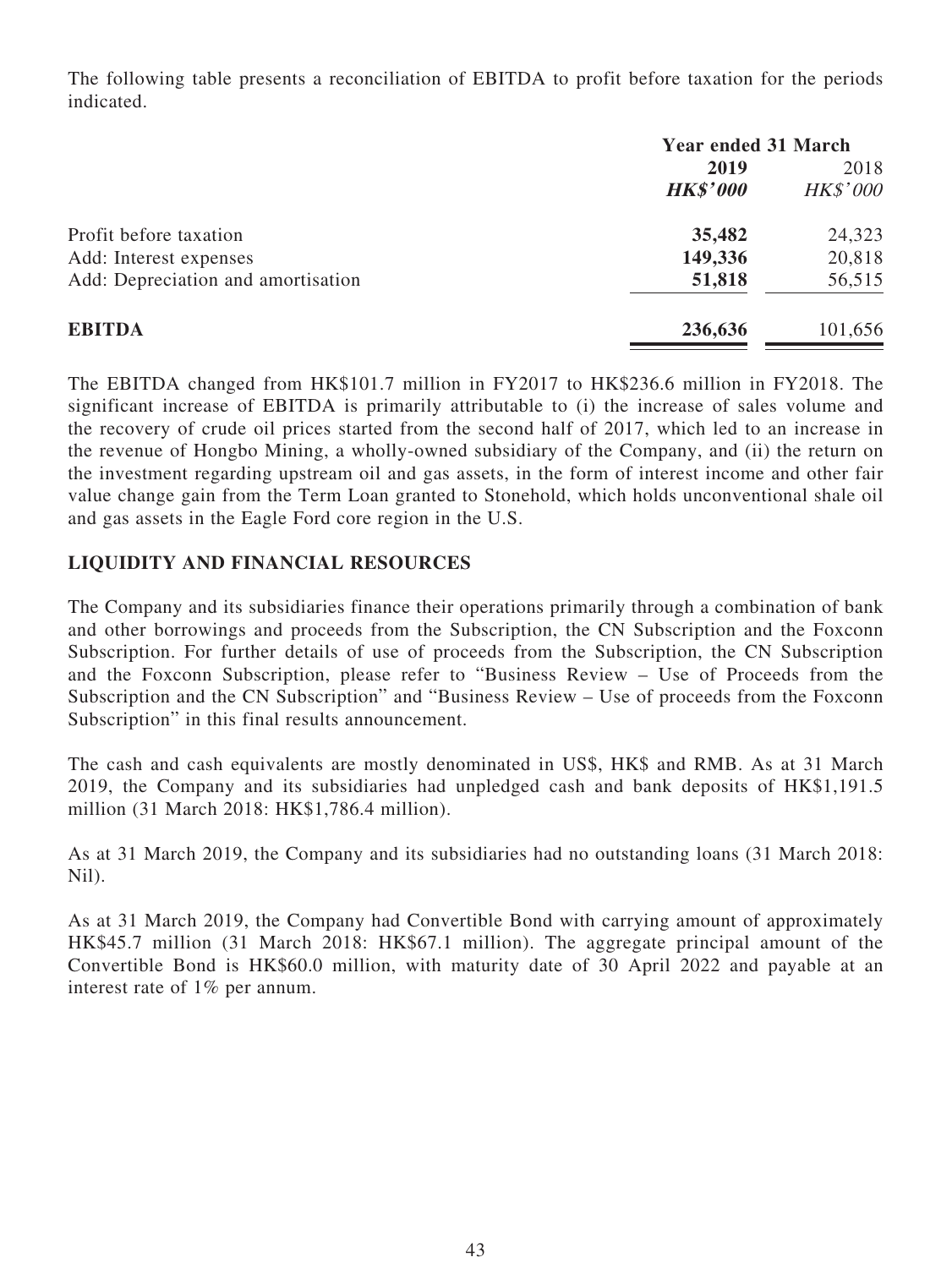The following table presents a reconciliation of EBITDA to profit before taxation for the periods indicated.

| | Year ended 31 March | |
|---|---|---|
| | **2019** | 2018 |
| | ***HK$'000*** | *HK$'000* |
| Profit before taxation | **35,482** | 24,323 |
| Add: Interest expenses | **149,336** | 20,818 |
| Add: Depreciation and amortisation | **51,818** | 56,515 |
| **EBITDA** | **236,636** | 101,656 |

The EBITDA changed from HK$101.7 million in FY2017 to HK$236.6 million in FY2018. The significant increase of EBITDA is primarily attributable to (i) the increase of sales volume and the recovery of crude oil prices started from the second half of 2017, which led to an increase in the revenue of Hongbo Mining, a wholly-owned subsidiary of the Company, and (ii) the return on the investment regarding upstream oil and gas assets, in the form of interest income and other fair value change gain from the Term Loan granted to Stonehold, which holds unconventional shale oil and gas assets in the Eagle Ford core region in the U.S.

## LIQUIDITY AND FINANCIAL RESOURCES

The Company and its subsidiaries finance their operations primarily through a combination of bank and other borrowings and proceeds from the Subscription, the CN Subscription and the Foxconn Subscription. For further details of use of proceeds from the Subscription, the CN Subscription and the Foxconn Subscription, please refer to "Business Review – Use of Proceeds from the Subscription and the CN Subscription" and "Business Review – Use of proceeds from the Foxconn Subscription" in this final results announcement.

The cash and cash equivalents are mostly denominated in US$, HK$ and RMB. As at 31 March 2019, the Company and its subsidiaries had unpledged cash and bank deposits of HK$1,191.5 million (31 March 2018: HK$1,786.4 million).

As at 31 March 2019, the Company and its subsidiaries had no outstanding loans (31 March 2018: Nil).

As at 31 March 2019, the Company had Convertible Bond with carrying amount of approximately HK$45.7 million (31 March 2018: HK$67.1 million). The aggregate principal amount of the Convertible Bond is HK$60.0 million, with maturity date of 30 April 2022 and payable at an interest rate of 1% per annum.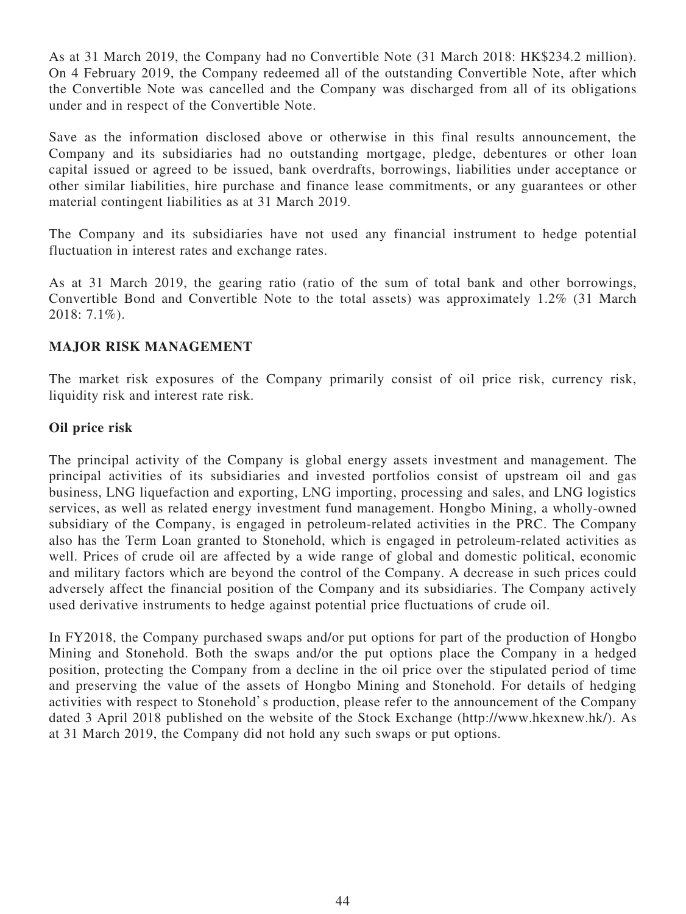As at 31 March 2019, the Company had no Convertible Note (31 March 2018: HK$234.2 million). On 4 February 2019, the Company redeemed all of the outstanding Convertible Note, after which the Convertible Note was cancelled and the Company was discharged from all of its obligations under and in respect of the Convertible Note.

Save as the information disclosed above or otherwise in this final results announcement, the Company and its subsidiaries had no outstanding mortgage, pledge, debentures or other loan capital issued or agreed to be issued, bank overdrafts, borrowings, liabilities under acceptance or other similar liabilities, hire purchase and finance lease commitments, or any guarantees or other material contingent liabilities as at 31 March 2019.

The Company and its subsidiaries have not used any financial instrument to hedge potential fluctuation in interest rates and exchange rates.

As at 31 March 2019, the gearing ratio (ratio of the sum of total bank and other borrowings, Convertible Bond and Convertible Note to the total assets) was approximately 1.2% (31 March 2018: 7.1%).

## MAJOR RISK MANAGEMENT

The market risk exposures of the Company primarily consist of oil price risk, currency risk, liquidity risk and interest rate risk.

### Oil price risk

The principal activity of the Company is global energy assets investment and management. The principal activities of its subsidiaries and invested portfolios consist of upstream oil and gas business, LNG liquefaction and exporting, LNG importing, processing and sales, and LNG logistics services, as well as related energy investment fund management. Hongbo Mining, a wholly-owned subsidiary of the Company, is engaged in petroleum-related activities in the PRC. The Company also has the Term Loan granted to Stonehold, which is engaged in petroleum-related activities as well. Prices of crude oil are affected by a wide range of global and domestic political, economic and military factors which are beyond the control of the Company. A decrease in such prices could adversely affect the financial position of the Company and its subsidiaries. The Company actively used derivative instruments to hedge against potential price fluctuations of crude oil.

In FY2018, the Company purchased swaps and/or put options for part of the production of Hongbo Mining and Stonehold. Both the swaps and/or the put options place the Company in a hedged position, protecting the Company from a decline in the oil price over the stipulated period of time and preserving the value of the assets of Hongbo Mining and Stonehold. For details of hedging activities with respect to Stonehold's production, please refer to the announcement of the Company dated 3 April 2018 published on the website of the Stock Exchange (http://www.hkexnew.hk/). As at 31 March 2019, the Company did not hold any such swaps or put options.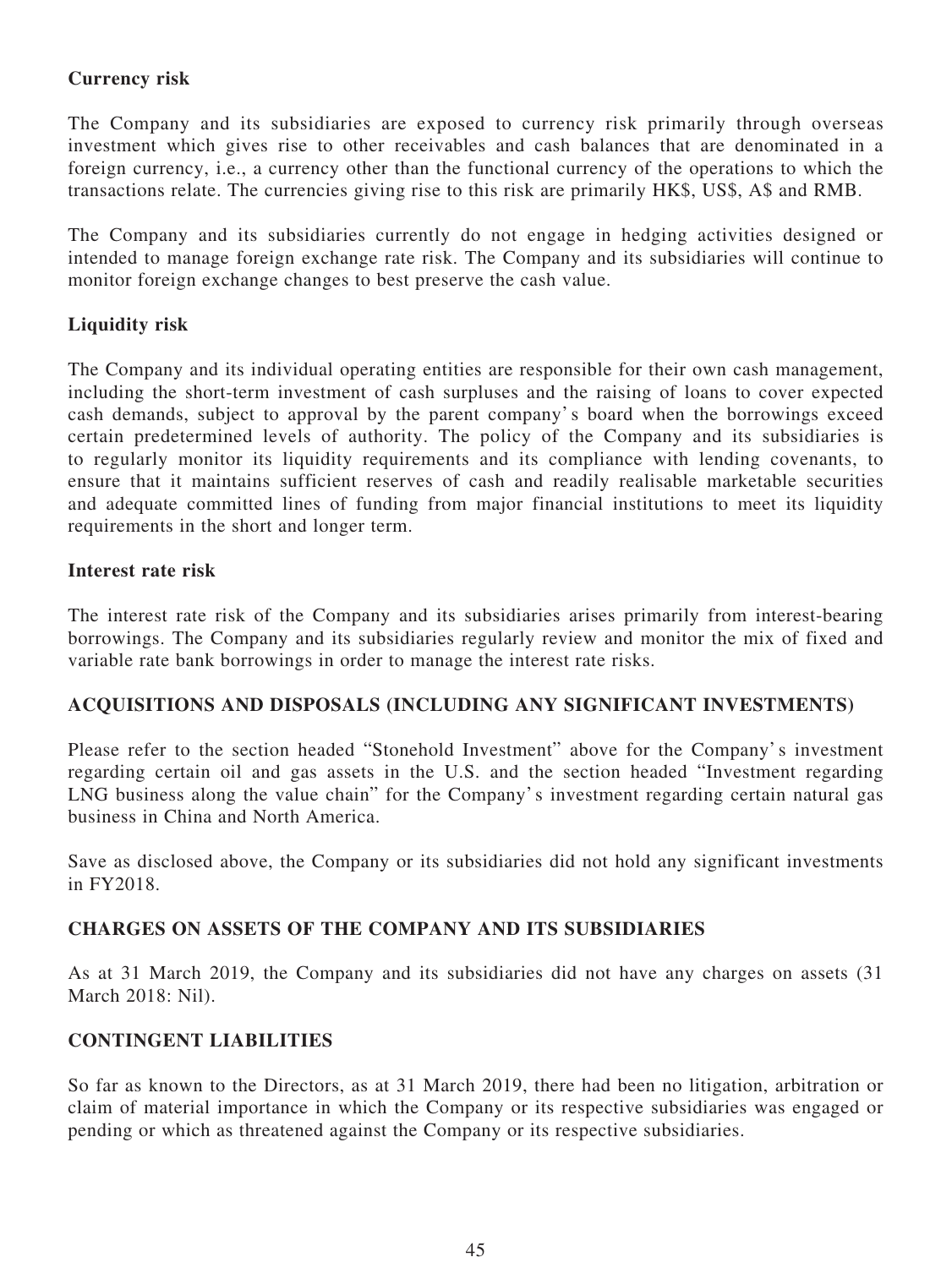**Currency risk**

The Company and its subsidiaries are exposed to currency risk primarily through overseas investment which gives rise to other receivables and cash balances that are denominated in a foreign currency, i.e., a currency other than the functional currency of the operations to which the transactions relate. The currencies giving rise to this risk are primarily HK$, US$, A$ and RMB.

The Company and its subsidiaries currently do not engage in hedging activities designed or intended to manage foreign exchange rate risk. The Company and its subsidiaries will continue to monitor foreign exchange changes to best preserve the cash value.

**Liquidity risk**

The Company and its individual operating entities are responsible for their own cash management, including the short-term investment of cash surpluses and the raising of loans to cover expected cash demands, subject to approval by the parent company's board when the borrowings exceed certain predetermined levels of authority. The policy of the Company and its subsidiaries is to regularly monitor its liquidity requirements and its compliance with lending covenants, to ensure that it maintains sufficient reserves of cash and readily realisable marketable securities and adequate committed lines of funding from major financial institutions to meet its liquidity requirements in the short and longer term.

**Interest rate risk**

The interest rate risk of the Company and its subsidiaries arises primarily from interest-bearing borrowings. The Company and its subsidiaries regularly review and monitor the mix of fixed and variable rate bank borrowings in order to manage the interest rate risks.

## ACQUISITIONS AND DISPOSALS (INCLUDING ANY SIGNIFICANT INVESTMENTS)

Please refer to the section headed "Stonehold Investment" above for the Company's investment regarding certain oil and gas assets in the U.S. and the section headed "Investment regarding LNG business along the value chain" for the Company's investment regarding certain natural gas business in China and North America.

Save as disclosed above, the Company or its subsidiaries did not hold any significant investments in FY2018.

## CHARGES ON ASSETS OF THE COMPANY AND ITS SUBSIDIARIES

As at 31 March 2019, the Company and its subsidiaries did not have any charges on assets (31 March 2018: Nil).

## CONTINGENT LIABILITIES

So far as known to the Directors, as at 31 March 2019, there had been no litigation, arbitration or claim of material importance in which the Company or its respective subsidiaries was engaged or pending or which as threatened against the Company or its respective subsidiaries.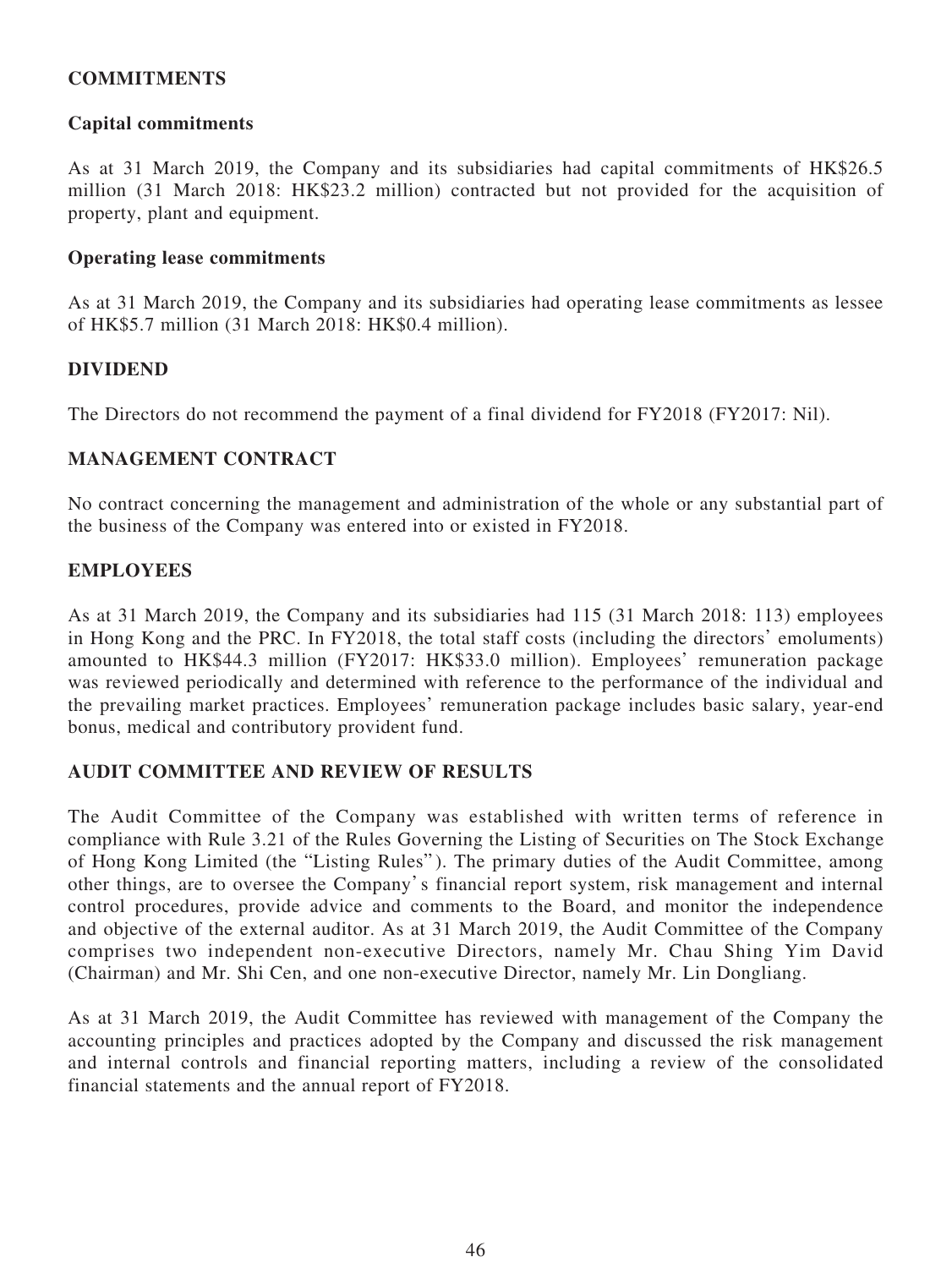## COMMITMENTS

### Capital commitments

As at 31 March 2019, the Company and its subsidiaries had capital commitments of HK$26.5 million (31 March 2018: HK$23.2 million) contracted but not provided for the acquisition of property, plant and equipment.

### Operating lease commitments

As at 31 March 2019, the Company and its subsidiaries had operating lease commitments as lessee of HK$5.7 million (31 March 2018: HK$0.4 million).

## DIVIDEND

The Directors do not recommend the payment of a final dividend for FY2018 (FY2017: Nil).

## MANAGEMENT CONTRACT

No contract concerning the management and administration of the whole or any substantial part of the business of the Company was entered into or existed in FY2018.

## EMPLOYEES

As at 31 March 2019, the Company and its subsidiaries had 115 (31 March 2018: 113) employees in Hong Kong and the PRC. In FY2018, the total staff costs (including the directors' emoluments) amounted to HK$44.3 million (FY2017: HK$33.0 million). Employees' remuneration package was reviewed periodically and determined with reference to the performance of the individual and the prevailing market practices. Employees' remuneration package includes basic salary, year-end bonus, medical and contributory provident fund.

## AUDIT COMMITTEE AND REVIEW OF RESULTS

The Audit Committee of the Company was established with written terms of reference in compliance with Rule 3.21 of the Rules Governing the Listing of Securities on The Stock Exchange of Hong Kong Limited (the "Listing Rules"). The primary duties of the Audit Committee, among other things, are to oversee the Company's financial report system, risk management and internal control procedures, provide advice and comments to the Board, and monitor the independence and objective of the external auditor. As at 31 March 2019, the Audit Committee of the Company comprises two independent non-executive Directors, namely Mr. Chau Shing Yim David (Chairman) and Mr. Shi Cen, and one non-executive Director, namely Mr. Lin Dongliang.

As at 31 March 2019, the Audit Committee has reviewed with management of the Company the accounting principles and practices adopted by the Company and discussed the risk management and internal controls and financial reporting matters, including a review of the consolidated financial statements and the annual report of FY2018.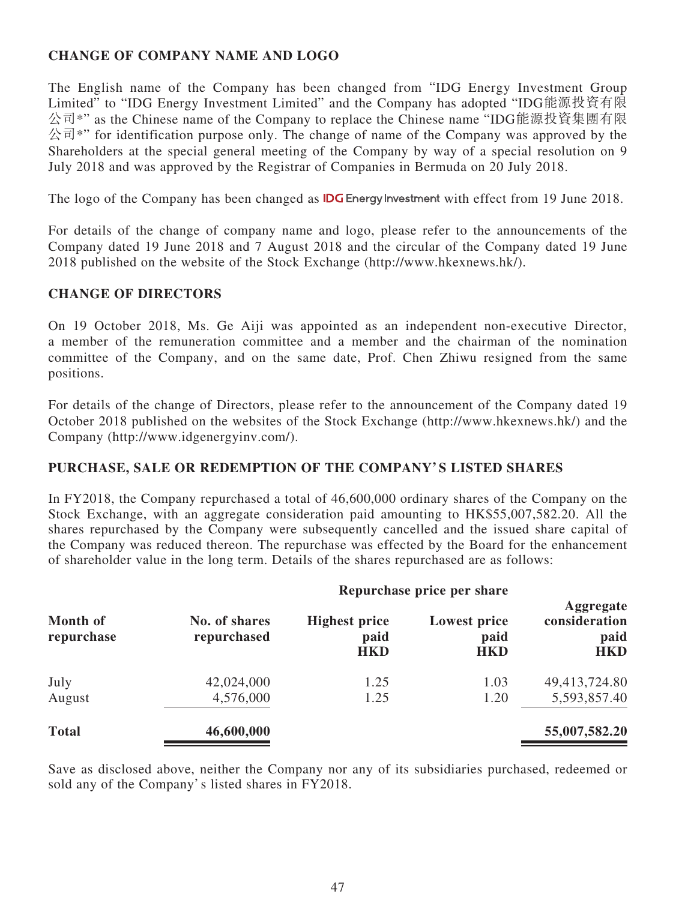## CHANGE OF COMPANY NAME AND LOGO

The English name of the Company has been changed from "IDG Energy Investment Group Limited" to "IDG Energy Investment Limited" and the Company has adopted "IDG能源投資有限公司*" as the Chinese name of the Company to replace the Chinese name "IDG能源投資集團有限公司*" for identification purpose only. The change of name of the Company was approved by the Shareholders at the special general meeting of the Company by way of a special resolution on 9 July 2018 and was approved by the Registrar of Companies in Bermuda on 20 July 2018.

The logo of the Company has been changed as IDG Energy Investment with effect from 19 June 2018.

For details of the change of company name and logo, please refer to the announcements of the Company dated 19 June 2018 and 7 August 2018 and the circular of the Company dated 19 June 2018 published on the website of the Stock Exchange (http://www.hkexnews.hk/).

## CHANGE OF DIRECTORS

On 19 October 2018, Ms. Ge Aiji was appointed as an independent non-executive Director, a member of the remuneration committee and a member and the chairman of the nomination committee of the Company, and on the same date, Prof. Chen Zhiwu resigned from the same positions.

For details of the change of Directors, please refer to the announcement of the Company dated 19 October 2018 published on the websites of the Stock Exchange (http://www.hkexnews.hk/) and the Company (http://www.idgenergyinv.com/).

## PURCHASE, SALE OR REDEMPTION OF THE COMPANY'S LISTED SHARES

In FY2018, the Company repurchased a total of 46,600,000 ordinary shares of the Company on the Stock Exchange, with an aggregate consideration paid amounting to HK$55,007,582.20. All the shares repurchased by the Company were subsequently cancelled and the issued share capital of the Company was reduced thereon. The repurchase was effected by the Board for the enhancement of shareholder value in the long term. Details of the shares repurchased are as follows:

| | | Repurchase price per share | | |
|---|---|---|---|---|
| **Month of repurchase** | **No. of shares repurchased** | **Highest price paid HKD** | **Lowest price paid HKD** | **Aggregate consideration paid HKD** |
| July | 42,024,000 | 1.25 | 1.03 | 49,413,724.80 |
| August | 4,576,000 | 1.25 | 1.20 | 5,593,857.40 |
| **Total** | **46,600,000** | | | **55,007,582.20** |

Save as disclosed above, neither the Company nor any of its subsidiaries purchased, redeemed or sold any of the Company's listed shares in FY2018.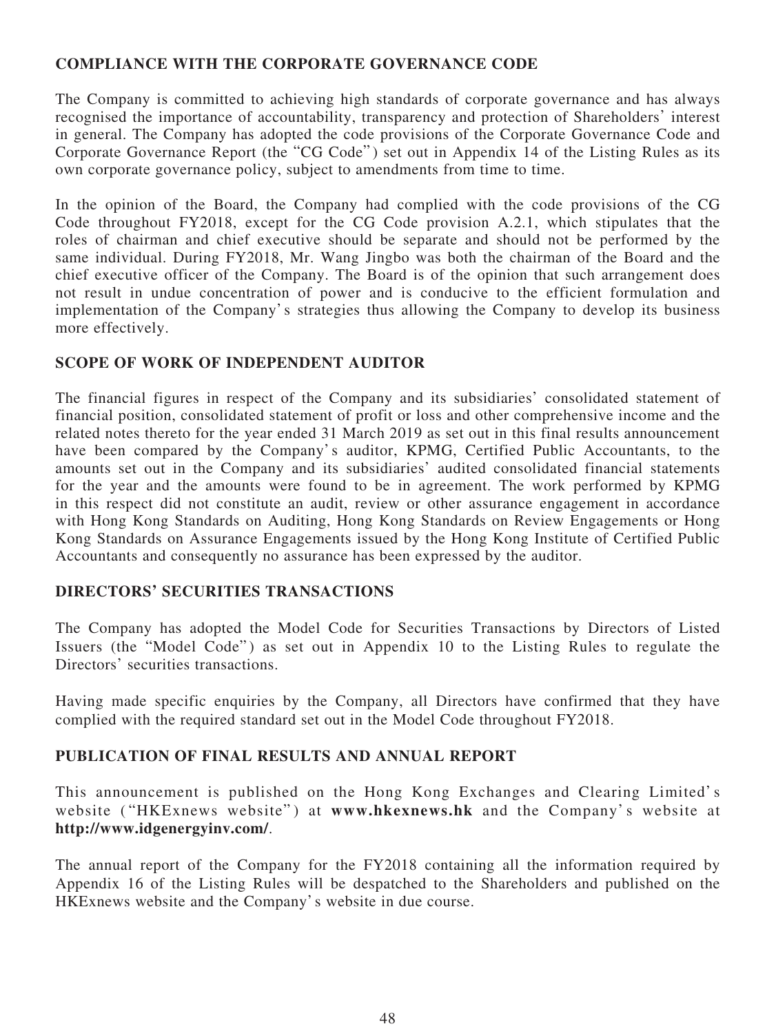## COMPLIANCE WITH THE CORPORATE GOVERNANCE CODE

The Company is committed to achieving high standards of corporate governance and has always recognised the importance of accountability, transparency and protection of Shareholders' interest in general. The Company has adopted the code provisions of the Corporate Governance Code and Corporate Governance Report (the "CG Code") set out in Appendix 14 of the Listing Rules as its own corporate governance policy, subject to amendments from time to time.

In the opinion of the Board, the Company had complied with the code provisions of the CG Code throughout FY2018, except for the CG Code provision A.2.1, which stipulates that the roles of chairman and chief executive should be separate and should not be performed by the same individual. During FY2018, Mr. Wang Jingbo was both the chairman of the Board and the chief executive officer of the Company. The Board is of the opinion that such arrangement does not result in undue concentration of power and is conducive to the efficient formulation and implementation of the Company's strategies thus allowing the Company to develop its business more effectively.

## SCOPE OF WORK OF INDEPENDENT AUDITOR

The financial figures in respect of the Company and its subsidiaries' consolidated statement of financial position, consolidated statement of profit or loss and other comprehensive income and the related notes thereto for the year ended 31 March 2019 as set out in this final results announcement have been compared by the Company's auditor, KPMG, Certified Public Accountants, to the amounts set out in the Company and its subsidiaries' audited consolidated financial statements for the year and the amounts were found to be in agreement. The work performed by KPMG in this respect did not constitute an audit, review or other assurance engagement in accordance with Hong Kong Standards on Auditing, Hong Kong Standards on Review Engagements or Hong Kong Standards on Assurance Engagements issued by the Hong Kong Institute of Certified Public Accountants and consequently no assurance has been expressed by the auditor.

## DIRECTORS' SECURITIES TRANSACTIONS

The Company has adopted the Model Code for Securities Transactions by Directors of Listed Issuers (the "Model Code") as set out in Appendix 10 to the Listing Rules to regulate the Directors' securities transactions.

Having made specific enquiries by the Company, all Directors have confirmed that they have complied with the required standard set out in the Model Code throughout FY2018.

## PUBLICATION OF FINAL RESULTS AND ANNUAL REPORT

This announcement is published on the Hong Kong Exchanges and Clearing Limited's website ("HKExnews website") at **www.hkexnews.hk** and the Company's website at **http://www.idgenergyinv.com/**.

The annual report of the Company for the FY2018 containing all the information required by Appendix 16 of the Listing Rules will be despatched to the Shareholders and published on the HKExnews website and the Company's website in due course.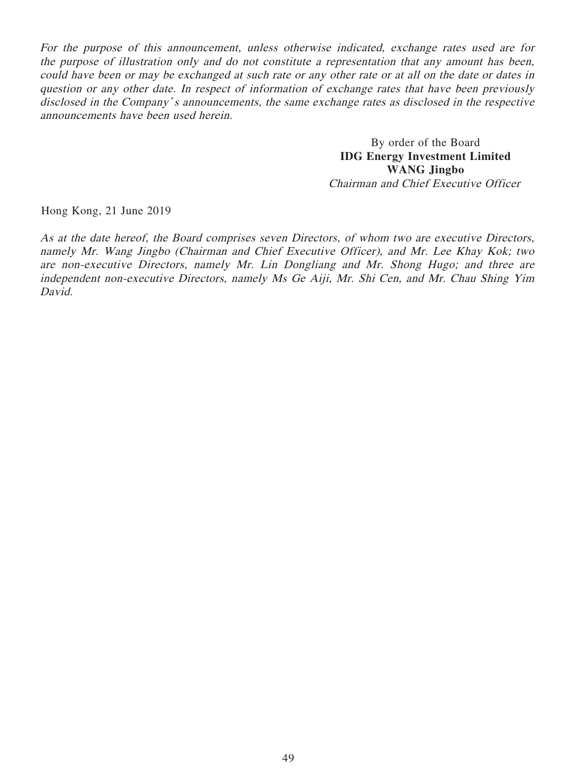*For the purpose of this announcement, unless otherwise indicated, exchange rates used are for the purpose of illustration only and do not constitute a representation that any amount has been, could have been or may be exchanged at such rate or any other rate or at all on the date or dates in question or any other date. In respect of information of exchange rates that have been previously disclosed in the Company's announcements, the same exchange rates as disclosed in the respective announcements have been used herein.*

By order of the Board
**IDG Energy Investment Limited**
**WANG Jingbo**
*Chairman and Chief Executive Officer*

Hong Kong, 21 June 2019

*As at the date hereof, the Board comprises seven Directors, of whom two are executive Directors, namely Mr. Wang Jingbo (Chairman and Chief Executive Officer), and Mr. Lee Khay Kok; two are non-executive Directors, namely Mr. Lin Dongliang and Mr. Shong Hugo; and three are independent non-executive Directors, namely Ms Ge Aiji, Mr. Shi Cen, and Mr. Chau Shing Yim David.*